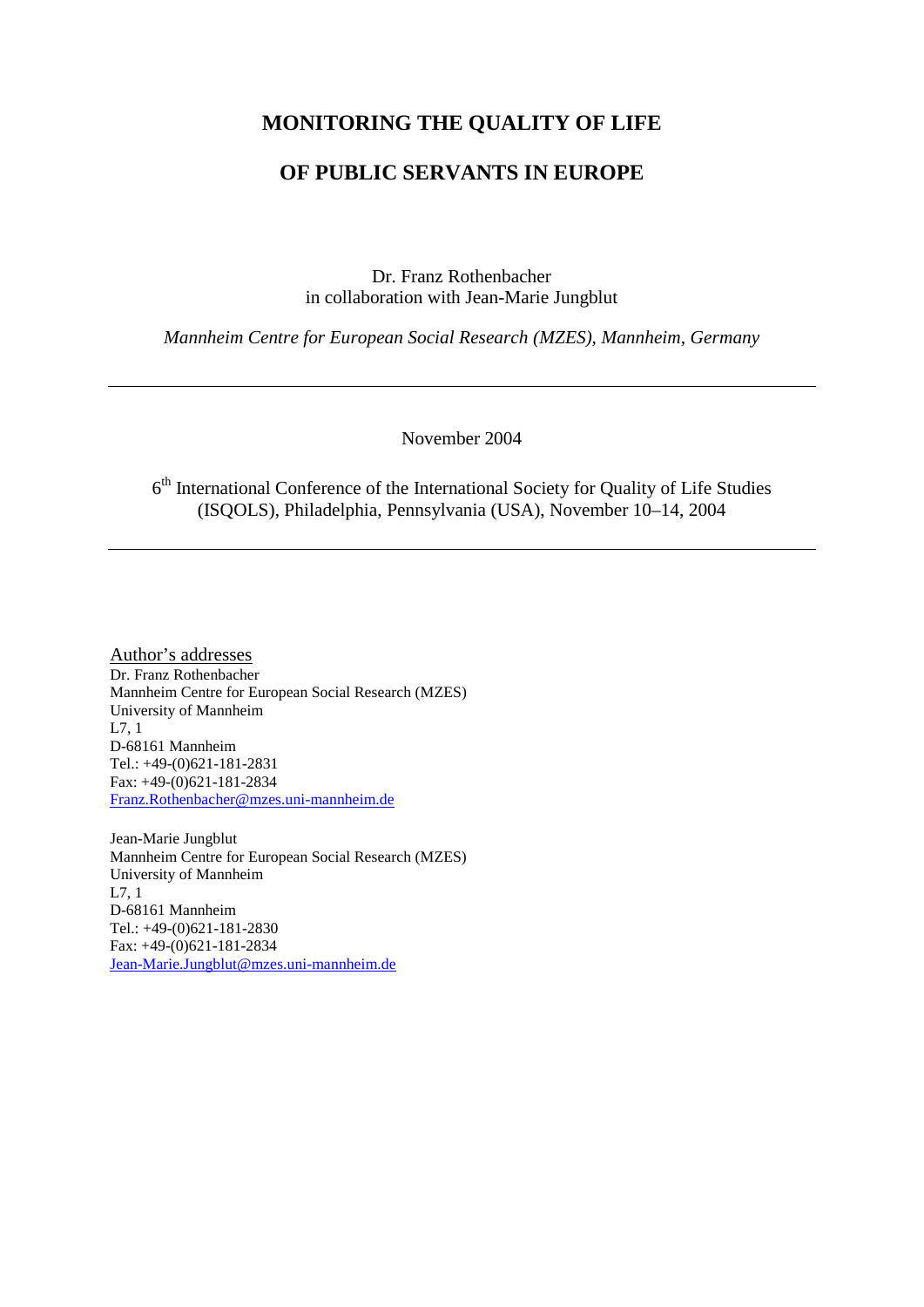# MONITORING THE QUALITY OF LIFE

# OF PUBLIC SERVANTS IN EUROPE

Dr. Franz Rothenbacher
in collaboration with Jean-Marie Jungblut

*Mannheim Centre for European Social Research (MZES), Mannheim, Germany*

---

November 2004

6th International Conference of the International Society for Quality of Life Studies (ISQOLS), Philadelphia, Pennsylvania (USA), November 10–14, 2004

---

Author's addresses

Dr. Franz Rothenbacher
Mannheim Centre for European Social Research (MZES)
University of Mannheim
L7, 1
D-68161 Mannheim
Tel.: +49-(0)621-181-2831
Fax: +49-(0)621-181-2834
Franz.Rothenbacher@mzes.uni-mannheim.de

Jean-Marie Jungblut
Mannheim Centre for European Social Research (MZES)
University of Mannheim
L7, 1
D-68161 Mannheim
Tel.: +49-(0)621-181-2830
Fax: +49-(0)621-181-2834
Jean-Marie.Jungblut@mzes.uni-mannheim.de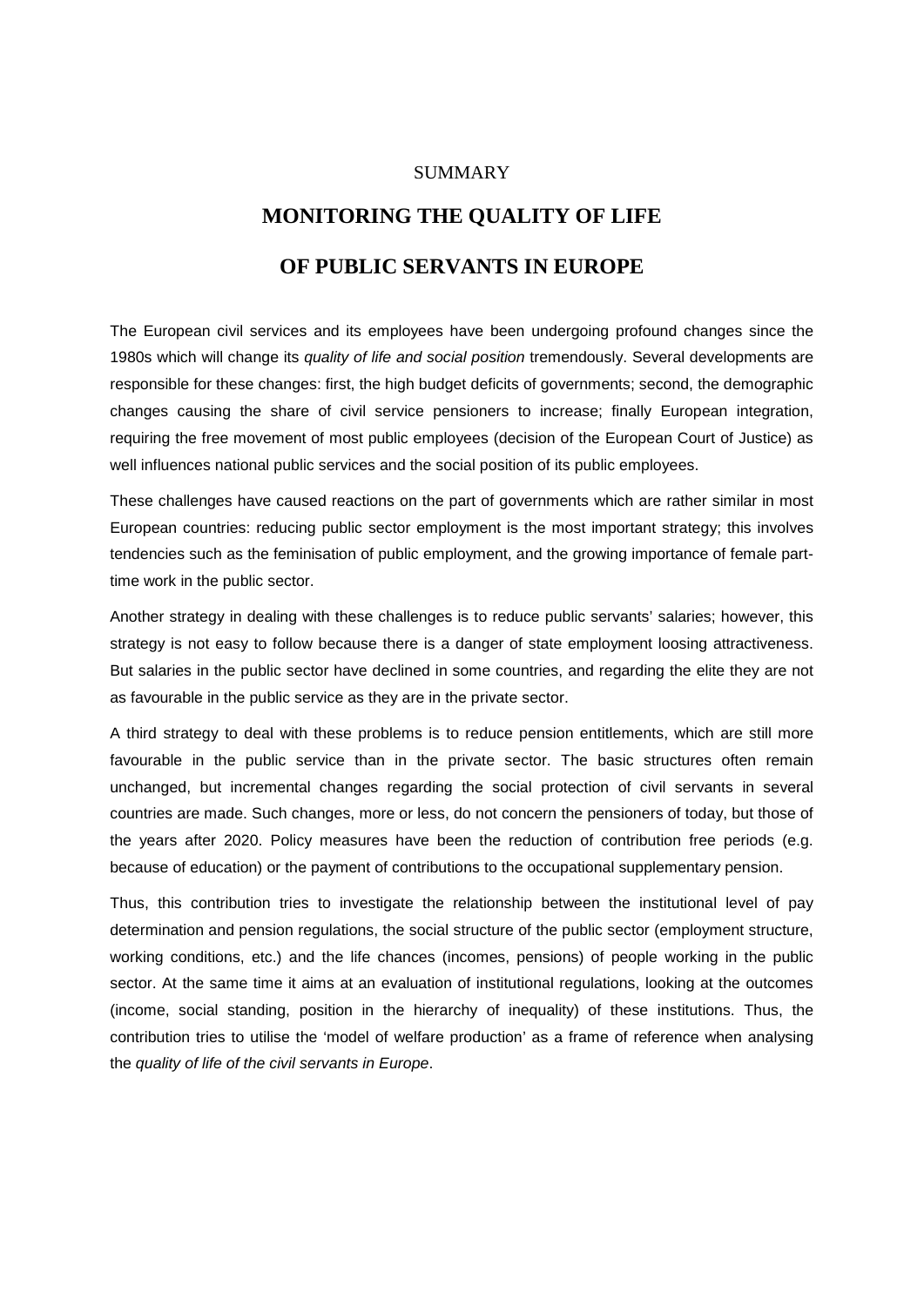SUMMARY

# MONITORING THE QUALITY OF LIFE OF PUBLIC SERVANTS IN EUROPE

The European civil services and its employees have been undergoing profound changes since the 1980s which will change its *quality of life and social position* tremendously. Several developments are responsible for these changes: first, the high budget deficits of governments; second, the demographic changes causing the share of civil service pensioners to increase; finally European integration, requiring the free movement of most public employees (decision of the European Court of Justice) as well influences national public services and the social position of its public employees.

These challenges have caused reactions on the part of governments which are rather similar in most European countries: reducing public sector employment is the most important strategy; this involves tendencies such as the feminisation of public employment, and the growing importance of female part-time work in the public sector.

Another strategy in dealing with these challenges is to reduce public servants' salaries; however, this strategy is not easy to follow because there is a danger of state employment loosing attractiveness. But salaries in the public sector have declined in some countries, and regarding the elite they are not as favourable in the public service as they are in the private sector.

A third strategy to deal with these problems is to reduce pension entitlements, which are still more favourable in the public service than in the private sector. The basic structures often remain unchanged, but incremental changes regarding the social protection of civil servants in several countries are made. Such changes, more or less, do not concern the pensioners of today, but those of the years after 2020. Policy measures have been the reduction of contribution free periods (e.g. because of education) or the payment of contributions to the occupational supplementary pension.

Thus, this contribution tries to investigate the relationship between the institutional level of pay determination and pension regulations, the social structure of the public sector (employment structure, working conditions, etc.) and the life chances (incomes, pensions) of people working in the public sector. At the same time it aims at an evaluation of institutional regulations, looking at the outcomes (income, social standing, position in the hierarchy of inequality) of these institutions. Thus, the contribution tries to utilise the 'model of welfare production' as a frame of reference when analysing the *quality of life of the civil servants in Europe*.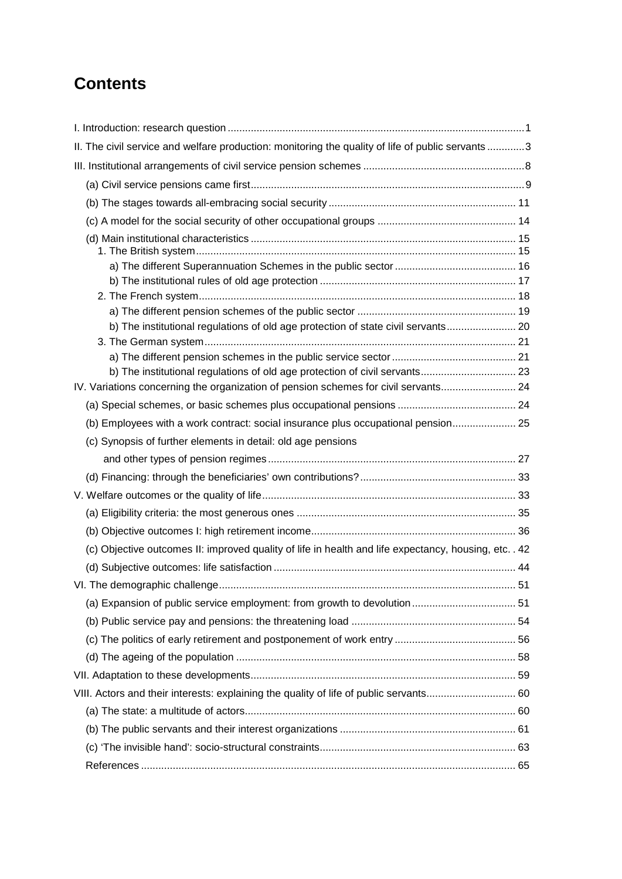# Contents

I. Introduction: research question ... 1

II. The civil service and welfare production: monitoring the quality of life of public servants ... 3

III. Institutional arrangements of civil service pension schemes ... 8

- (a) Civil service pensions came first ... 9
- (b) The stages towards all-embracing social security ... 11
- (c) A model for the social security of other occupational groups ... 14
- (d) Main institutional characteristics ... 15
  - 1. The British system ... 15
    - a) The different Superannuation Schemes in the public sector ... 16
    - b) The institutional rules of old age protection ... 17
  - 2. The French system ... 18
    - a) The different pension schemes of the public sector ... 19
    - b) The institutional regulations of old age protection of state civil servants ... 20
  - 3. The German system ... 21
    - a) The different pension schemes in the public service sector ... 21
    - b) The institutional regulations of old age protection of civil servants ... 23

IV. Variations concerning the organization of pension schemes for civil servants ... 24

- (a) Special schemes, or basic schemes plus occupational pensions ... 24
- (b) Employees with a work contract: social insurance plus occupational pension ... 25
- (c) Synopsis of further elements in detail: old age pensions and other types of pension regimes ... 27
- (d) Financing: through the beneficiaries' own contributions? ... 33

V. Welfare outcomes or the quality of life ... 33

- (a) Eligibility criteria: the most generous ones ... 35
- (b) Objective outcomes I: high retirement income ... 36
- (c) Objective outcomes II: improved quality of life in health and life expectancy, housing, etc. . 42
- (d) Subjective outcomes: life satisfaction ... 44

VI. The demographic challenge ... 51

- (a) Expansion of public service employment: from growth to devolution ... 51
- (b) Public service pay and pensions: the threatening load ... 54
- (c) The politics of early retirement and postponement of work entry ... 56
- (d) The ageing of the population ... 58

VII. Adaptation to these developments ... 59

VIII. Actors and their interests: explaining the quality of life of public servants ... 60

- (a) The state: a multitude of actors ... 60
- (b) The public servants and their interest organizations ... 61
- (c) 'The invisible hand': socio-structural constraints ... 63
- References ... 65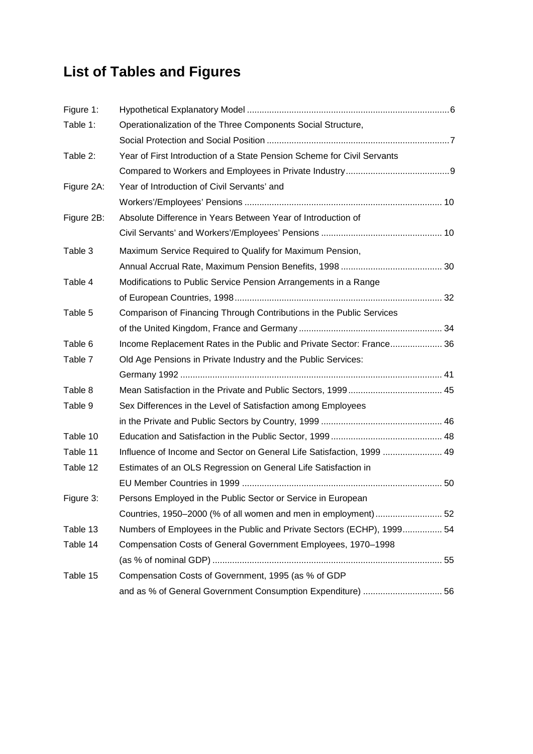# List of Tables and Figures

| | | |
|---|---|---|
| Figure 1: | Hypothetical Explanatory Model | 6 |
| Table 1: | Operationalization of the Three Components Social Structure, Social Protection and Social Position | 7 |
| Table 2: | Year of First Introduction of a State Pension Scheme for Civil Servants Compared to Workers and Employees in Private Industry | 9 |
| Figure 2A: | Year of Introduction of Civil Servants' and Workers'/Employees' Pensions | 10 |
| Figure 2B: | Absolute Difference in Years Between Year of Introduction of Civil Servants' and Workers'/Employees' Pensions | 10 |
| Table 3 | Maximum Service Required to Qualify for Maximum Pension, Annual Accrual Rate, Maximum Pension Benefits, 1998 | 30 |
| Table 4 | Modifications to Public Service Pension Arrangements in a Range of European Countries, 1998 | 32 |
| Table 5 | Comparison of Financing Through Contributions in the Public Services of the United Kingdom, France and Germany | 34 |
| Table 6 | Income Replacement Rates in the Public and Private Sector: France | 36 |
| Table 7 | Old Age Pensions in Private Industry and the Public Services: Germany 1992 | 41 |
| Table 8 | Mean Satisfaction in the Private and Public Sectors, 1999 | 45 |
| Table 9 | Sex Differences in the Level of Satisfaction among Employees in the Private and Public Sectors by Country, 1999 | 46 |
| Table 10 | Education and Satisfaction in the Public Sector, 1999 | 48 |
| Table 11 | Influence of Income and Sector on General Life Satisfaction, 1999 | 49 |
| Table 12 | Estimates of an OLS Regression on General Life Satisfaction in EU Member Countries in 1999 | 50 |
| Figure 3: | Persons Employed in the Public Sector or Service in European Countries, 1950–2000 (% of all women and men in employment) | 52 |
| Table 13 | Numbers of Employees in the Public and Private Sectors (ECHP), 1999 | 54 |
| Table 14 | Compensation Costs of General Government Employees, 1970–1998 (as % of nominal GDP) | 55 |
| Table 15 | Compensation Costs of Government, 1995 (as % of GDP and as % of General Government Consumption Expenditure) | 56 |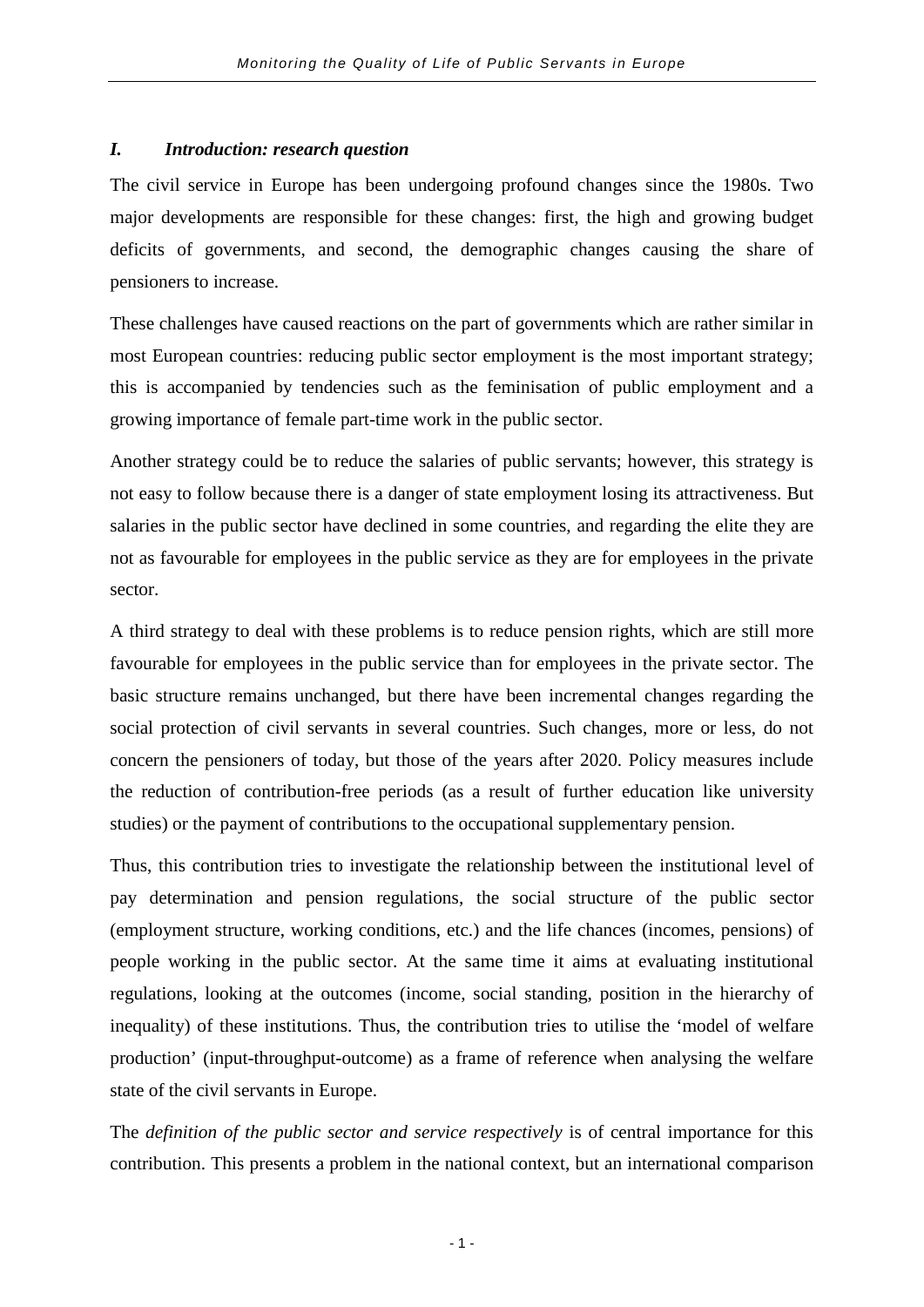## *I. Introduction: research question*

The civil service in Europe has been undergoing profound changes since the 1980s. Two major developments are responsible for these changes: first, the high and growing budget deficits of governments, and second, the demographic changes causing the share of pensioners to increase.

These challenges have caused reactions on the part of governments which are rather similar in most European countries: reducing public sector employment is the most important strategy; this is accompanied by tendencies such as the feminisation of public employment and a growing importance of female part-time work in the public sector.

Another strategy could be to reduce the salaries of public servants; however, this strategy is not easy to follow because there is a danger of state employment losing its attractiveness. But salaries in the public sector have declined in some countries, and regarding the elite they are not as favourable for employees in the public service as they are for employees in the private sector.

A third strategy to deal with these problems is to reduce pension rights, which are still more favourable for employees in the public service than for employees in the private sector. The basic structure remains unchanged, but there have been incremental changes regarding the social protection of civil servants in several countries. Such changes, more or less, do not concern the pensioners of today, but those of the years after 2020. Policy measures include the reduction of contribution-free periods (as a result of further education like university studies) or the payment of contributions to the occupational supplementary pension.

Thus, this contribution tries to investigate the relationship between the institutional level of pay determination and pension regulations, the social structure of the public sector (employment structure, working conditions, etc.) and the life chances (incomes, pensions) of people working in the public sector. At the same time it aims at evaluating institutional regulations, looking at the outcomes (income, social standing, position in the hierarchy of inequality) of these institutions. Thus, the contribution tries to utilise the 'model of welfare production' (input-throughput-outcome) as a frame of reference when analysing the welfare state of the civil servants in Europe.

The *definition of the public sector and service respectively* is of central importance for this contribution. This presents a problem in the national context, but an international comparison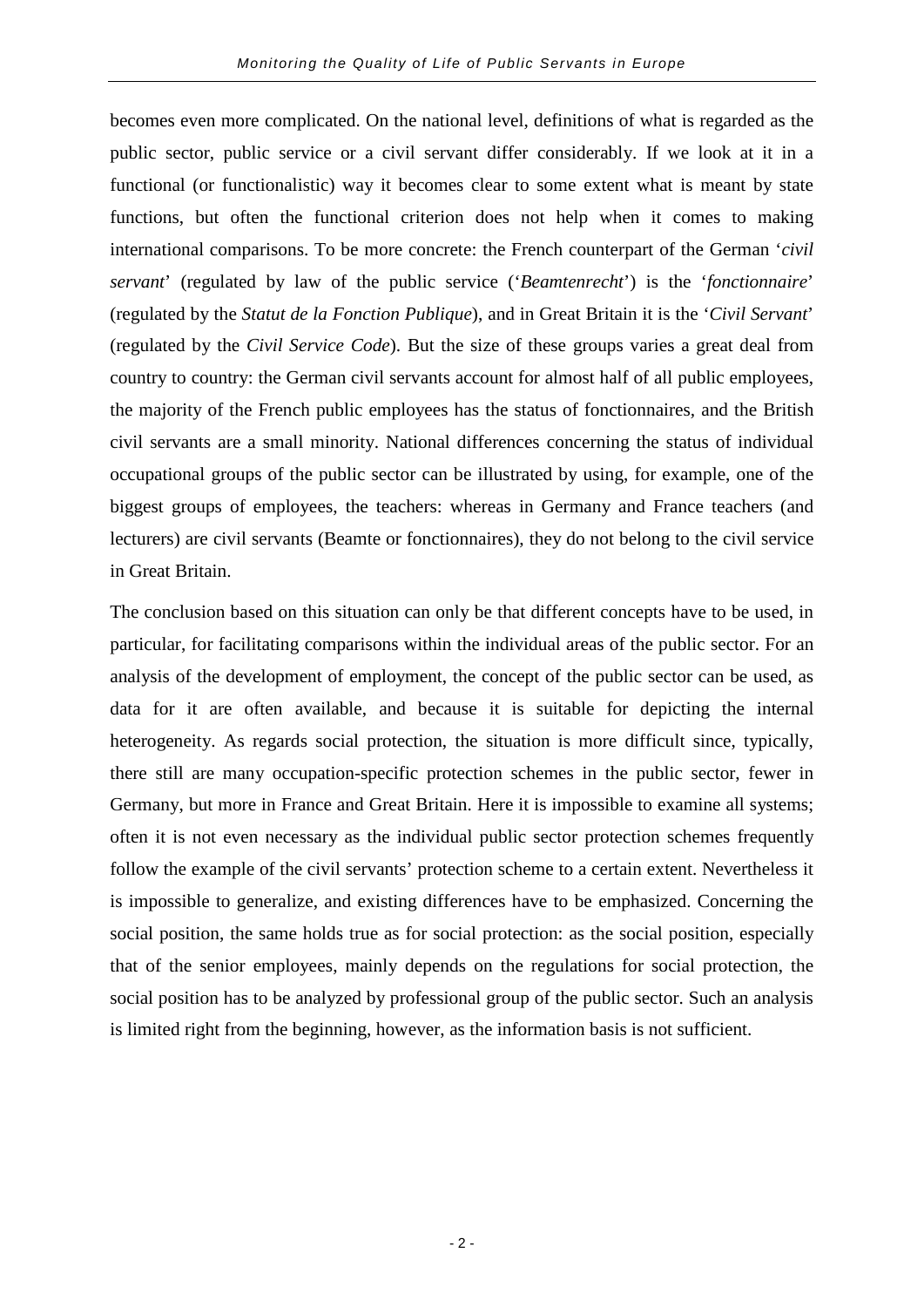becomes even more complicated. On the national level, definitions of what is regarded as the public sector, public service or a civil servant differ considerably. If we look at it in a functional (or functionalistic) way it becomes clear to some extent what is meant by state functions, but often the functional criterion does not help when it comes to making international comparisons. To be more concrete: the French counterpart of the German '*civil servant*' (regulated by law of the public service ('*Beamtenrecht*') is the '*fonctionnaire*' (regulated by the *Statut de la Fonction Publique*), and in Great Britain it is the '*Civil Servant*' (regulated by the *Civil Service Code*). But the size of these groups varies a great deal from country to country: the German civil servants account for almost half of all public employees, the majority of the French public employees has the status of fonctionnaires, and the British civil servants are a small minority. National differences concerning the status of individual occupational groups of the public sector can be illustrated by using, for example, one of the biggest groups of employees, the teachers: whereas in Germany and France teachers (and lecturers) are civil servants (Beamte or fonctionnaires), they do not belong to the civil service in Great Britain.

The conclusion based on this situation can only be that different concepts have to be used, in particular, for facilitating comparisons within the individual areas of the public sector. For an analysis of the development of employment, the concept of the public sector can be used, as data for it are often available, and because it is suitable for depicting the internal heterogeneity. As regards social protection, the situation is more difficult since, typically, there still are many occupation-specific protection schemes in the public sector, fewer in Germany, but more in France and Great Britain. Here it is impossible to examine all systems; often it is not even necessary as the individual public sector protection schemes frequently follow the example of the civil servants' protection scheme to a certain extent. Nevertheless it is impossible to generalize, and existing differences have to be emphasized. Concerning the social position, the same holds true as for social protection: as the social position, especially that of the senior employees, mainly depends on the regulations for social protection, the social position has to be analyzed by professional group of the public sector. Such an analysis is limited right from the beginning, however, as the information basis is not sufficient.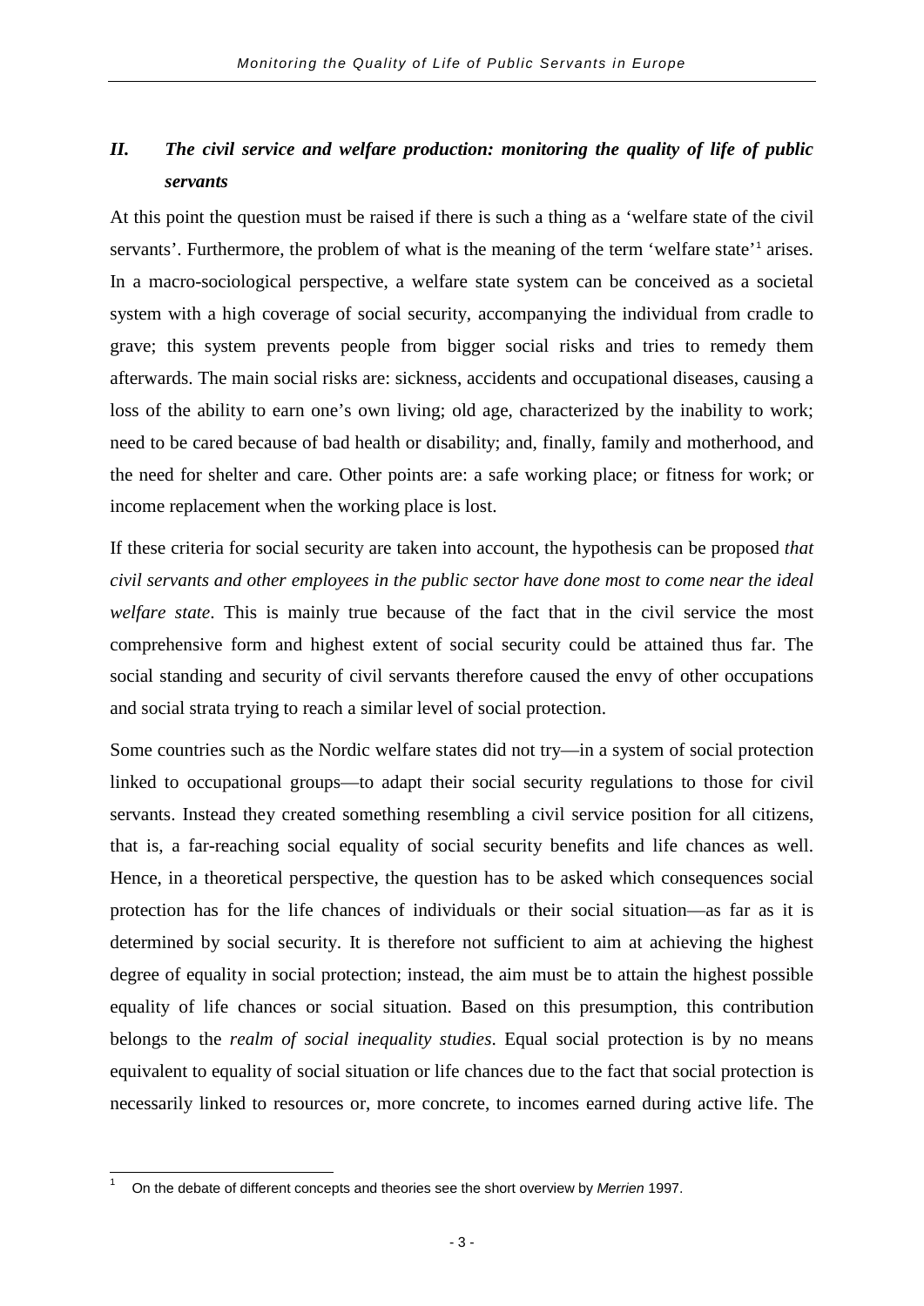## *II. The civil service and welfare production: monitoring the quality of life of public servants*

At this point the question must be raised if there is such a thing as a 'welfare state of the civil servants'. Furthermore, the problem of what is the meaning of the term 'welfare state'[1] arises. In a macro-sociological perspective, a welfare state system can be conceived as a societal system with a high coverage of social security, accompanying the individual from cradle to grave; this system prevents people from bigger social risks and tries to remedy them afterwards. The main social risks are: sickness, accidents and occupational diseases, causing a loss of the ability to earn one's own living; old age, characterized by the inability to work; need to be cared because of bad health or disability; and, finally, family and motherhood, and the need for shelter and care. Other points are: a safe working place; or fitness for work; or income replacement when the working place is lost.

If these criteria for social security are taken into account, the hypothesis can be proposed *that civil servants and other employees in the public sector have done most to come near the ideal welfare state*. This is mainly true because of the fact that in the civil service the most comprehensive form and highest extent of social security could be attained thus far. The social standing and security of civil servants therefore caused the envy of other occupations and social strata trying to reach a similar level of social protection.

Some countries such as the Nordic welfare states did not try—in a system of social protection linked to occupational groups—to adapt their social security regulations to those for civil servants. Instead they created something resembling a civil service position for all citizens, that is, a far-reaching social equality of social security benefits and life chances as well. Hence, in a theoretical perspective, the question has to be asked which consequences social protection has for the life chances of individuals or their social situation—as far as it is determined by social security. It is therefore not sufficient to aim at achieving the highest degree of equality in social protection; instead, the aim must be to attain the highest possible equality of life chances or social situation. Based on this presumption, this contribution belongs to the *realm of social inequality studies*. Equal social protection is by no means equivalent to equality of social situation or life chances due to the fact that social protection is necessarily linked to resources or, more concrete, to incomes earned during active life. The

---

[1] On the debate of different concepts and theories see the short overview by *Merrien* 1997.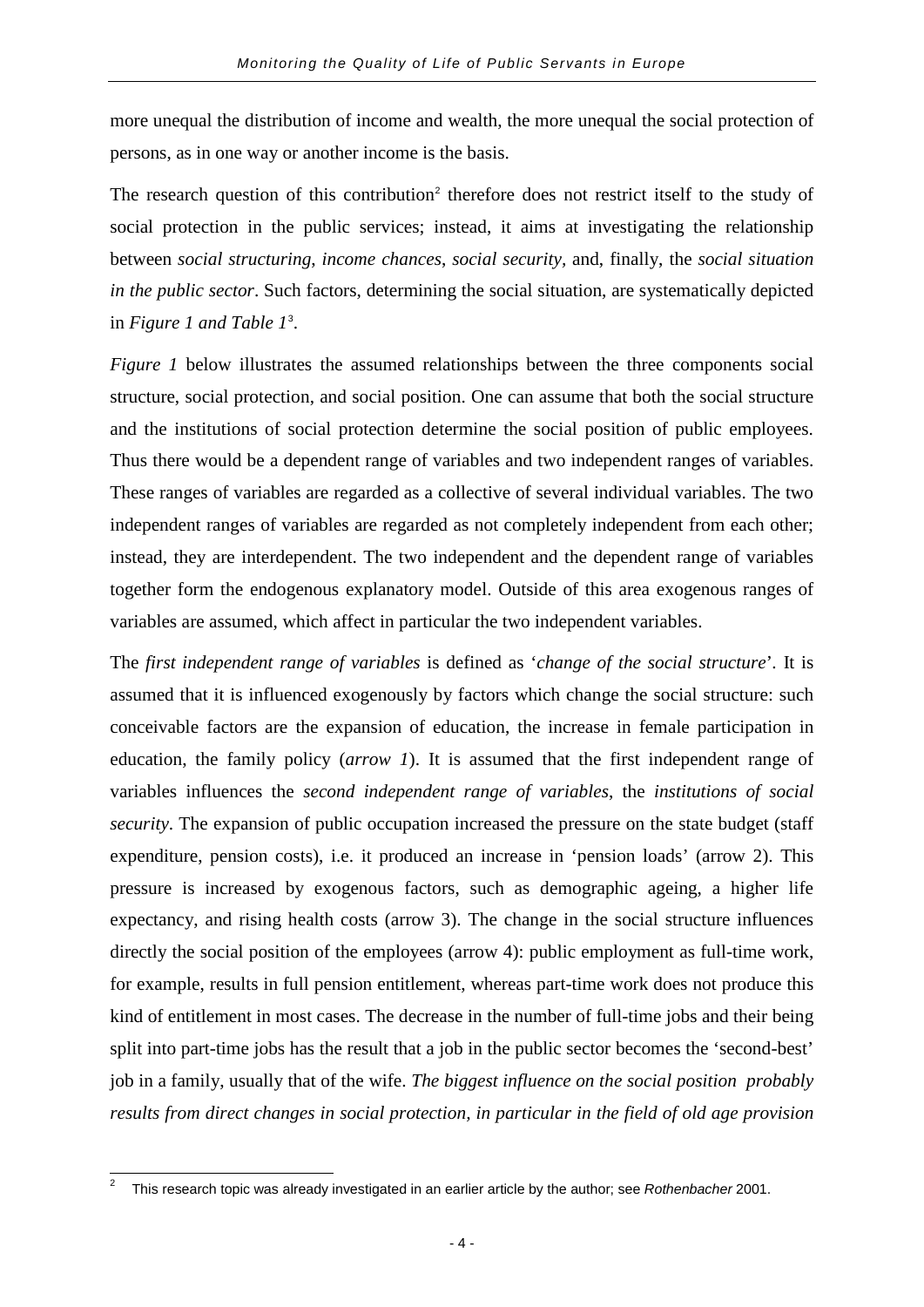more unequal the distribution of income and wealth, the more unequal the social protection of persons, as in one way or another income is the basis.

The research question of this contribution[2] therefore does not restrict itself to the study of social protection in the public services; instead, it aims at investigating the relationship between *social structuring, income chances*, *social security,* and, finally, the *social situation in the public sector*. Such factors, determining the social situation, are systematically depicted in *Figure 1 and Table 1*[3].

*Figure 1* below illustrates the assumed relationships between the three components social structure, social protection, and social position. One can assume that both the social structure and the institutions of social protection determine the social position of public employees. Thus there would be a dependent range of variables and two independent ranges of variables. These ranges of variables are regarded as a collective of several individual variables. The two independent ranges of variables are regarded as not completely independent from each other; instead, they are interdependent. The two independent and the dependent range of variables together form the endogenous explanatory model. Outside of this area exogenous ranges of variables are assumed, which affect in particular the two independent variables.

The *first independent range of variables* is defined as '*change of the social structure*'. It is assumed that it is influenced exogenously by factors which change the social structure: such conceivable factors are the expansion of education, the increase in female participation in education, the family policy (*arrow 1*). It is assumed that the first independent range of variables influences the *second independent range of variables*, the *institutions of social security*. The expansion of public occupation increased the pressure on the state budget (staff expenditure, pension costs), i.e. it produced an increase in 'pension loads' (arrow 2). This pressure is increased by exogenous factors, such as demographic ageing, a higher life expectancy, and rising health costs (arrow 3). The change in the social structure influences directly the social position of the employees (arrow 4): public employment as full-time work, for example, results in full pension entitlement, whereas part-time work does not produce this kind of entitlement in most cases. The decrease in the number of full-time jobs and their being split into part-time jobs has the result that a job in the public sector becomes the 'second-best' job in a family, usually that of the wife. *The biggest influence on the social position probably results from direct changes in social protection, in particular in the field of old age provision*

---

[2] This research topic was already investigated in an earlier article by the author; see *Rothenbacher* 2001.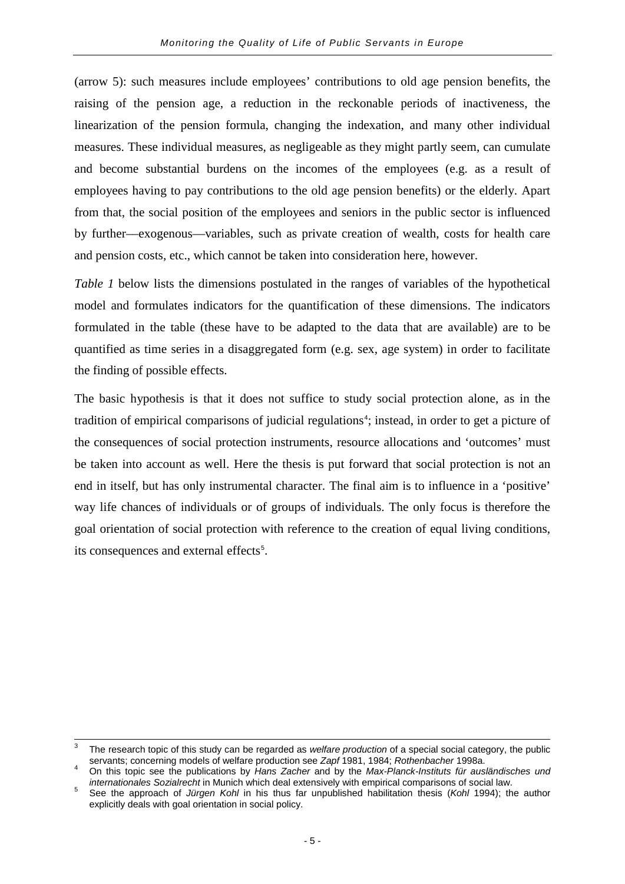(arrow 5): such measures include employees' contributions to old age pension benefits, the raising of the pension age, a reduction in the reckonable periods of inactiveness, the linearization of the pension formula, changing the indexation, and many other individual measures. These individual measures, as negligeable as they might partly seem, can cumulate and become substantial burdens on the incomes of the employees (e.g. as a result of employees having to pay contributions to the old age pension benefits) or the elderly. Apart from that, the social position of the employees and seniors in the public sector is influenced by further—exogenous—variables, such as private creation of wealth, costs for health care and pension costs, etc., which cannot be taken into consideration here, however.

*Table 1* below lists the dimensions postulated in the ranges of variables of the hypothetical model and formulates indicators for the quantification of these dimensions. The indicators formulated in the table (these have to be adapted to the data that are available) are to be quantified as time series in a disaggregated form (e.g. sex, age system) in order to facilitate the finding of possible effects.

The basic hypothesis is that it does not suffice to study social protection alone, as in the tradition of empirical comparisons of judicial regulations[4]; instead, in order to get a picture of the consequences of social protection instruments, resource allocations and 'outcomes' must be taken into account as well. Here the thesis is put forward that social protection is not an end in itself, but has only instrumental character. The final aim is to influence in a 'positive' way life chances of individuals or of groups of individuals. The only focus is therefore the goal orientation of social protection with reference to the creation of equal living conditions, its consequences and external effects[5].

---

[3] The research topic of this study can be regarded as *welfare production* of a special social category, the public servants; concerning models of welfare production see *Zapf* 1981, 1984; *Rothenbacher* 1998a.

[4] On this topic see the publications by *Hans Zacher* and by the *Max-Planck-Instituts für ausländisches und internationales Sozialrecht* in Munich which deal extensively with empirical comparisons of social law.

[5] See the approach of *Jürgen Kohl* in his thus far unpublished habilitation thesis (*Kohl* 1994); the author explicitly deals with goal orientation in social policy.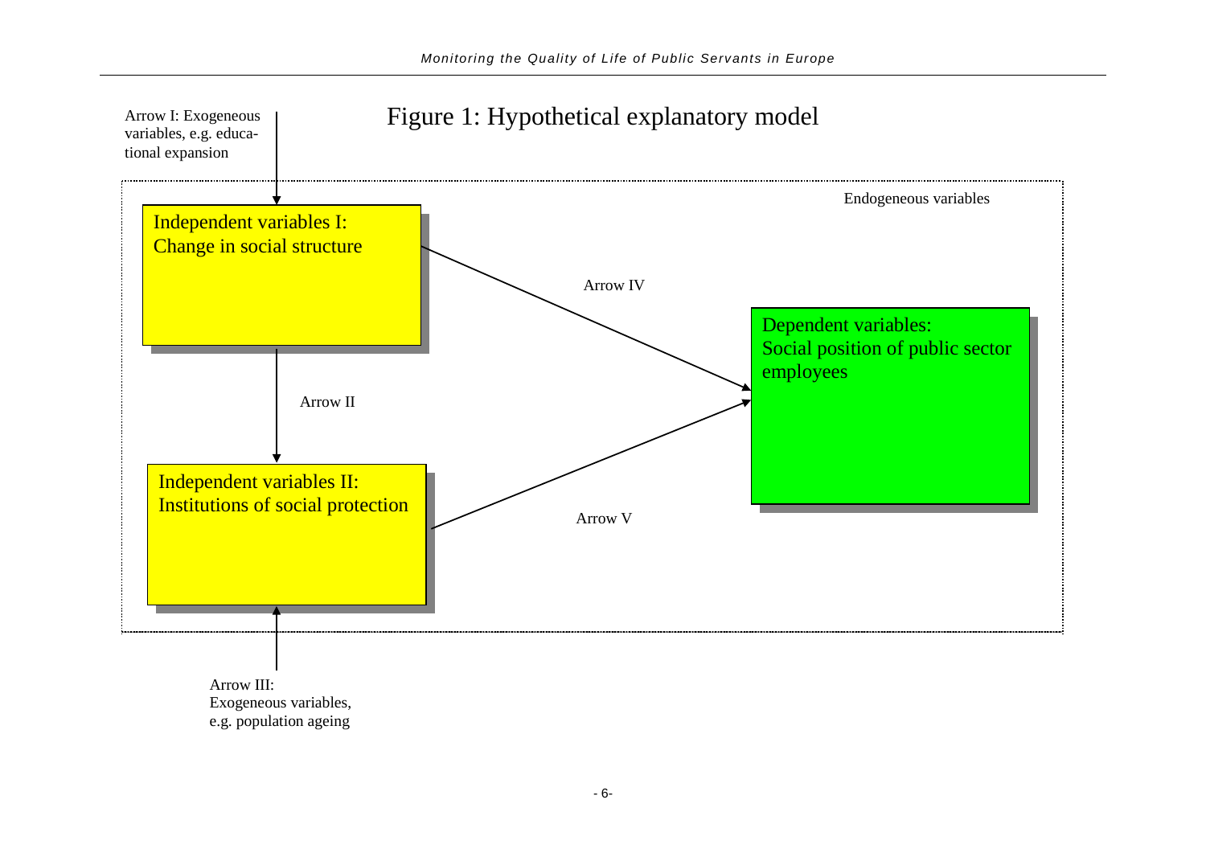## Figure 1: Hypothetical explanatory model

Arrow I: Exogeneous variables, e.g. educational expansion

Endogeneous variables

Independent variables I: Change in social structure

Arrow IV

Dependent variables: Social position of public sector employees

Arrow II

Independent variables II: Institutions of social protection

Arrow V

Arrow III: Exogeneous variables, e.g. population ageing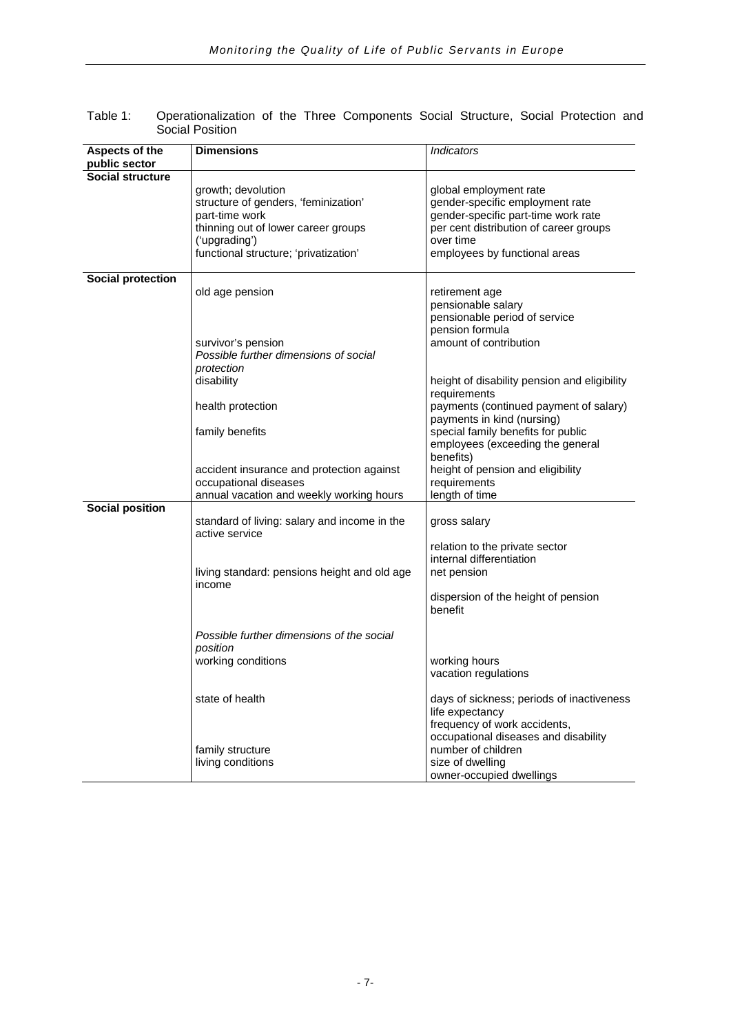Table 1: Operationalization of the Three Components Social Structure, Social Protection and Social Position

| **Aspects of the public sector** | **Dimensions** | *Indicators* |
|---|---|---|
| **Social structure** | | |
| | growth; devolution | global employment rate |
| | structure of genders, 'feminization' | gender-specific employment rate |
| | part-time work | gender-specific part-time work rate |
| | thinning out of lower career groups ('upgrading') | per cent distribution of career groups over time |
| | functional structure; 'privatization' | employees by functional areas |
| **Social protection** | | |
| | old age pension | retirement age |
| | | pensionable salary |
| | | pensionable period of service |
| | | pension formula |
| | survivor's pension | amount of contribution |
| | *Possible further dimensions of social protection* | |
| | disability | height of disability pension and eligibility requirements |
| | health protection | payments (continued payment of salary) |
| | | payments in kind (nursing) |
| | family benefits | special family benefits for public employees (exceeding the general benefits) |
| | accident insurance and protection against occupational diseases | height of pension and eligibility requirements |
| | annual vacation and weekly working hours | length of time |
| **Social position** | | |
| | standard of living: salary and income in the active service | gross salary |
| | | relation to the private sector |
| | | internal differentiation |
| | living standard: pensions height and old age income | net pension |
| | | dispersion of the height of pension benefit |
| | *Possible further dimensions of the social position* | |
| | working conditions | working hours |
| | | vacation regulations |
| | state of health | days of sickness; periods of inactiveness |
| | | life expectancy |
| | | frequency of work accidents, occupational diseases and disability |
| | family structure | number of children |
| | living conditions | size of dwelling |
| | | owner-occupied dwellings |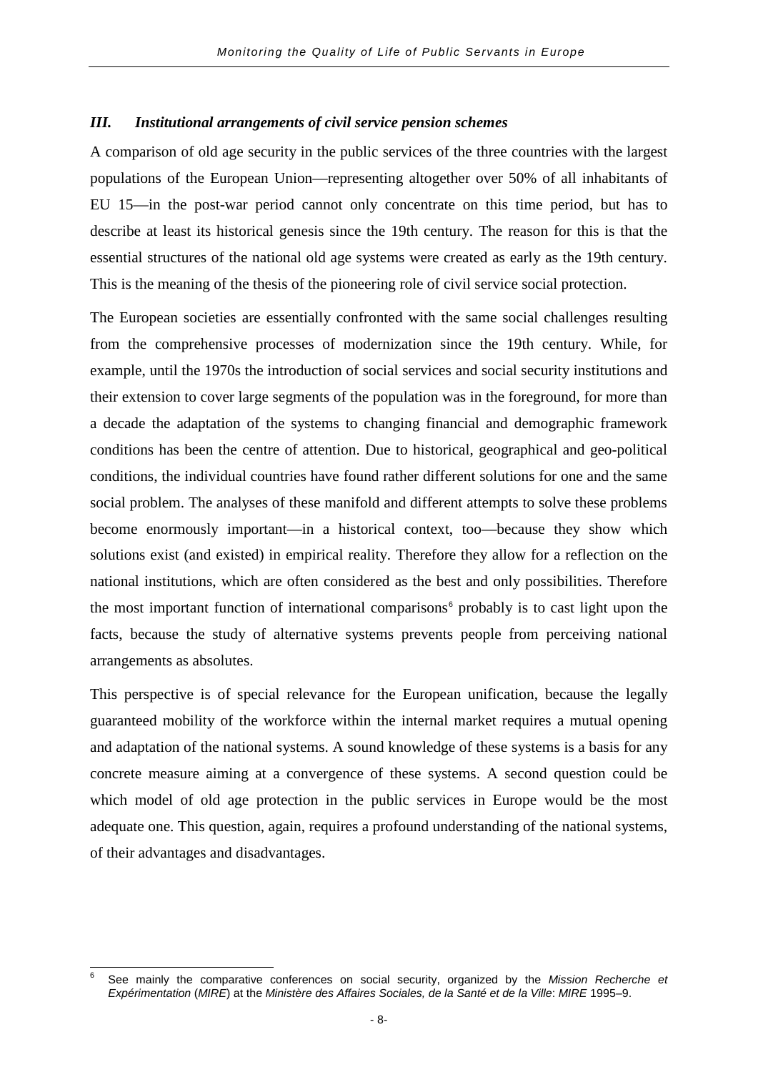### *III. Institutional arrangements of civil service pension schemes*

A comparison of old age security in the public services of the three countries with the largest populations of the European Union—representing altogether over 50% of all inhabitants of EU 15—in the post-war period cannot only concentrate on this time period, but has to describe at least its historical genesis since the 19th century. The reason for this is that the essential structures of the national old age systems were created as early as the 19th century. This is the meaning of the thesis of the pioneering role of civil service social protection.

The European societies are essentially confronted with the same social challenges resulting from the comprehensive processes of modernization since the 19th century. While, for example, until the 1970s the introduction of social services and social security institutions and their extension to cover large segments of the population was in the foreground, for more than a decade the adaptation of the systems to changing financial and demographic framework conditions has been the centre of attention. Due to historical, geographical and geo-political conditions, the individual countries have found rather different solutions for one and the same social problem. The analyses of these manifold and different attempts to solve these problems become enormously important—in a historical context, too—because they show which solutions exist (and existed) in empirical reality. Therefore they allow for a reflection on the national institutions, which are often considered as the best and only possibilities. Therefore the most important function of international comparisons[6] probably is to cast light upon the facts, because the study of alternative systems prevents people from perceiving national arrangements as absolutes.

This perspective is of special relevance for the European unification, because the legally guaranteed mobility of the workforce within the internal market requires a mutual opening and adaptation of the national systems. A sound knowledge of these systems is a basis for any concrete measure aiming at a convergence of these systems. A second question could be which model of old age protection in the public services in Europe would be the most adequate one. This question, again, requires a profound understanding of the national systems, of their advantages and disadvantages.

---

[6] See mainly the comparative conferences on social security, organized by the *Mission Recherche et Expérimentation* (*MIRE*) at the *Ministère des Affaires Sociales, de la Santé et de la Ville*: *MIRE* 1995–9.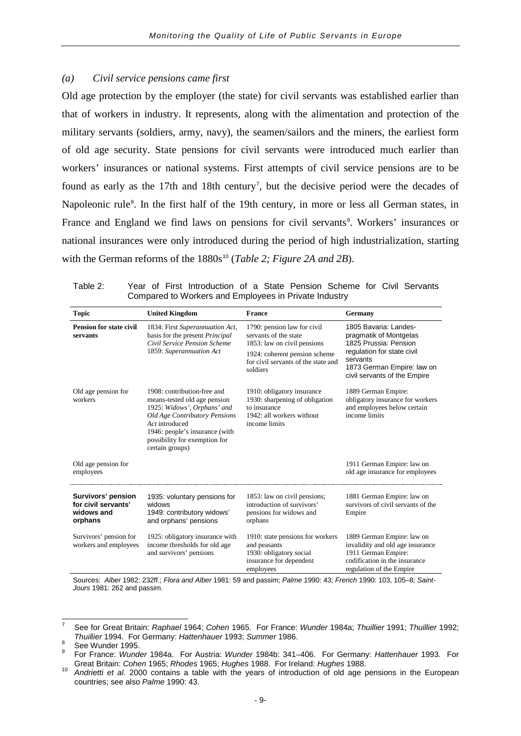### *(a) Civil service pensions came first*

Old age protection by the employer (the state) for civil servants was established earlier than that of workers in industry. It represents, along with the alimentation and protection of the military servants (soldiers, army, navy), the seamen/sailors and the miners, the earliest form of old age security. State pensions for civil servants were introduced much earlier than workers' insurances or national systems. First attempts of civil service pensions are to be found as early as the 17th and 18th century[7], but the decisive period were the decades of Napoleonic rule[8]. In the first half of the 19th century, in more or less all German states, in France and England we find laws on pensions for civil servants[9]. Workers' insurances or national insurances were only introduced during the period of high industrialization, starting with the German reforms of the 1880s[10] (*Table 2; Figure 2A and 2B*).

Table 2: Year of First Introduction of a State Pension Scheme for Civil Servants Compared to Workers and Employees in Private Industry

| Topic | United Kingdom | France | Germany |
|---|---|---|---|
| **Pension for state civil servants** | 1834: First *Superannuation Act*, basis for the present *Principal Civil Service Pension Scheme*<br>1859: *Superannuation Act* | 1790: pension law for civil servants of the state<br>1853: law on civil pensions<br>1924: coherent pension scheme for civil servants of the state and soldiers | 1805 Bavaria: Landes-pragmatik of Montgelas<br>1825 Prussia: Pension regulation for state civil servants<br>1873 German Empire: law on civil servants of the Empire |
| Old age pension for workers | 1908: contribution-free and means-tested old age pension<br>1925: *Widows', Orphans' and Old Age Contributory Pensions Act* introduced<br>1946: people's insurance (with possibility for exemption for certain groups) | 1910: obligatory insurance<br>1930: sharpening of obligation to insurance<br>1942: all workers without income limits | 1889 German Empire: obligatory insurance for workers and employees below certain income limits |
| Old age pension for employees | | | 1911 German Empire: law on old age insurance for employees |
| **Survivors' pension for civil servants' widows and orphans** | 1935: voluntary pensions for widows<br>1949: contributory widows' and orphans' pensions | 1853: law on civil pensions; introduction of survivors' pensions for widows and orphans | 1881 German Empire: law on survivors of civil servants of the Empire |
| Survivors' pension for workers and employees | 1925: obligatory insurance with income thresholds for old age and survivors' pensions | 1910: state pensions for workers and peasants<br>1930: obligatory social insurance for dependent employees | 1889 German Empire: law on invalidity and old age insurance<br>1911 German Empire: codification in the insurance regulation of the Empire |

Sources: *Alber* 1982: 232ff.; *Flora and Alber* 1981: 59 and passim; *Palme* 1990: 43; *Frerich* 1990: 103, 105–8; *Saint-Jours* 1981: 262 and passim.

---

[7] See for Great Britain: *Raphael* 1964; *Cohen* 1965. For France: *Wunder* 1984a; *Thuillier* 1991; *Thuillier* 1992; *Thuillier* 1994. For Germany: *Hattenhauer* 1993; *Summer* 1986.

[8] See Wunder 1995.

[9] For France: *Wunder* 1984a. For Austria: *Wunder* 1984b: 341–406. For Germany: *Hattenhauer* 1993. For Great Britain: *Cohen* 1965; *Rhodes* 1965; *Hughes* 1988. For Ireland: *Hughes* 1988.

[10] *Andrietti et al.* 2000 contains a table with the years of introduction of old age pensions in the European countries; see also *Palme* 1990: 43.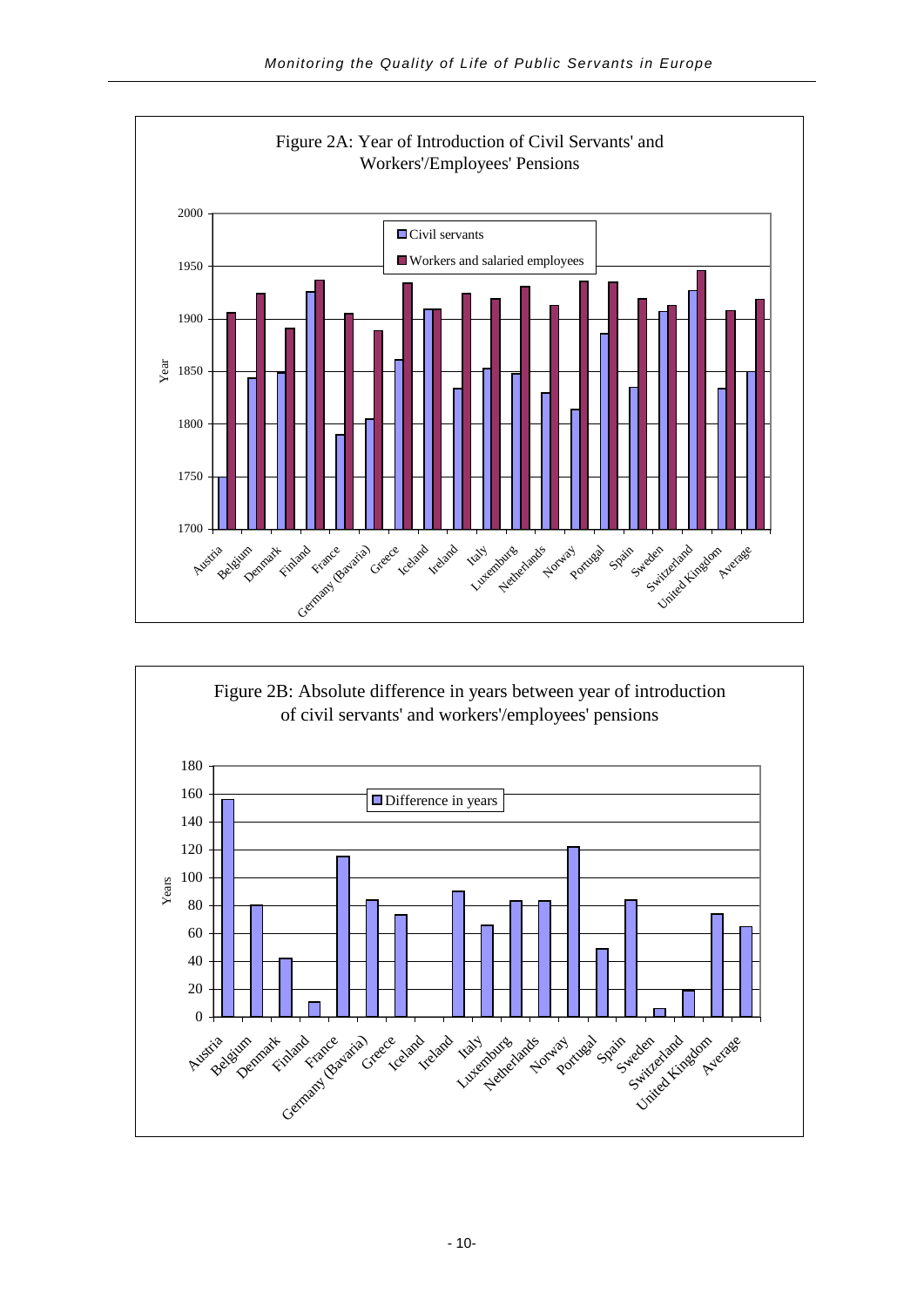Figure 2A: Year of Introduction of Civil Servants' and Workers'/Employees' Pensions

Figure 2B: Absolute difference in years between year of introduction of civil servants' and workers'/employees' pensions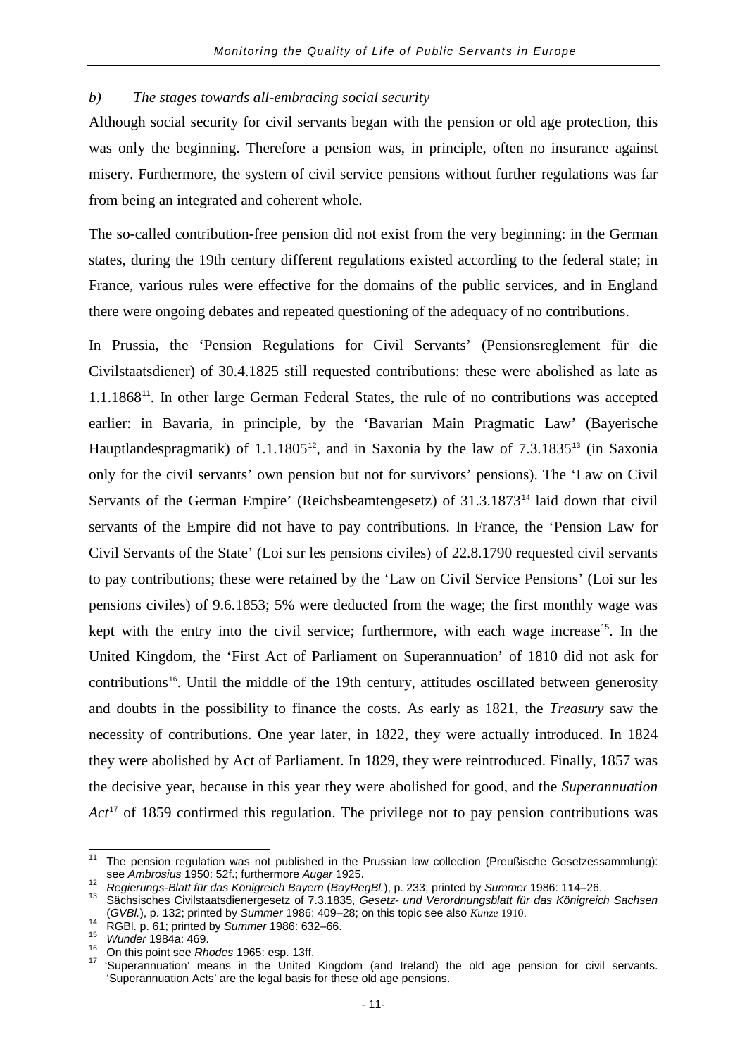*b) The stages towards all-embracing social security*

Although social security for civil servants began with the pension or old age protection, this was only the beginning. Therefore a pension was, in principle, often no insurance against misery. Furthermore, the system of civil service pensions without further regulations was far from being an integrated and coherent whole.

The so-called contribution-free pension did not exist from the very beginning: in the German states, during the 19th century different regulations existed according to the federal state; in France, various rules were effective for the domains of the public services, and in England there were ongoing debates and repeated questioning of the adequacy of no contributions.

In Prussia, the 'Pension Regulations for Civil Servants' (Pensionsreglement für die Civilstaatsdiener) of 30.4.1825 still requested contributions: these were abolished as late as 1.1.1868[11]. In other large German Federal States, the rule of no contributions was accepted earlier: in Bavaria, in principle, by the 'Bavarian Main Pragmatic Law' (Bayerische Hauptlandespragmatik) of 1.1.1805[12], and in Saxonia by the law of 7.3.1835[13] (in Saxonia only for the civil servants' own pension but not for survivors' pensions). The 'Law on Civil Servants of the German Empire' (Reichsbeamtengesetz) of 31.3.1873[14] laid down that civil servants of the Empire did not have to pay contributions. In France, the 'Pension Law for Civil Servants of the State' (Loi sur les pensions civiles) of 22.8.1790 requested civil servants to pay contributions; these were retained by the 'Law on Civil Service Pensions' (Loi sur les pensions civiles) of 9.6.1853; 5% were deducted from the wage; the first monthly wage was kept with the entry into the civil service; furthermore, with each wage increase[15]. In the United Kingdom, the 'First Act of Parliament on Superannuation' of 1810 did not ask for contributions[16]. Until the middle of the 19th century, attitudes oscillated between generosity and doubts in the possibility to finance the costs. As early as 1821, the *Treasury* saw the necessity of contributions. One year later, in 1822, they were actually introduced. In 1824 they were abolished by Act of Parliament. In 1829, they were reintroduced. Finally, 1857 was the decisive year, because in this year they were abolished for good, and the *Superannuation Act*[17] of 1859 confirmed this regulation. The privilege not to pay pension contributions was

---

[11] The pension regulation was not published in the Prussian law collection (Preußische Gesetzessammlung): see *Ambrosius* 1950: 52f.; furthermore *Augar* 1925.

[12] *Regierungs-Blatt für das Königreich Bayern* (*BayRegBl.*), p. 233; printed by *Summer* 1986: 114–26.

[13] Sächsisches Civilstaatsdienergesetz of 7.3.1835, *Gesetz- und Verordnungsblatt für das Königreich Sachsen* (*GVBl.*), p. 132; printed by *Summer* 1986: 409–28; on this topic see also *Kunze* 1910.

[14] RGBl. p. 61; printed by *Summer* 1986: 632–66.

[15] *Wunder* 1984a: 469.

[16] On this point see *Rhodes* 1965: esp. 13ff.

[17] 'Superannuation' means in the United Kingdom (and Ireland) the old age pension for civil servants. 'Superannuation Acts' are the legal basis for these old age pensions.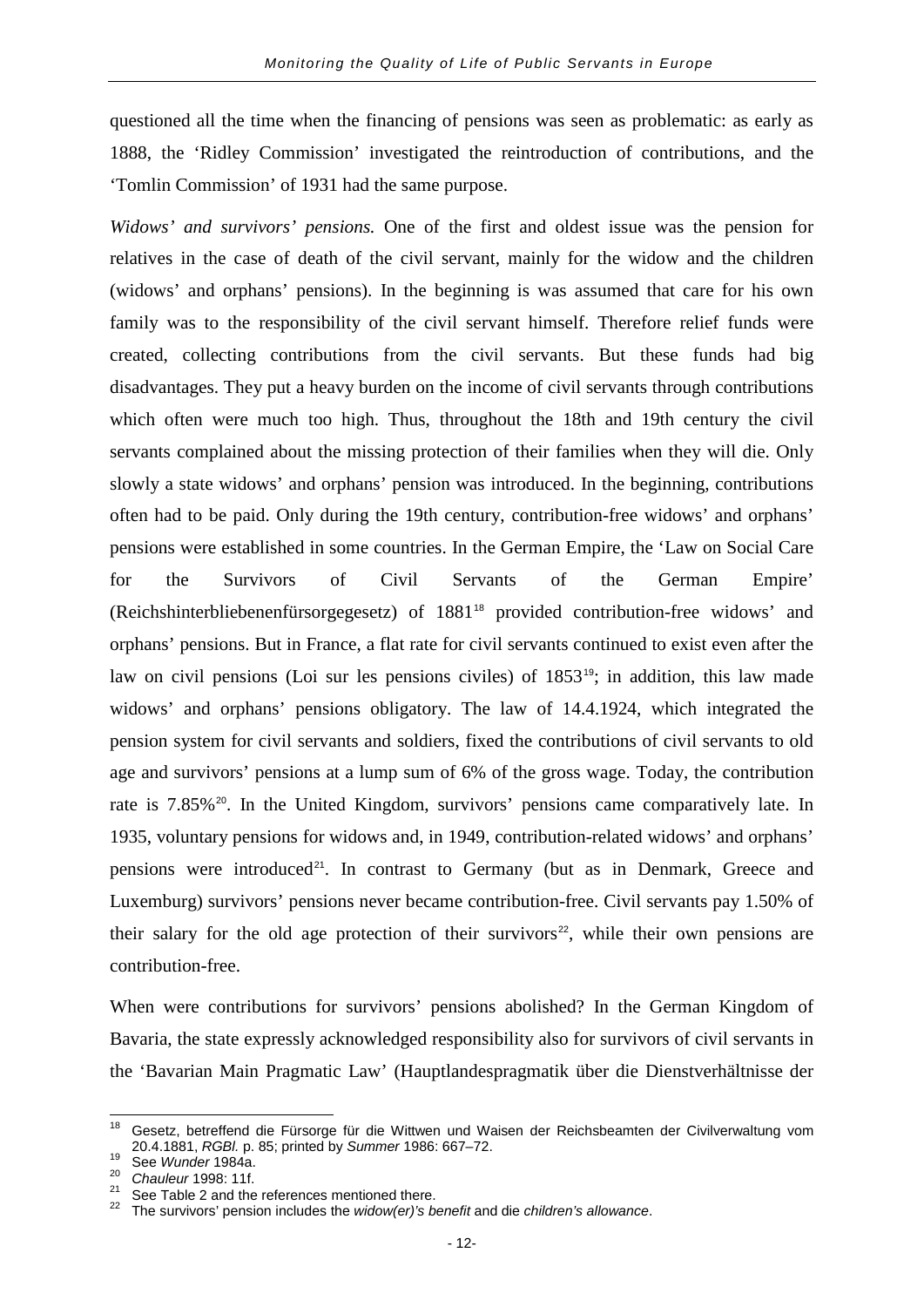questioned all the time when the financing of pensions was seen as problematic: as early as 1888, the 'Ridley Commission' investigated the reintroduction of contributions, and the 'Tomlin Commission' of 1931 had the same purpose.

*Widows' and survivors' pensions.* One of the first and oldest issue was the pension for relatives in the case of death of the civil servant, mainly for the widow and the children (widows' and orphans' pensions). In the beginning is was assumed that care for his own family was to the responsibility of the civil servant himself. Therefore relief funds were created, collecting contributions from the civil servants. But these funds had big disadvantages. They put a heavy burden on the income of civil servants through contributions which often were much too high. Thus, throughout the 18th and 19th century the civil servants complained about the missing protection of their families when they will die. Only slowly a state widows' and orphans' pension was introduced. In the beginning, contributions often had to be paid. Only during the 19th century, contribution-free widows' and orphans' pensions were established in some countries. In the German Empire, the 'Law on Social Care for the Survivors of Civil Servants of the German Empire' (Reichshinterbliebenenfürsorgegesetz) of 1881[18] provided contribution-free widows' and orphans' pensions. But in France, a flat rate for civil servants continued to exist even after the law on civil pensions (Loi sur les pensions civiles) of 1853[19]; in addition, this law made widows' and orphans' pensions obligatory. The law of 14.4.1924, which integrated the pension system for civil servants and soldiers, fixed the contributions of civil servants to old age and survivors' pensions at a lump sum of 6% of the gross wage. Today, the contribution rate is 7.85%[20]. In the United Kingdom, survivors' pensions came comparatively late. In 1935, voluntary pensions for widows and, in 1949, contribution-related widows' and orphans' pensions were introduced[21]. In contrast to Germany (but as in Denmark, Greece and Luxemburg) survivors' pensions never became contribution-free. Civil servants pay 1.50% of their salary for the old age protection of their survivors[22], while their own pensions are contribution-free.

When were contributions for survivors' pensions abolished? In the German Kingdom of Bavaria, the state expressly acknowledged responsibility also for survivors of civil servants in the 'Bavarian Main Pragmatic Law' (Hauptlandespragmatik über die Dienstverhältnisse der

---

[18] Gesetz, betreffend die Fürsorge für die Wittwen und Waisen der Reichsbeamten der Civilverwaltung vom 20.4.1881, *RGBl.* p. 85; printed by *Summer* 1986: 667–72.

[19] See *Wunder* 1984a.

[20] *Chauleur* 1998: 11f.

[21] See Table 2 and the references mentioned there.

[22] The survivors' pension includes the *widow(er)'s benefit* and die *children's allowance*.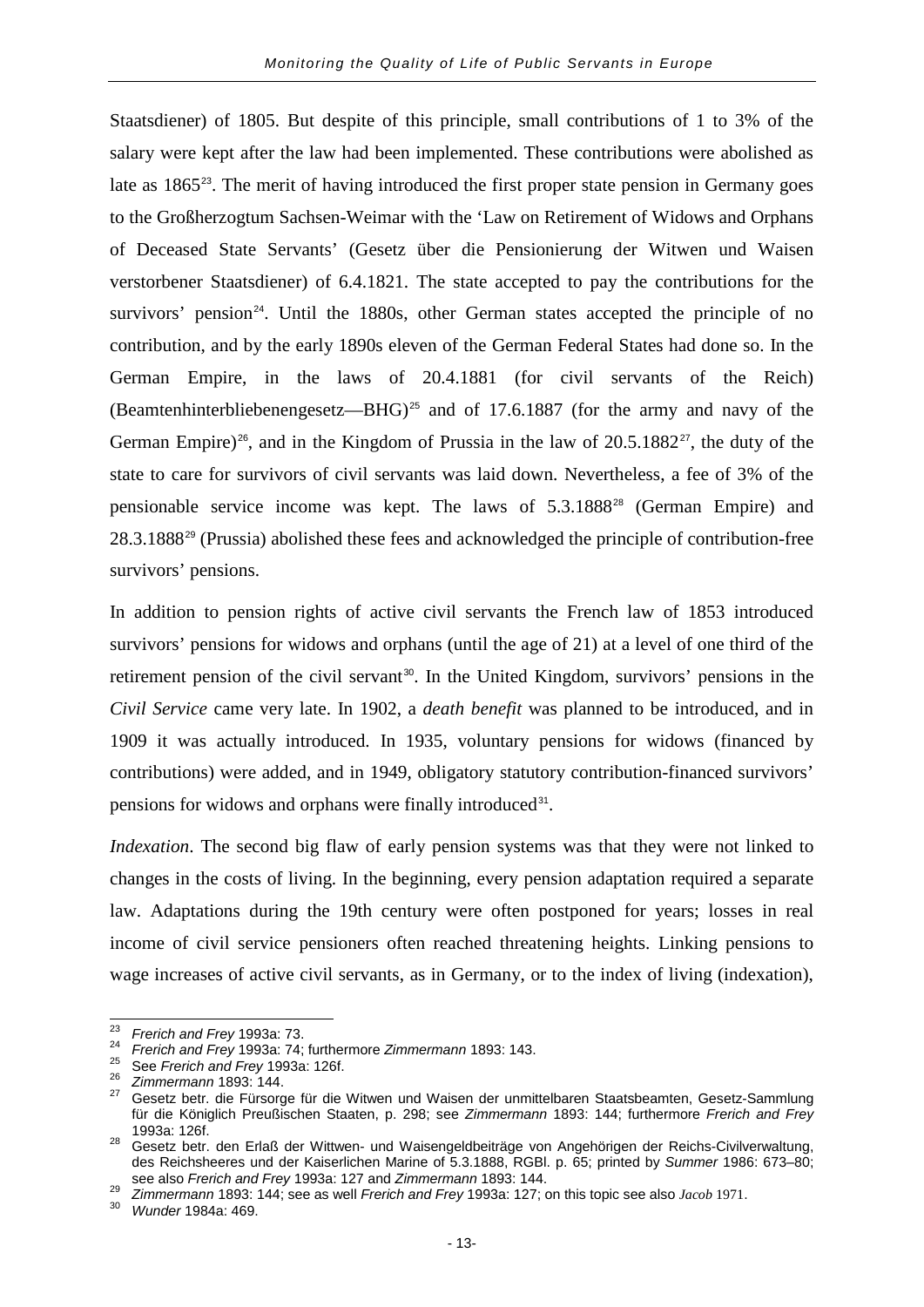Staatsdiener) of 1805. But despite of this principle, small contributions of 1 to 3% of the salary were kept after the law had been implemented. These contributions were abolished as late as 1865[23]. The merit of having introduced the first proper state pension in Germany goes to the Großherzogtum Sachsen-Weimar with the 'Law on Retirement of Widows and Orphans of Deceased State Servants' (Gesetz über die Pensionierung der Witwen und Waisen verstorbener Staatsdiener) of 6.4.1821. The state accepted to pay the contributions for the survivors' pension[24]. Until the 1880s, other German states accepted the principle of no contribution, and by the early 1890s eleven of the German Federal States had done so. In the German Empire, in the laws of 20.4.1881 (for civil servants of the Reich) (Beamtenhinterbliebenengesetz—BHG)[25] and of 17.6.1887 (for the army and navy of the German Empire)[26], and in the Kingdom of Prussia in the law of 20.5.1882[27], the duty of the state to care for survivors of civil servants was laid down. Nevertheless, a fee of 3% of the pensionable service income was kept. The laws of 5.3.1888[28] (German Empire) and 28.3.1888[29] (Prussia) abolished these fees and acknowledged the principle of contribution-free survivors' pensions.

In addition to pension rights of active civil servants the French law of 1853 introduced survivors' pensions for widows and orphans (until the age of 21) at a level of one third of the retirement pension of the civil servant[30]. In the United Kingdom, survivors' pensions in the *Civil Service* came very late. In 1902, a *death benefit* was planned to be introduced, and in 1909 it was actually introduced. In 1935, voluntary pensions for widows (financed by contributions) were added, and in 1949, obligatory statutory contribution-financed survivors' pensions for widows and orphans were finally introduced[31].

*Indexation*. The second big flaw of early pension systems was that they were not linked to changes in the costs of living. In the beginning, every pension adaptation required a separate law. Adaptations during the 19th century were often postponed for years; losses in real income of civil service pensioners often reached threatening heights. Linking pensions to wage increases of active civil servants, as in Germany, or to the index of living (indexation),

---

[23] *Frerich and Frey* 1993a: 73.

[24] *Frerich and Frey* 1993a: 74; furthermore *Zimmermann* 1893: 143.

[25] See *Frerich and Frey* 1993a: 126f.

[26] *Zimmermann* 1893: 144.

[27] Gesetz betr. die Fürsorge für die Witwen und Waisen der unmittelbaren Staatsbeamten, Gesetz-Sammlung für die Königlich Preußischen Staaten, p. 298; see *Zimmermann* 1893: 144; furthermore *Frerich and Frey* 1993a: 126f.

[28] Gesetz betr. den Erlaß der Wittwen- und Waisengeldbeiträge von Angehörigen der Reichs-Civilverwaltung, des Reichsheeres und der Kaiserlichen Marine of 5.3.1888, RGBl. p. 65; printed by *Summer* 1986: 673–80; see also *Frerich and Frey* 1993a: 127 and *Zimmermann* 1893: 144.

[29] *Zimmermann* 1893: 144; see as well *Frerich and Frey* 1993a: 127; on this topic see also *Jacob* 1971.

[30] *Wunder* 1984a: 469.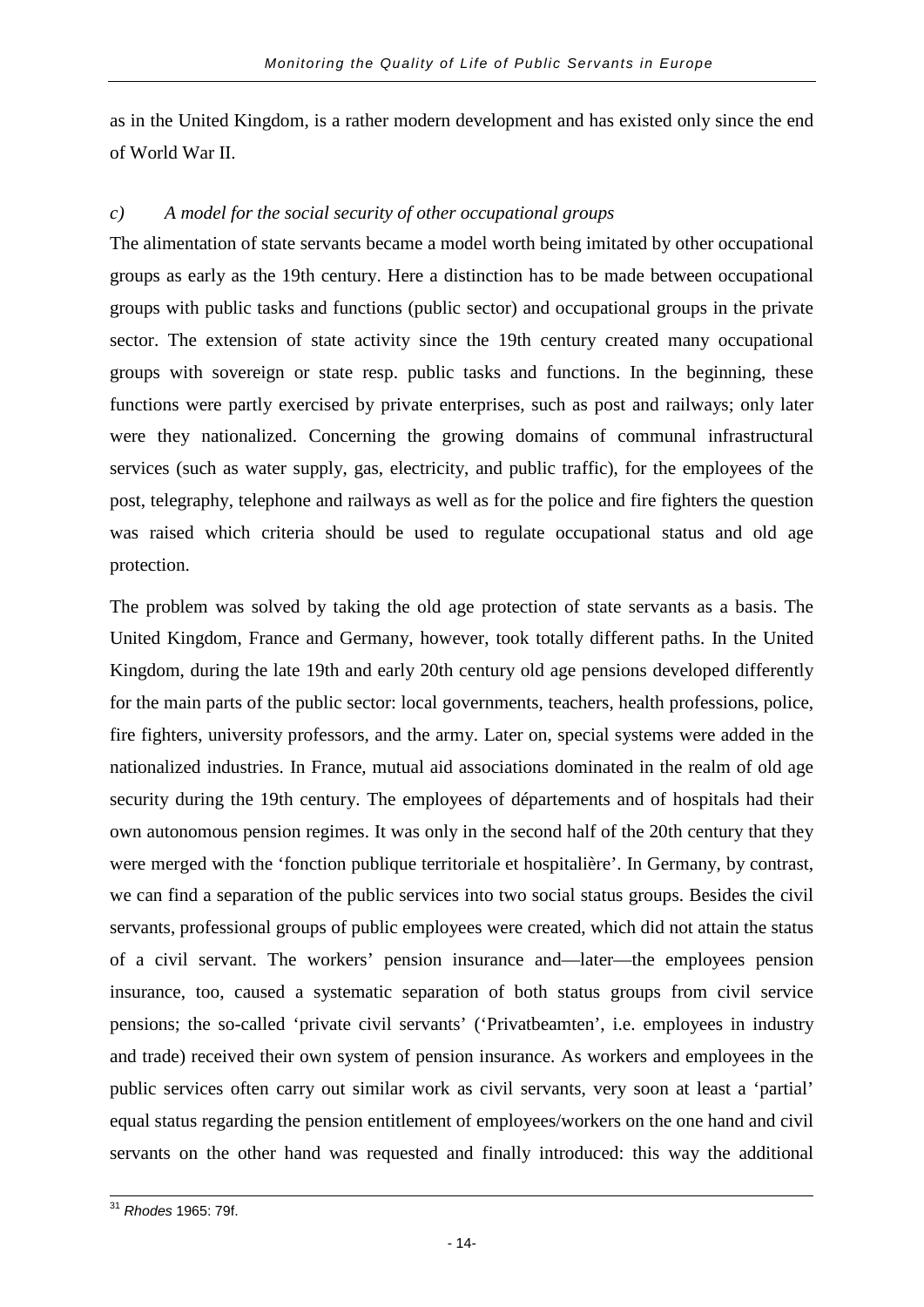as in the United Kingdom, is a rather modern development and has existed only since the end of World War II.

### *c) A model for the social security of other occupational groups*

The alimentation of state servants became a model worth being imitated by other occupational groups as early as the 19th century. Here a distinction has to be made between occupational groups with public tasks and functions (public sector) and occupational groups in the private sector. The extension of state activity since the 19th century created many occupational groups with sovereign or state resp. public tasks and functions. In the beginning, these functions were partly exercised by private enterprises, such as post and railways; only later were they nationalized. Concerning the growing domains of communal infrastructural services (such as water supply, gas, electricity, and public traffic), for the employees of the post, telegraphy, telephone and railways as well as for the police and fire fighters the question was raised which criteria should be used to regulate occupational status and old age protection.

The problem was solved by taking the old age protection of state servants as a basis. The United Kingdom, France and Germany, however, took totally different paths. In the United Kingdom, during the late 19th and early 20th century old age pensions developed differently for the main parts of the public sector: local governments, teachers, health professions, police, fire fighters, university professors, and the army. Later on, special systems were added in the nationalized industries. In France, mutual aid associations dominated in the realm of old age security during the 19th century. The employees of départements and of hospitals had their own autonomous pension regimes. It was only in the second half of the 20th century that they were merged with the 'fonction publique territoriale et hospitalière'. In Germany, by contrast, we can find a separation of the public services into two social status groups. Besides the civil servants, professional groups of public employees were created, which did not attain the status of a civil servant. The workers' pension insurance and—later—the employees pension insurance, too, caused a systematic separation of both status groups from civil service pensions; the so-called 'private civil servants' ('Privatbeamten', i.e. employees in industry and trade) received their own system of pension insurance. As workers and employees in the public services often carry out similar work as civil servants, very soon at least a 'partial' equal status regarding the pension entitlement of employees/workers on the one hand and civil servants on the other hand was requested and finally introduced: this way the additional

---

[31] *Rhodes* 1965: 79f.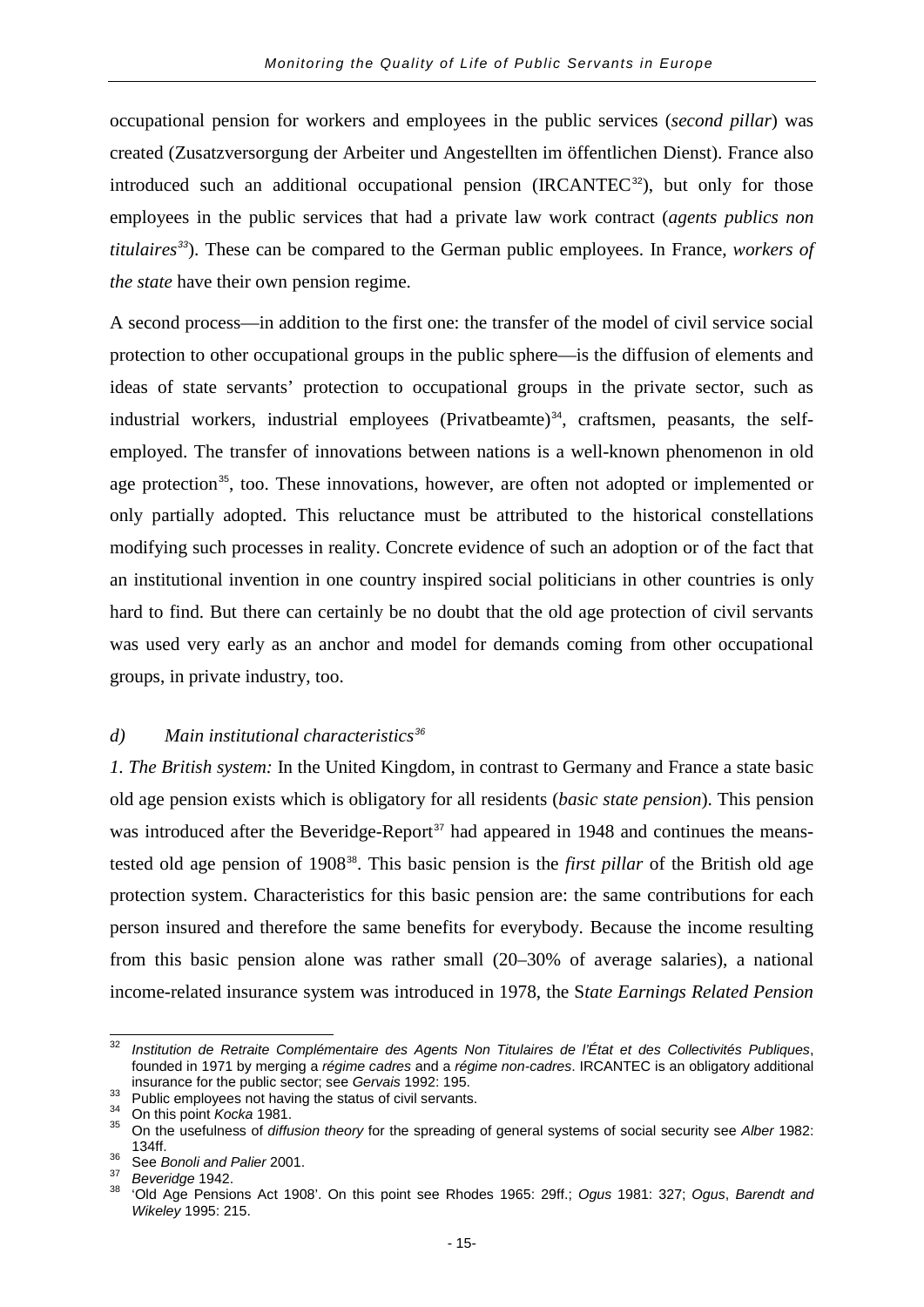occupational pension for workers and employees in the public services (*second pillar*) was created (Zusatzversorgung der Arbeiter und Angestellten im öffentlichen Dienst). France also introduced such an additional occupational pension (IRCANTEC[32]), but only for those employees in the public services that had a private law work contract (*agents publics non titulaires*[33]). These can be compared to the German public employees. In France, *workers of the state* have their own pension regime.

A second process—in addition to the first one: the transfer of the model of civil service social protection to other occupational groups in the public sphere—is the diffusion of elements and ideas of state servants' protection to occupational groups in the private sector, such as industrial workers, industrial employees (Privatbeamte)[34], craftsmen, peasants, the self-employed. The transfer of innovations between nations is a well-known phenomenon in old age protection[35], too. These innovations, however, are often not adopted or implemented or only partially adopted. This reluctance must be attributed to the historical constellations modifying such processes in reality. Concrete evidence of such an adoption or of the fact that an institutional invention in one country inspired social politicians in other countries is only hard to find. But there can certainly be no doubt that the old age protection of civil servants was used very early as an anchor and model for demands coming from other occupational groups, in private industry, too.

### *d) Main institutional characteristics*[36]

*1. The British system:* In the United Kingdom, in contrast to Germany and France a state basic old age pension exists which is obligatory for all residents (*basic state pension*). This pension was introduced after the Beveridge-Report[37] had appeared in 1948 and continues the means-tested old age pension of 1908[38]. This basic pension is the *first pillar* of the British old age protection system. Characteristics for this basic pension are: the same contributions for each person insured and therefore the same benefits for everybody. Because the income resulting from this basic pension alone was rather small (20–30% of average salaries), a national income-related insurance system was introduced in 1978, the S*tate Earnings Related Pension*

---

[32] *Institution de Retraite Complémentaire des Agents Non Titulaires de l'État et des Collectivités Publiques*, founded in 1971 by merging a *régime cadres* and a *régime non-cadres*. IRCANTEC is an obligatory additional insurance for the public sector; see *Gervais* 1992: 195.

[33] Public employees not having the status of civil servants.

[34] On this point *Kocka* 1981.

[35] On the usefulness of *diffusion theory* for the spreading of general systems of social security see *Alber* 1982: 134ff.

[36] See *Bonoli and Palier* 2001.

[37] *Beveridge* 1942.

[38] 'Old Age Pensions Act 1908'. On this point see Rhodes 1965: 29ff.; *Ogus* 1981: 327; *Ogus*, *Barendt and Wikeley* 1995: 215.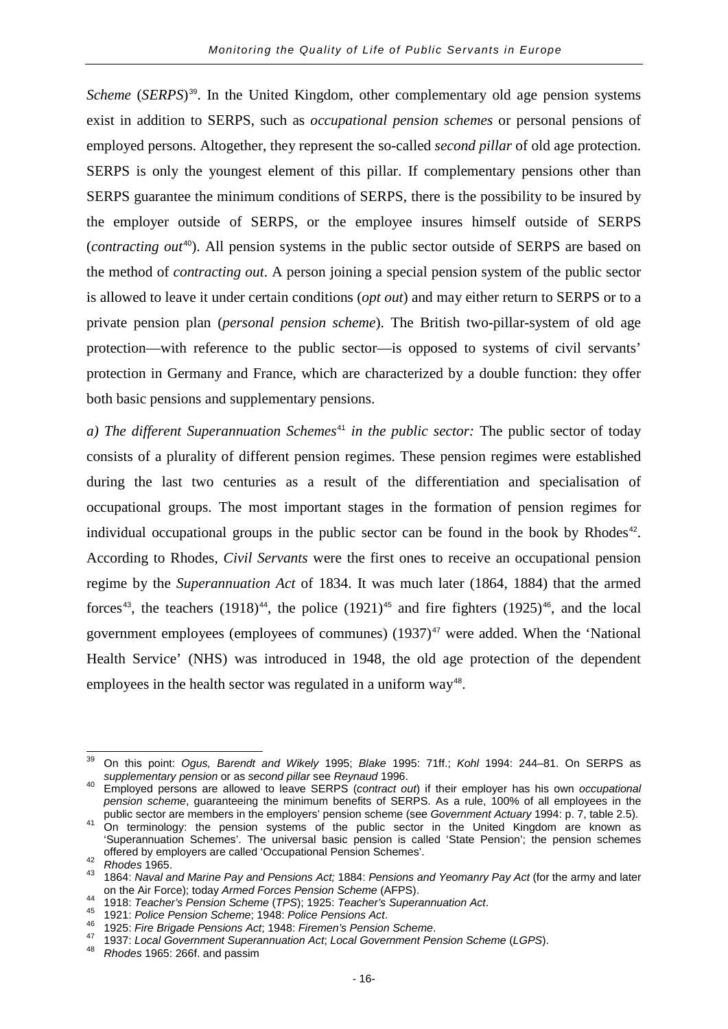*Scheme* (*SERPS*)[39]. In the United Kingdom, other complementary old age pension systems exist in addition to SERPS, such as *occupational pension schemes* or personal pensions of employed persons. Altogether, they represent the so-called *second pillar* of old age protection. SERPS is only the youngest element of this pillar. If complementary pensions other than SERPS guarantee the minimum conditions of SERPS, there is the possibility to be insured by the employer outside of SERPS, or the employee insures himself outside of SERPS (*contracting out*[40]). All pension systems in the public sector outside of SERPS are based on the method of *contracting out*. A person joining a special pension system of the public sector is allowed to leave it under certain conditions (*opt out*) and may either return to SERPS or to a private pension plan (*personal pension scheme*). The British two-pillar-system of old age protection—with reference to the public sector—is opposed to systems of civil servants' protection in Germany and France, which are characterized by a double function: they offer both basic pensions and supplementary pensions.

*a) The different Superannuation Schemes*[41] *in the public sector:* The public sector of today consists of a plurality of different pension regimes. These pension regimes were established during the last two centuries as a result of the differentiation and specialisation of occupational groups. The most important stages in the formation of pension regimes for individual occupational groups in the public sector can be found in the book by Rhodes[42]. According to Rhodes, *Civil Servants* were the first ones to receive an occupational pension regime by the *Superannuation Act* of 1834. It was much later (1864, 1884) that the armed forces[43], the teachers (1918)[44], the police (1921)[45] and fire fighters (1925)[46], and the local government employees (employees of communes) (1937)[47] were added. When the 'National Health Service' (NHS) was introduced in 1948, the old age protection of the dependent employees in the health sector was regulated in a uniform way[48].

---

[39] On this point: *Ogus, Barendt and Wikely* 1995; *Blake* 1995: 71ff.; *Kohl* 1994: 244–81. On SERPS as *supplementary pension* or as *second pillar* see *Reynaud* 1996.

[40] Employed persons are allowed to leave SERPS (*contract out*) if their employer has his own *occupational pension scheme*, guaranteeing the minimum benefits of SERPS. As a rule, 100% of all employees in the public sector are members in the employers' pension scheme (see *Government Actuary* 1994: p. 7, table 2.5).

[41] On terminology: the pension systems of the public sector in the United Kingdom are known as 'Superannuation Schemes'. The universal basic pension is called 'State Pension'; the pension schemes offered by employers are called 'Occupational Pension Schemes'.

[42] *Rhodes* 1965.

[43] 1864: *Naval and Marine Pay and Pensions Act;* 1884: *Pensions and Yeomanry Pay Act* (for the army and later on the Air Force); today *Armed Forces Pension Scheme* (AFPS).

[44] 1918: *Teacher's Pension Scheme* (*TPS*); 1925: *Teacher's Superannuation Act*.

[45] 1921: *Police Pension Scheme*; 1948: *Police Pensions Act*.

[46] 1925: *Fire Brigade Pensions Act*; 1948: *Firemen's Pension Scheme*.

[47] 1937: *Local Government Superannuation Act*; *Local Government Pension Scheme* (*LGPS*).

[48] *Rhodes* 1965: 266f. and passim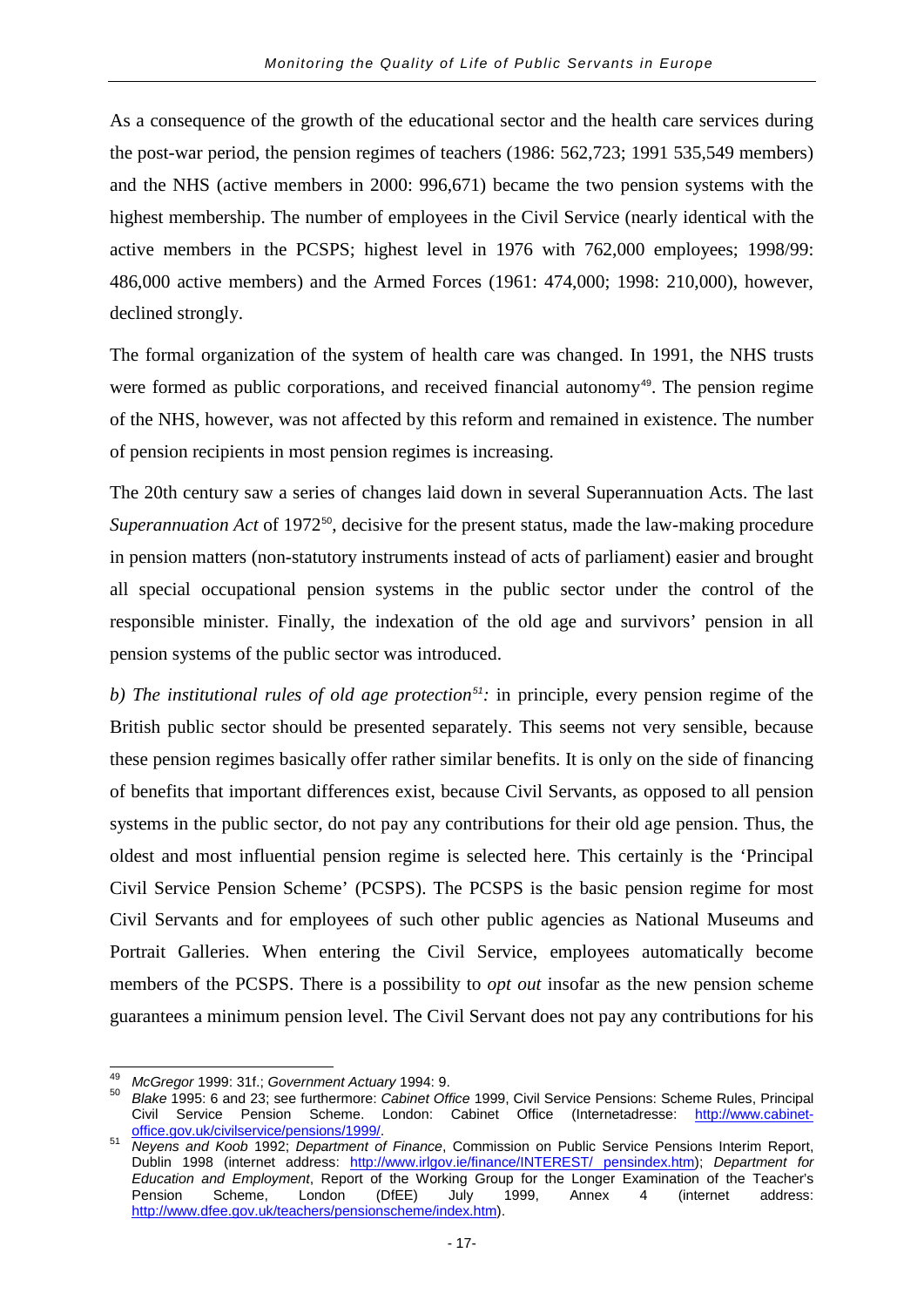As a consequence of the growth of the educational sector and the health care services during the post-war period, the pension regimes of teachers (1986: 562,723; 1991 535,549 members) and the NHS (active members in 2000: 996,671) became the two pension systems with the highest membership. The number of employees in the Civil Service (nearly identical with the active members in the PCSPS; highest level in 1976 with 762,000 employees; 1998/99: 486,000 active members) and the Armed Forces (1961: 474,000; 1998: 210,000), however, declined strongly.

The formal organization of the system of health care was changed. In 1991, the NHS trusts were formed as public corporations, and received financial autonomy[49]. The pension regime of the NHS, however, was not affected by this reform and remained in existence. The number of pension recipients in most pension regimes is increasing.

The 20th century saw a series of changes laid down in several Superannuation Acts. The last *Superannuation Act* of 1972[50], decisive for the present status, made the law-making procedure in pension matters (non-statutory instruments instead of acts of parliament) easier and brought all special occupational pension systems in the public sector under the control of the responsible minister. Finally, the indexation of the old age and survivors' pension in all pension systems of the public sector was introduced.

*b) The institutional rules of old age protection[51]:* in principle, every pension regime of the British public sector should be presented separately. This seems not very sensible, because these pension regimes basically offer rather similar benefits. It is only on the side of financing of benefits that important differences exist, because Civil Servants, as opposed to all pension systems in the public sector, do not pay any contributions for their old age pension. Thus, the oldest and most influential pension regime is selected here. This certainly is the 'Principal Civil Service Pension Scheme' (PCSPS). The PCSPS is the basic pension regime for most Civil Servants and for employees of such other public agencies as National Museums and Portrait Galleries. When entering the Civil Service, employees automatically become members of the PCSPS. There is a possibility to *opt out* insofar as the new pension scheme guarantees a minimum pension level. The Civil Servant does not pay any contributions for his

---

[49] *McGregor* 1999: 31f.; *Government Actuary* 1994: 9.

[50] *Blake* 1995: 6 and 23; see furthermore: *Cabinet Office* 1999, Civil Service Pensions: Scheme Rules, Principal Civil Service Pension Scheme. London: Cabinet Office (Internetadresse: http://www.cabinet-office.gov.uk/civilservice/pensions/1999/.

[51] *Neyens and Koob* 1992; *Department of Finance*, Commission on Public Service Pensions Interim Report, Dublin 1998 (internet address: http://www.irlgov.ie/finance/INTEREST/ pensindex.htm); *Department for Education and Employment*, Report of the Working Group for the Longer Examination of the Teacher's Pension Scheme, London (DfEE) July 1999, Annex 4 (internet address: http://www.dfee.gov.uk/teachers/pensionscheme/index.htm).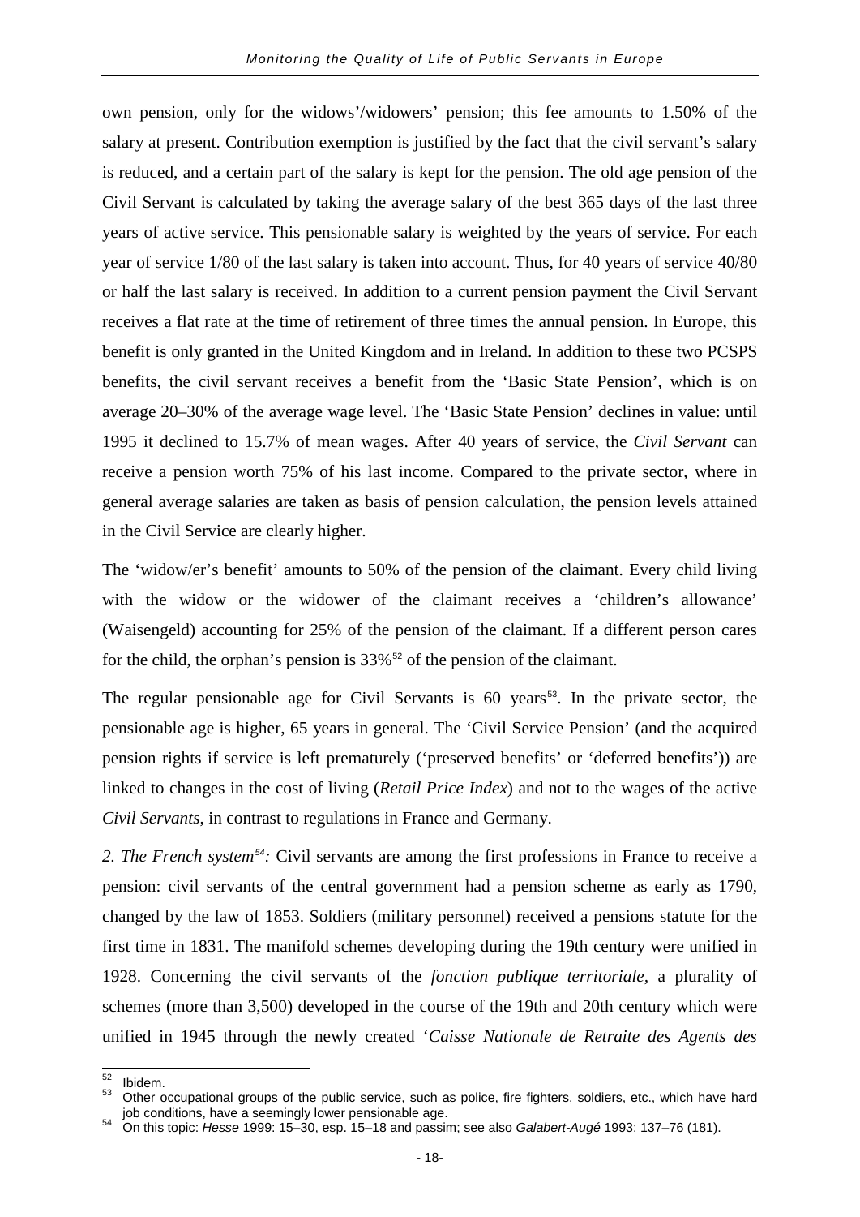own pension, only for the widows'/widowers' pension; this fee amounts to 1.50% of the salary at present. Contribution exemption is justified by the fact that the civil servant's salary is reduced, and a certain part of the salary is kept for the pension. The old age pension of the Civil Servant is calculated by taking the average salary of the best 365 days of the last three years of active service. This pensionable salary is weighted by the years of service. For each year of service 1/80 of the last salary is taken into account. Thus, for 40 years of service 40/80 or half the last salary is received. In addition to a current pension payment the Civil Servant receives a flat rate at the time of retirement of three times the annual pension. In Europe, this benefit is only granted in the United Kingdom and in Ireland. In addition to these two PCSPS benefits, the civil servant receives a benefit from the 'Basic State Pension', which is on average 20–30% of the average wage level. The 'Basic State Pension' declines in value: until 1995 it declined to 15.7% of mean wages. After 40 years of service, the *Civil Servant* can receive a pension worth 75% of his last income. Compared to the private sector, where in general average salaries are taken as basis of pension calculation, the pension levels attained in the Civil Service are clearly higher.

The 'widow/er's benefit' amounts to 50% of the pension of the claimant. Every child living with the widow or the widower of the claimant receives a 'children's allowance' (Waisengeld) accounting for 25% of the pension of the claimant. If a different person cares for the child, the orphan's pension is 33%[52] of the pension of the claimant.

The regular pensionable age for Civil Servants is 60 years[53]. In the private sector, the pensionable age is higher, 65 years in general. The 'Civil Service Pension' (and the acquired pension rights if service is left prematurely ('preserved benefits' or 'deferred benefits')) are linked to changes in the cost of living (*Retail Price Index*) and not to the wages of the active *Civil Servants*, in contrast to regulations in France and Germany.

*2. The French system[54]:* Civil servants are among the first professions in France to receive a pension: civil servants of the central government had a pension scheme as early as 1790, changed by the law of 1853. Soldiers (military personnel) received a pensions statute for the first time in 1831. The manifold schemes developing during the 19th century were unified in 1928. Concerning the civil servants of the *fonction publique territoriale*, a plurality of schemes (more than 3,500) developed in the course of the 19th and 20th century which were unified in 1945 through the newly created '*Caisse Nationale de Retraite des Agents des*

---

[52] Ibidem.

[53] Other occupational groups of the public service, such as police, fire fighters, soldiers, etc., which have hard job conditions, have a seemingly lower pensionable age.

[54] On this topic: *Hesse* 1999: 15–30, esp. 15–18 and passim; see also *Galabert-Augé* 1993: 137–76 (181).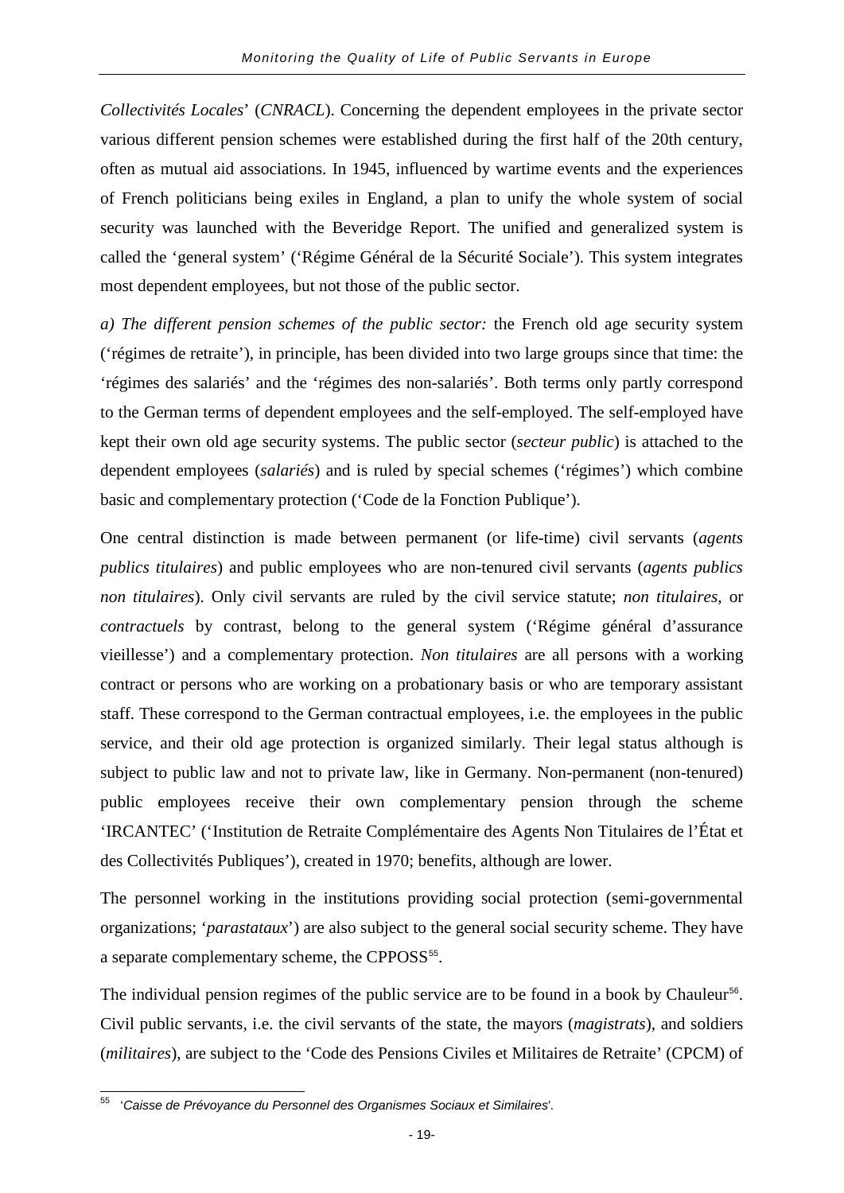*Collectivités Locales*' (*CNRACL*). Concerning the dependent employees in the private sector various different pension schemes were established during the first half of the 20th century, often as mutual aid associations. In 1945, influenced by wartime events and the experiences of French politicians being exiles in England, a plan to unify the whole system of social security was launched with the Beveridge Report. The unified and generalized system is called the 'general system' ('Régime Général de la Sécurité Sociale'). This system integrates most dependent employees, but not those of the public sector.

*a) The different pension schemes of the public sector:* the French old age security system ('régimes de retraite'), in principle, has been divided into two large groups since that time: the 'régimes des salariés' and the 'régimes des non-salariés'. Both terms only partly correspond to the German terms of dependent employees and the self-employed. The self-employed have kept their own old age security systems. The public sector (*secteur public*) is attached to the dependent employees (*salariés*) and is ruled by special schemes ('régimes') which combine basic and complementary protection ('Code de la Fonction Publique').

One central distinction is made between permanent (or life-time) civil servants (*agents publics titulaires*) and public employees who are non-tenured civil servants (*agents publics non titulaires*). Only civil servants are ruled by the civil service statute; *non titulaires*, or *contractuels* by contrast, belong to the general system ('Régime général d'assurance vieillesse') and a complementary protection. *Non titulaires* are all persons with a working contract or persons who are working on a probationary basis or who are temporary assistant staff. These correspond to the German contractual employees, i.e. the employees in the public service, and their old age protection is organized similarly. Their legal status although is subject to public law and not to private law, like in Germany. Non-permanent (non-tenured) public employees receive their own complementary pension through the scheme 'IRCANTEC' ('Institution de Retraite Complémentaire des Agents Non Titulaires de l'État et des Collectivités Publiques'), created in 1970; benefits, although are lower.

The personnel working in the institutions providing social protection (semi-governmental organizations; '*parastataux*') are also subject to the general social security scheme. They have a separate complementary scheme, the CPPOSS[55].

The individual pension regimes of the public service are to be found in a book by Chauleur[56]. Civil public servants, i.e. the civil servants of the state, the mayors (*magistrats*), and soldiers (*militaires*), are subject to the 'Code des Pensions Civiles et Militaires de Retraite' (CPCM) of

---

[55] '*Caisse de Prévoyance du Personnel des Organismes Sociaux et Similaires*'.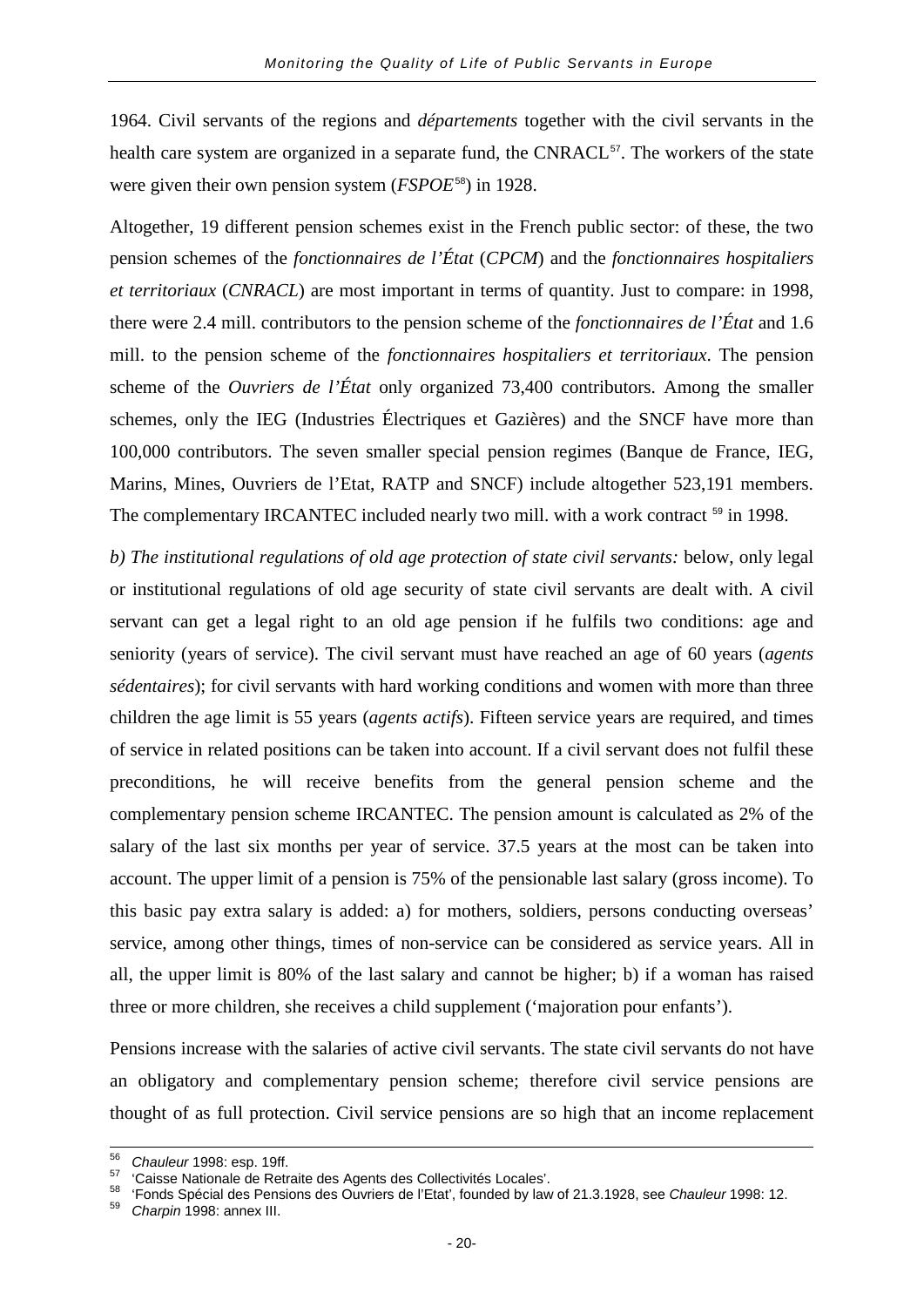1964. Civil servants of the regions and *départements* together with the civil servants in the health care system are organized in a separate fund, the CNRACL[57]. The workers of the state were given their own pension system (*FSPOE*[58]) in 1928.

Altogether, 19 different pension schemes exist in the French public sector: of these, the two pension schemes of the *fonctionnaires de l'État* (*CPCM*) and the *fonctionnaires hospitaliers et territoriaux* (*CNRACL*) are most important in terms of quantity. Just to compare: in 1998, there were 2.4 mill. contributors to the pension scheme of the *fonctionnaires de l'État* and 1.6 mill. to the pension scheme of the *fonctionnaires hospitaliers et territoriaux*. The pension scheme of the *Ouvriers de l'État* only organized 73,400 contributors. Among the smaller schemes, only the IEG (Industries Électriques et Gazières) and the SNCF have more than 100,000 contributors. The seven smaller special pension regimes (Banque de France, IEG, Marins, Mines, Ouvriers de l'Etat, RATP and SNCF) include altogether 523,191 members. The complementary IRCANTEC included nearly two mill. with a work contract [59] in 1998.

*b) The institutional regulations of old age protection of state civil servants:* below, only legal or institutional regulations of old age security of state civil servants are dealt with. A civil servant can get a legal right to an old age pension if he fulfils two conditions: age and seniority (years of service). The civil servant must have reached an age of 60 years (*agents sédentaires*); for civil servants with hard working conditions and women with more than three children the age limit is 55 years (*agents actifs*). Fifteen service years are required, and times of service in related positions can be taken into account. If a civil servant does not fulfil these preconditions, he will receive benefits from the general pension scheme and the complementary pension scheme IRCANTEC. The pension amount is calculated as 2% of the salary of the last six months per year of service. 37.5 years at the most can be taken into account. The upper limit of a pension is 75% of the pensionable last salary (gross income). To this basic pay extra salary is added: a) for mothers, soldiers, persons conducting overseas' service, among other things, times of non-service can be considered as service years. All in all, the upper limit is 80% of the last salary and cannot be higher; b) if a woman has raised three or more children, she receives a child supplement ('majoration pour enfants').

Pensions increase with the salaries of active civil servants. The state civil servants do not have an obligatory and complementary pension scheme; therefore civil service pensions are thought of as full protection. Civil service pensions are so high that an income replacement

---

[56] *Chauleur* 1998: esp. 19ff.

[57] 'Caisse Nationale de Retraite des Agents des Collectivités Locales'.

[58] 'Fonds Spécial des Pensions des Ouvriers de l'Etat', founded by law of 21.3.1928, see *Chauleur* 1998: 12.

[59] *Charpin* 1998: annex III.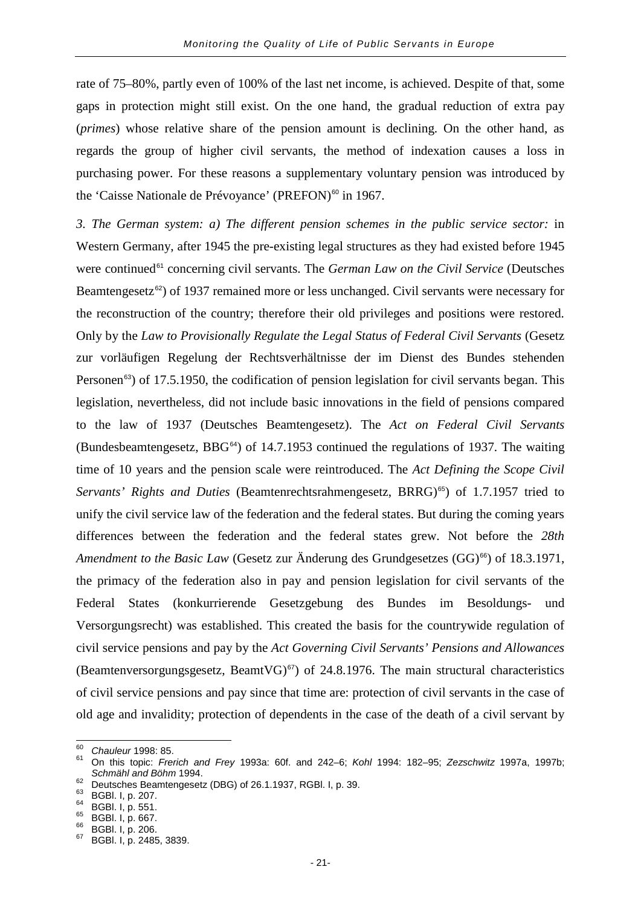rate of 75–80%, partly even of 100% of the last net income, is achieved. Despite of that, some gaps in protection might still exist. On the one hand, the gradual reduction of extra pay (*primes*) whose relative share of the pension amount is declining. On the other hand, as regards the group of higher civil servants, the method of indexation causes a loss in purchasing power. For these reasons a supplementary voluntary pension was introduced by the 'Caisse Nationale de Prévoyance' (PREFON)[60] in 1967.

*3. The German system: a) The different pension schemes in the public service sector:* in Western Germany, after 1945 the pre-existing legal structures as they had existed before 1945 were continued[61] concerning civil servants. The *German Law on the Civil Service* (Deutsches Beamtengesetz[62]) of 1937 remained more or less unchanged. Civil servants were necessary for the reconstruction of the country; therefore their old privileges and positions were restored. Only by the *Law to Provisionally Regulate the Legal Status of Federal Civil Servants* (Gesetz zur vorläufigen Regelung der Rechtsverhältnisse der im Dienst des Bundes stehenden Personen[63]) of 17.5.1950, the codification of pension legislation for civil servants began. This legislation, nevertheless, did not include basic innovations in the field of pensions compared to the law of 1937 (Deutsches Beamtengesetz). The *Act on Federal Civil Servants* (Bundesbeamtengesetz, BBG[64]) of 14.7.1953 continued the regulations of 1937. The waiting time of 10 years and the pension scale were reintroduced. The *Act Defining the Scope Civil Servants' Rights and Duties* (Beamtenrechtsrahmengesetz, BRRG)[65] of 1.7.1957 tried to unify the civil service law of the federation and the federal states. But during the coming years differences between the federation and the federal states grew. Not before the *28th Amendment to the Basic Law* (Gesetz zur Änderung des Grundgesetzes (GG)[66]) of 18.3.1971, the primacy of the federation also in pay and pension legislation for civil servants of the Federal States (konkurrierende Gesetzgebung des Bundes im Besoldungs- und Versorgungsrecht) was established. This created the basis for the countrywide regulation of civil service pensions and pay by the *Act Governing Civil Servants' Pensions and Allowances* (Beamtenversorgungsgesetz, BeamtVG)[67]) of 24.8.1976. The main structural characteristics of civil service pensions and pay since that time are: protection of civil servants in the case of old age and invalidity; protection of dependents in the case of the death of a civil servant by

---

[60] *Chauleur* 1998: 85.
[61] On this topic: *Frerich and Frey* 1993a: 60f. and 242–6; *Kohl* 1994: 182–95; *Zezschwitz* 1997a, 1997b; *Schmähl and Böhm* 1994.
[62] Deutsches Beamtengesetz (DBG) of 26.1.1937, RGBl. I, p. 39.
[63] BGBl. I, p. 207.
[64] BGBl. I, p. 551.
[65] BGBl. I, p. 667.
[66] BGBl. I, p. 206.
[67] BGBl. I, p. 2485, 3839.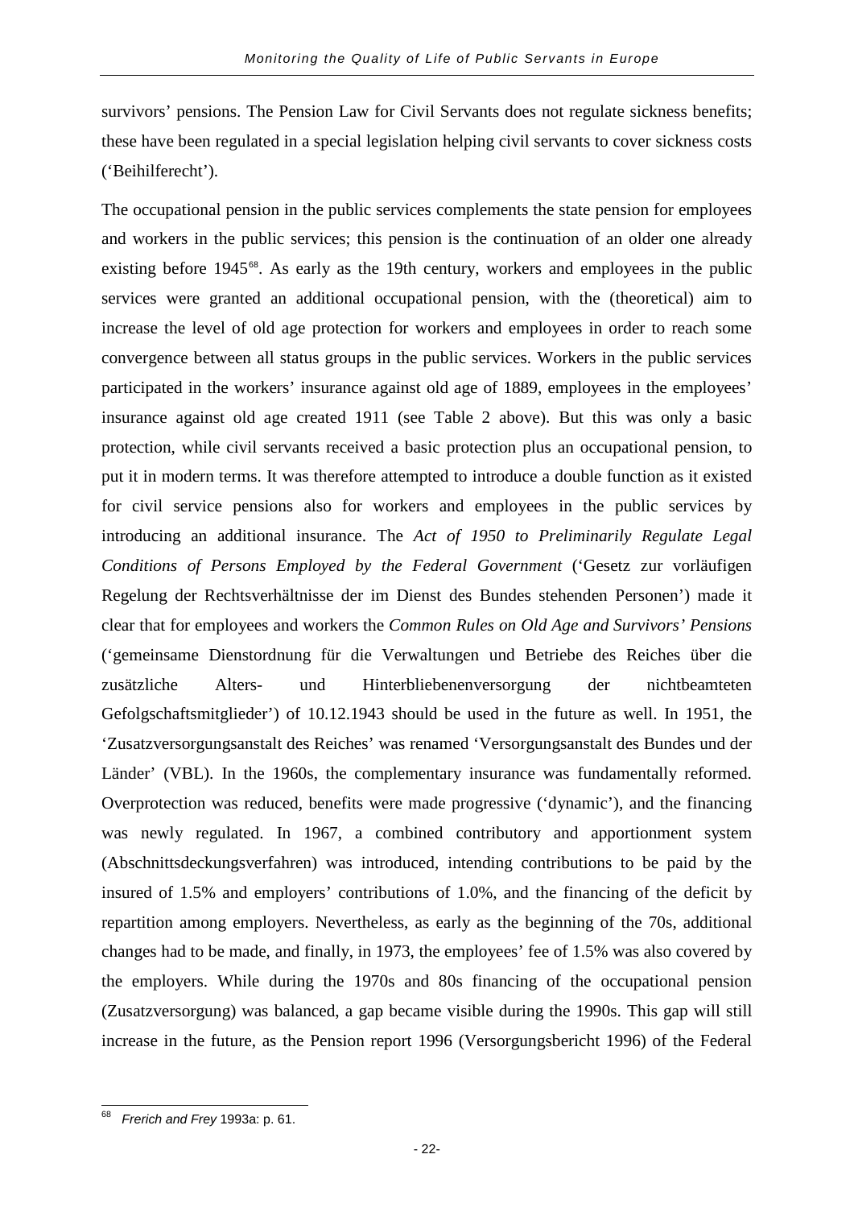survivors' pensions. The Pension Law for Civil Servants does not regulate sickness benefits; these have been regulated in a special legislation helping civil servants to cover sickness costs ('Beihilferecht').

The occupational pension in the public services complements the state pension for employees and workers in the public services; this pension is the continuation of an older one already existing before 1945[68]. As early as the 19th century, workers and employees in the public services were granted an additional occupational pension, with the (theoretical) aim to increase the level of old age protection for workers and employees in order to reach some convergence between all status groups in the public services. Workers in the public services participated in the workers' insurance against old age of 1889, employees in the employees' insurance against old age created 1911 (see Table 2 above). But this was only a basic protection, while civil servants received a basic protection plus an occupational pension, to put it in modern terms. It was therefore attempted to introduce a double function as it existed for civil service pensions also for workers and employees in the public services by introducing an additional insurance. The *Act of 1950 to Preliminarily Regulate Legal Conditions of Persons Employed by the Federal Government* ('Gesetz zur vorläufigen Regelung der Rechtsverhältnisse der im Dienst des Bundes stehenden Personen') made it clear that for employees and workers the *Common Rules on Old Age and Survivors' Pensions* ('gemeinsame Dienstordnung für die Verwaltungen und Betriebe des Reiches über die zusätzliche Alters- und Hinterbliebenenversorgung der nichtbeamteten Gefolgschaftsmitglieder') of 10.12.1943 should be used in the future as well. In 1951, the 'Zusatzversorgungsanstalt des Reiches' was renamed 'Versorgungsanstalt des Bundes und der Länder' (VBL). In the 1960s, the complementary insurance was fundamentally reformed. Overprotection was reduced, benefits were made progressive ('dynamic'), and the financing was newly regulated. In 1967, a combined contributory and apportionment system (Abschnittsdeckungsverfahren) was introduced, intending contributions to be paid by the insured of 1.5% and employers' contributions of 1.0%, and the financing of the deficit by repartition among employers. Nevertheless, as early as the beginning of the 70s, additional changes had to be made, and finally, in 1973, the employees' fee of 1.5% was also covered by the employers. While during the 1970s and 80s financing of the occupational pension (Zusatzversorgung) was balanced, a gap became visible during the 1990s. This gap will still increase in the future, as the Pension report 1996 (Versorgungsbericht 1996) of the Federal

---

[68] *Frerich and Frey* 1993a: p. 61.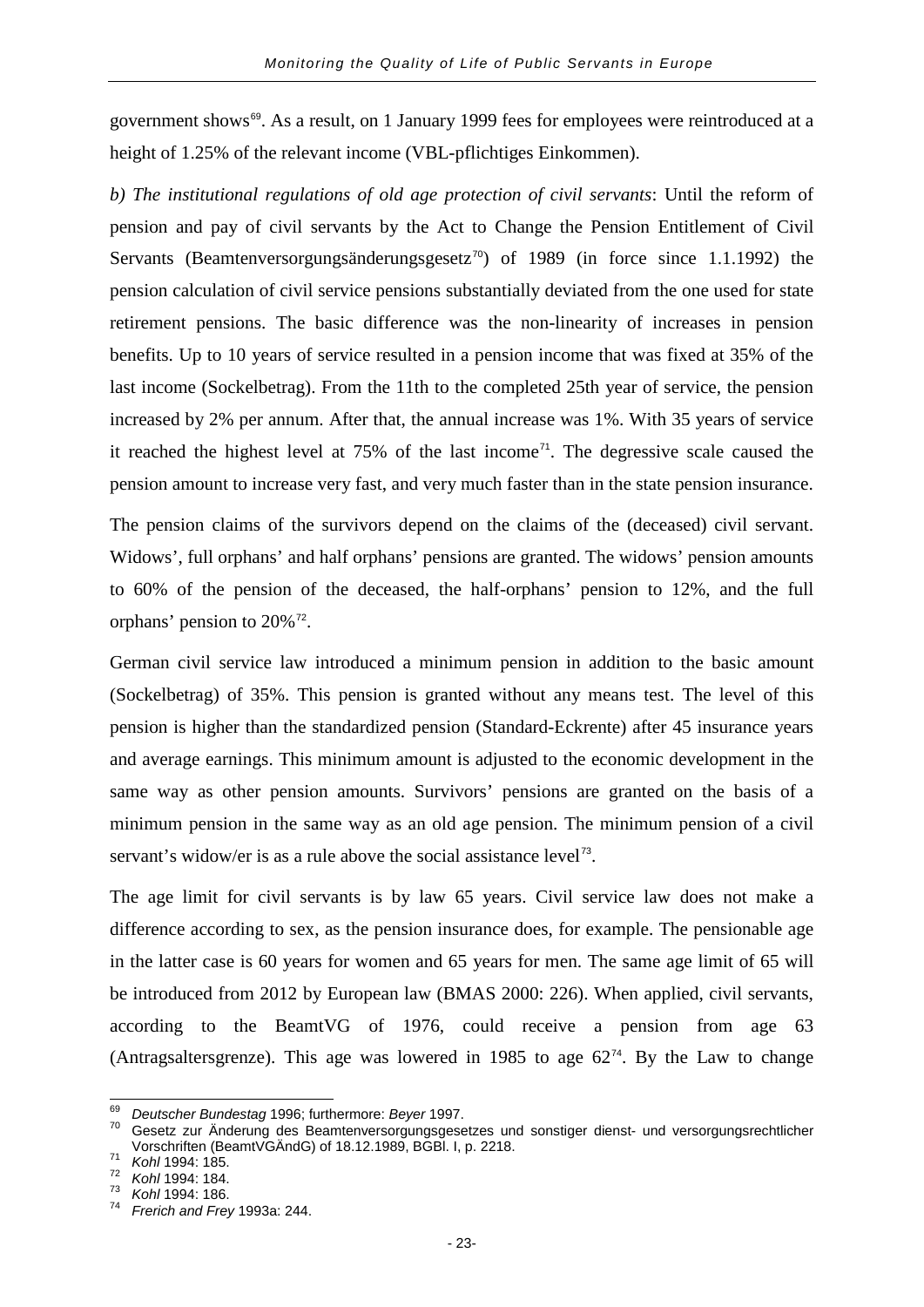government shows[69]. As a result, on 1 January 1999 fees for employees were reintroduced at a height of 1.25% of the relevant income (VBL-pflichtiges Einkommen).

*b) The institutional regulations of old age protection of civil servants*: Until the reform of pension and pay of civil servants by the Act to Change the Pension Entitlement of Civil Servants (Beamtenversorgungsänderungsgesetz[70]) of 1989 (in force since 1.1.1992) the pension calculation of civil service pensions substantially deviated from the one used for state retirement pensions. The basic difference was the non-linearity of increases in pension benefits. Up to 10 years of service resulted in a pension income that was fixed at 35% of the last income (Sockelbetrag). From the 11th to the completed 25th year of service, the pension increased by 2% per annum. After that, the annual increase was 1%. With 35 years of service it reached the highest level at 75% of the last income[71]. The degressive scale caused the pension amount to increase very fast, and very much faster than in the state pension insurance.

The pension claims of the survivors depend on the claims of the (deceased) civil servant. Widows', full orphans' and half orphans' pensions are granted. The widows' pension amounts to 60% of the pension of the deceased, the half-orphans' pension to 12%, and the full orphans' pension to 20%[72].

German civil service law introduced a minimum pension in addition to the basic amount (Sockelbetrag) of 35%. This pension is granted without any means test. The level of this pension is higher than the standardized pension (Standard-Eckrente) after 45 insurance years and average earnings. This minimum amount is adjusted to the economic development in the same way as other pension amounts. Survivors' pensions are granted on the basis of a minimum pension in the same way as an old age pension. The minimum pension of a civil servant's widow/er is as a rule above the social assistance level[73].

The age limit for civil servants is by law 65 years. Civil service law does not make a difference according to sex, as the pension insurance does, for example. The pensionable age in the latter case is 60 years for women and 65 years for men. The same age limit of 65 will be introduced from 2012 by European law (BMAS 2000: 226). When applied, civil servants, according to the BeamtVG of 1976, could receive a pension from age 63 (Antragsaltersgrenze). This age was lowered in 1985 to age 62[74]. By the Law to change

---

[69] *Deutscher Bundestag* 1996; furthermore: *Beyer* 1997.

[70] Gesetz zur Änderung des Beamtenversorgungsgesetzes und sonstiger dienst- und versorgungsrechtlicher Vorschriften (BeamtVGÄndG) of 18.12.1989, BGBl. I, p. 2218.

[71] *Kohl* 1994: 185.

[72] *Kohl* 1994: 184.

[73] *Kohl* 1994: 186.

[74] *Frerich and Frey* 1993a: 244.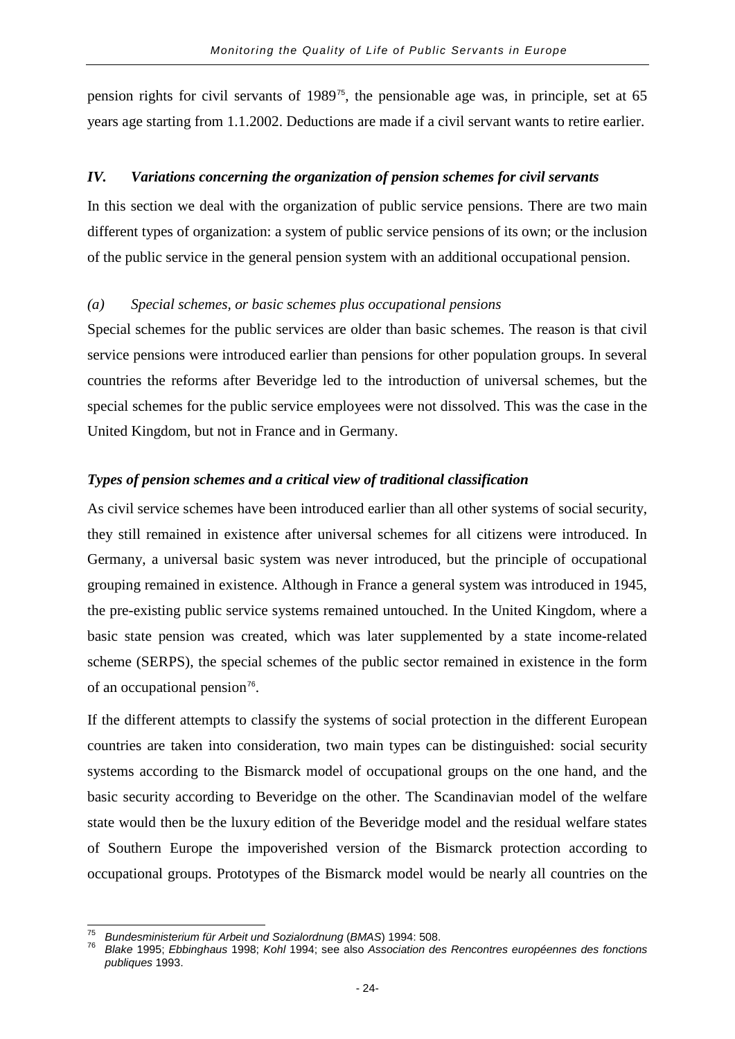pension rights for civil servants of 1989[75], the pensionable age was, in principle, set at 65 years age starting from 1.1.2002. Deductions are made if a civil servant wants to retire earlier.

### *IV. Variations concerning the organization of pension schemes for civil servants*

In this section we deal with the organization of public service pensions. There are two main different types of organization: a system of public service pensions of its own; or the inclusion of the public service in the general pension system with an additional occupational pension.

#### *(a) Special schemes, or basic schemes plus occupational pensions*

Special schemes for the public services are older than basic schemes. The reason is that civil service pensions were introduced earlier than pensions for other population groups. In several countries the reforms after Beveridge led to the introduction of universal schemes, but the special schemes for the public service employees were not dissolved. This was the case in the United Kingdom, but not in France and in Germany.

#### ***Types of pension schemes and a critical view of traditional classification***

As civil service schemes have been introduced earlier than all other systems of social security, they still remained in existence after universal schemes for all citizens were introduced. In Germany, a universal basic system was never introduced, but the principle of occupational grouping remained in existence. Although in France a general system was introduced in 1945, the pre-existing public service systems remained untouched. In the United Kingdom, where a basic state pension was created, which was later supplemented by a state income-related scheme (SERPS), the special schemes of the public sector remained in existence in the form of an occupational pension[76].

If the different attempts to classify the systems of social protection in the different European countries are taken into consideration, two main types can be distinguished: social security systems according to the Bismarck model of occupational groups on the one hand, and the basic security according to Beveridge on the other. The Scandinavian model of the welfare state would then be the luxury edition of the Beveridge model and the residual welfare states of Southern Europe the impoverished version of the Bismarck protection according to occupational groups. Prototypes of the Bismarck model would be nearly all countries on the

---

[75] *Bundesministerium für Arbeit und Sozialordnung* (*BMAS*) 1994: 508.

[76] *Blake* 1995; *Ebbinghaus* 1998; *Kohl* 1994; see also *Association des Rencontres européennes des fonctions publiques* 1993.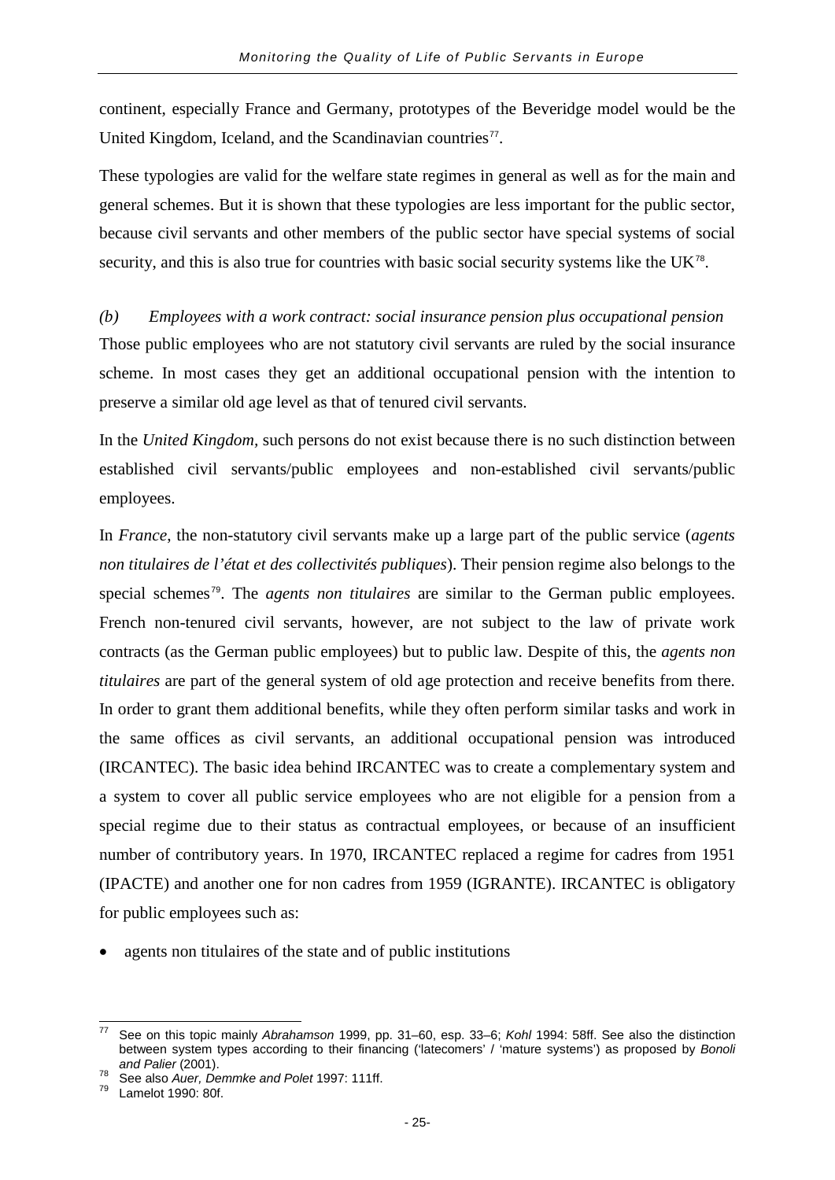continent, especially France and Germany, prototypes of the Beveridge model would be the United Kingdom, Iceland, and the Scandinavian countries[77].

These typologies are valid for the welfare state regimes in general as well as for the main and general schemes. But it is shown that these typologies are less important for the public sector, because civil servants and other members of the public sector have special systems of social security, and this is also true for countries with basic social security systems like the UK[78].

*(b) Employees with a work contract: social insurance pension plus occupational pension*

Those public employees who are not statutory civil servants are ruled by the social insurance scheme. In most cases they get an additional occupational pension with the intention to preserve a similar old age level as that of tenured civil servants.

In the *United Kingdom*, such persons do not exist because there is no such distinction between established civil servants/public employees and non-established civil servants/public employees.

In *France*, the non-statutory civil servants make up a large part of the public service (*agents non titulaires de l'état et des collectivités publiques*). Their pension regime also belongs to the special schemes[79]. The *agents non titulaires* are similar to the German public employees. French non-tenured civil servants, however, are not subject to the law of private work contracts (as the German public employees) but to public law. Despite of this, the *agents non titulaires* are part of the general system of old age protection and receive benefits from there. In order to grant them additional benefits, while they often perform similar tasks and work in the same offices as civil servants, an additional occupational pension was introduced (IRCANTEC). The basic idea behind IRCANTEC was to create a complementary system and a system to cover all public service employees who are not eligible for a pension from a special regime due to their status as contractual employees, or because of an insufficient number of contributory years. In 1970, IRCANTEC replaced a regime for cadres from 1951 (IPACTE) and another one for non cadres from 1959 (IGRANTE). IRCANTEC is obligatory for public employees such as:

- agents non titulaires of the state and of public institutions

---

[77] See on this topic mainly *Abrahamson* 1999, pp. 31–60, esp. 33–6; *Kohl* 1994: 58ff. See also the distinction between system types according to their financing ('latecomers' / 'mature systems') as proposed by *Bonoli and Palier* (2001).

[78] See also *Auer, Demmke and Polet* 1997: 111ff.

[79] Lamelot 1990: 80f.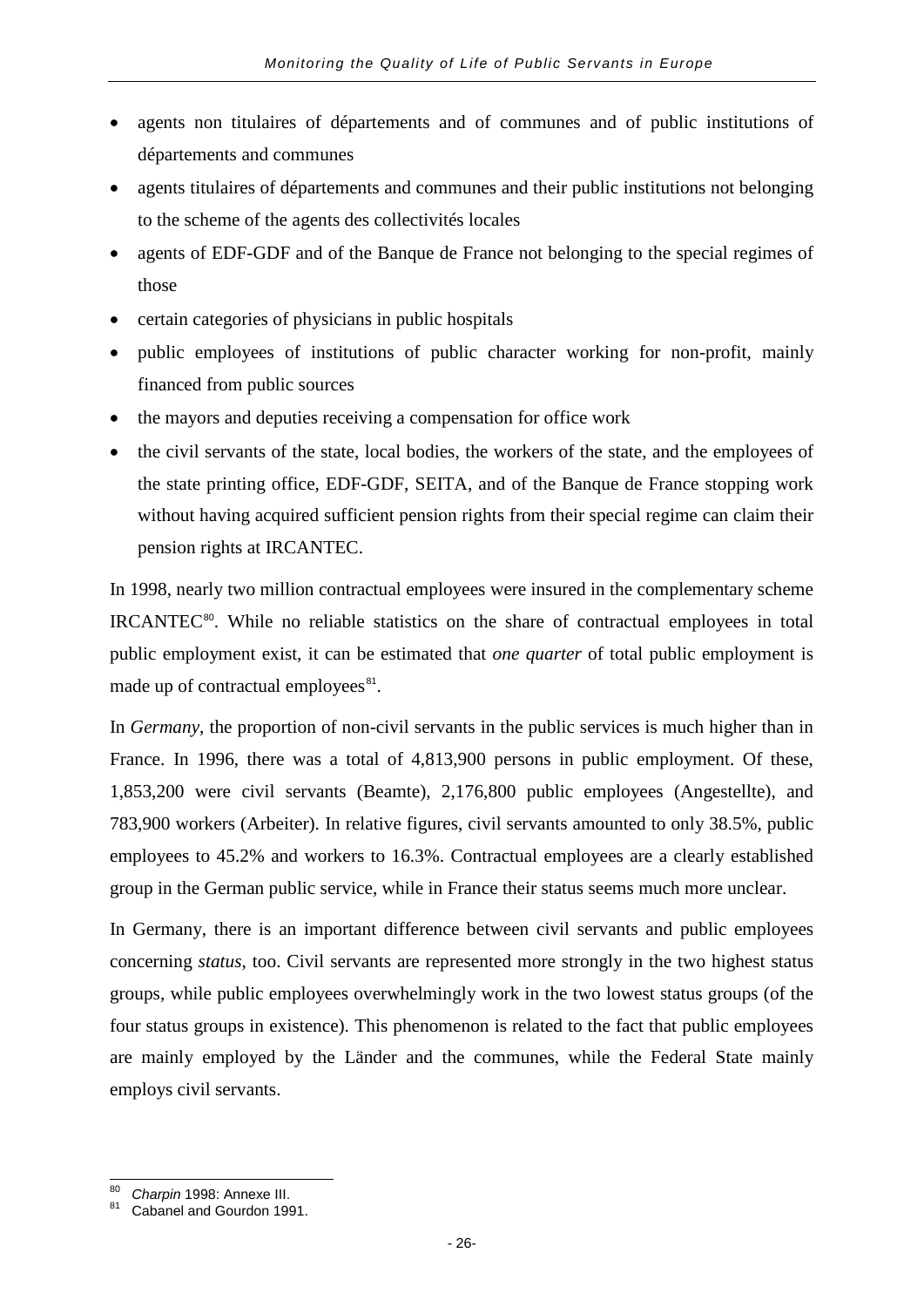- agents non titulaires of départements and of communes and of public institutions of départements and communes
- agents titulaires of départements and communes and their public institutions not belonging to the scheme of the agents des collectivités locales
- agents of EDF-GDF and of the Banque de France not belonging to the special regimes of those
- certain categories of physicians in public hospitals
- public employees of institutions of public character working for non-profit, mainly financed from public sources
- the mayors and deputies receiving a compensation for office work
- the civil servants of the state, local bodies, the workers of the state, and the employees of the state printing office, EDF-GDF, SEITA, and of the Banque de France stopping work without having acquired sufficient pension rights from their special regime can claim their pension rights at IRCANTEC.

In 1998, nearly two million contractual employees were insured in the complementary scheme IRCANTEC[80]. While no reliable statistics on the share of contractual employees in total public employment exist, it can be estimated that *one quarter* of total public employment is made up of contractual employees[81].

In *Germany*, the proportion of non-civil servants in the public services is much higher than in France. In 1996, there was a total of 4,813,900 persons in public employment. Of these, 1,853,200 were civil servants (Beamte), 2,176,800 public employees (Angestellte), and 783,900 workers (Arbeiter). In relative figures, civil servants amounted to only 38.5%, public employees to 45.2% and workers to 16.3%. Contractual employees are a clearly established group in the German public service, while in France their status seems much more unclear.

In Germany, there is an important difference between civil servants and public employees concerning *status*, too. Civil servants are represented more strongly in the two highest status groups, while public employees overwhelmingly work in the two lowest status groups (of the four status groups in existence). This phenomenon is related to the fact that public employees are mainly employed by the Länder and the communes, while the Federal State mainly employs civil servants.

---

[80] *Charpin* 1998: Annexe III.

[81] Cabanel and Gourdon 1991.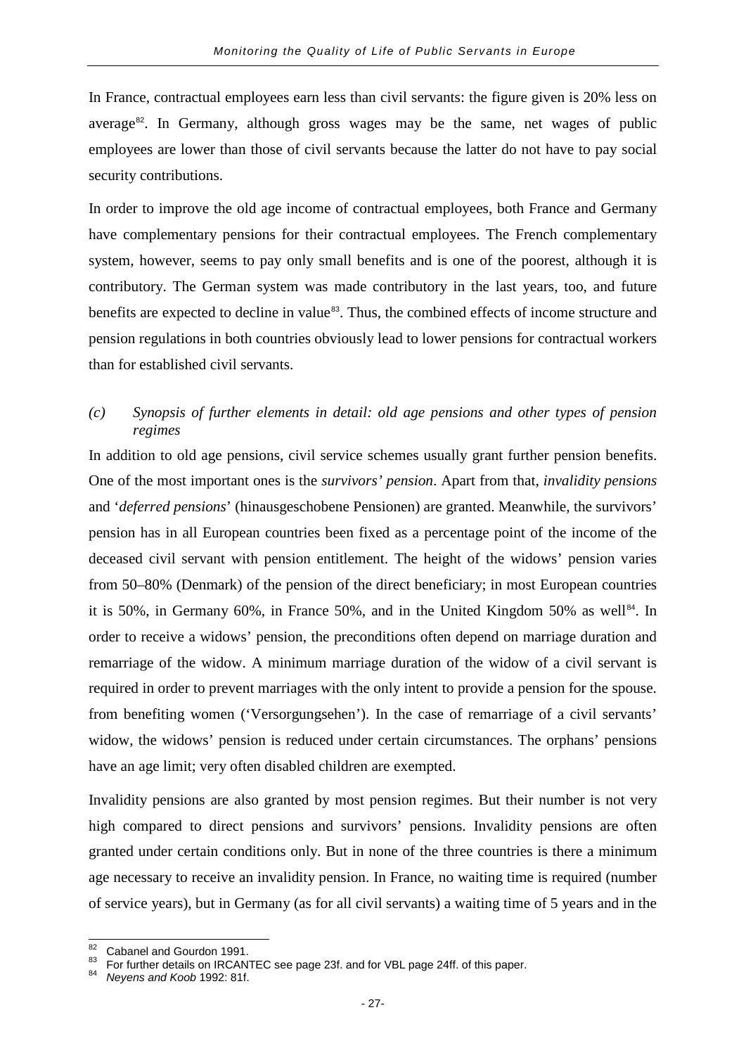In France, contractual employees earn less than civil servants: the figure given is 20% less on average[82]. In Germany, although gross wages may be the same, net wages of public employees are lower than those of civil servants because the latter do not have to pay social security contributions.

In order to improve the old age income of contractual employees, both France and Germany have complementary pensions for their contractual employees. The French complementary system, however, seems to pay only small benefits and is one of the poorest, although it is contributory. The German system was made contributory in the last years, too, and future benefits are expected to decline in value[83]. Thus, the combined effects of income structure and pension regulations in both countries obviously lead to lower pensions for contractual workers than for established civil servants.

### (c) Synopsis of further elements in detail: old age pensions and other types of pension regimes

In addition to old age pensions, civil service schemes usually grant further pension benefits. One of the most important ones is the *survivors' pension*. Apart from that, *invalidity pensions* and '*deferred pensions*' (hinausgeschobene Pensionen) are granted. Meanwhile, the survivors' pension has in all European countries been fixed as a percentage point of the income of the deceased civil servant with pension entitlement. The height of the widows' pension varies from 50–80% (Denmark) of the pension of the direct beneficiary; in most European countries it is 50%, in Germany 60%, in France 50%, and in the United Kingdom 50% as well[84]. In order to receive a widows' pension, the preconditions often depend on marriage duration and remarriage of the widow. A minimum marriage duration of the widow of a civil servant is required in order to prevent marriages with the only intent to provide a pension for the spouse. from benefiting women ('Versorgungsehen'). In the case of remarriage of a civil servants' widow, the widows' pension is reduced under certain circumstances. The orphans' pensions have an age limit; very often disabled children are exempted.

Invalidity pensions are also granted by most pension regimes. But their number is not very high compared to direct pensions and survivors' pensions. Invalidity pensions are often granted under certain conditions only. But in none of the three countries is there a minimum age necessary to receive an invalidity pension. In France, no waiting time is required (number of service years), but in Germany (as for all civil servants) a waiting time of 5 years and in the

---

[82] Cabanel and Gourdon 1991.

[83] For further details on IRCANTEC see page 23f. and for VBL page 24ff. of this paper.

[84] *Neyens and Koob* 1992: 81f.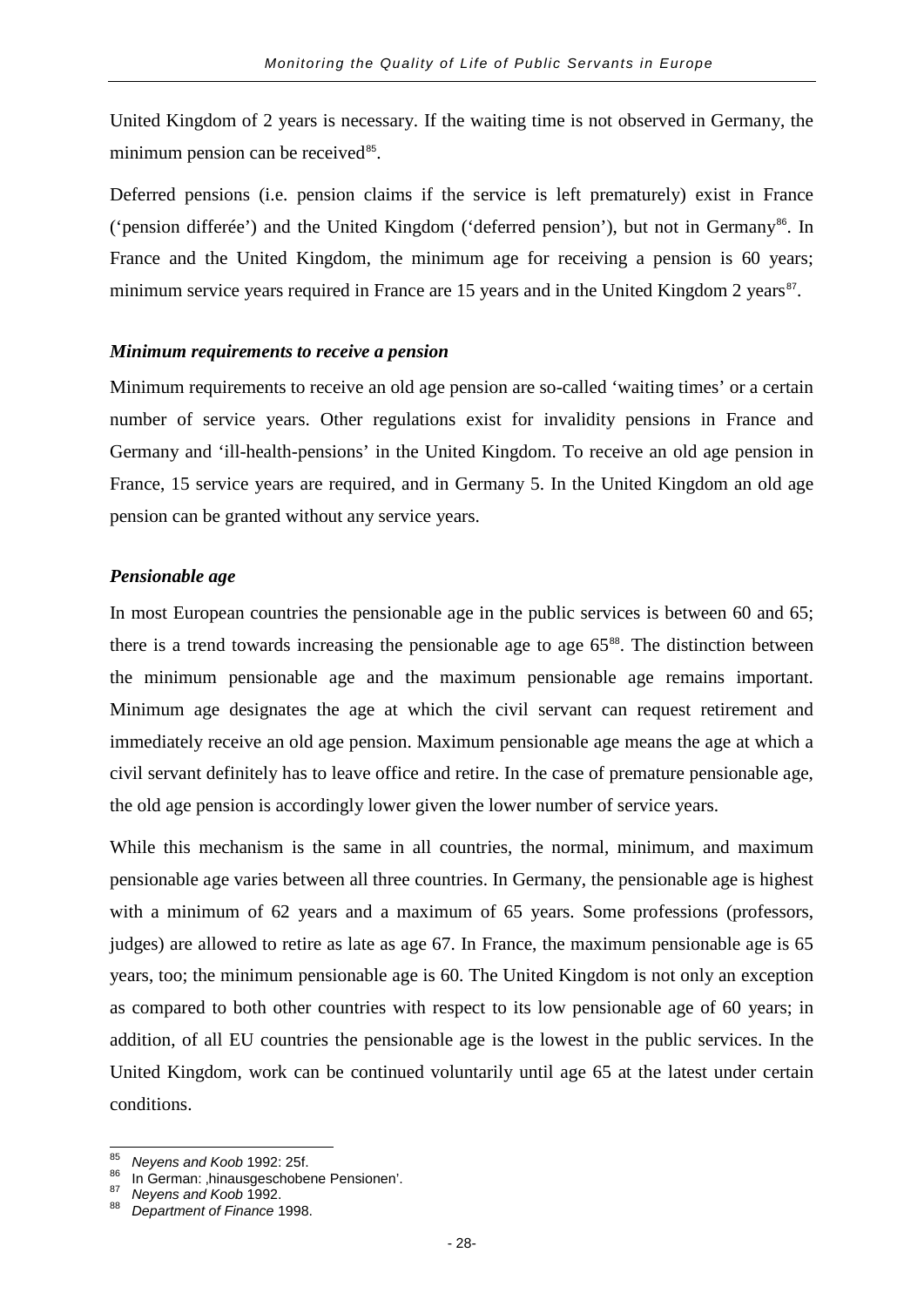United Kingdom of 2 years is necessary. If the waiting time is not observed in Germany, the minimum pension can be received[85].

Deferred pensions (i.e. pension claims if the service is left prematurely) exist in France ('pension differée') and the United Kingdom ('deferred pension'), but not in Germany[86]. In France and the United Kingdom, the minimum age for receiving a pension is 60 years; minimum service years required in France are 15 years and in the United Kingdom 2 years[87].

### *Minimum requirements to receive a pension*

Minimum requirements to receive an old age pension are so-called 'waiting times' or a certain number of service years. Other regulations exist for invalidity pensions in France and Germany and 'ill-health-pensions' in the United Kingdom. To receive an old age pension in France, 15 service years are required, and in Germany 5. In the United Kingdom an old age pension can be granted without any service years.

### *Pensionable age*

In most European countries the pensionable age in the public services is between 60 and 65; there is a trend towards increasing the pensionable age to age 65[88]. The distinction between the minimum pensionable age and the maximum pensionable age remains important. Minimum age designates the age at which the civil servant can request retirement and immediately receive an old age pension. Maximum pensionable age means the age at which a civil servant definitely has to leave office and retire. In the case of premature pensionable age, the old age pension is accordingly lower given the lower number of service years.

While this mechanism is the same in all countries, the normal, minimum, and maximum pensionable age varies between all three countries. In Germany, the pensionable age is highest with a minimum of 62 years and a maximum of 65 years. Some professions (professors, judges) are allowed to retire as late as age 67. In France, the maximum pensionable age is 65 years, too; the minimum pensionable age is 60. The United Kingdom is not only an exception as compared to both other countries with respect to its low pensionable age of 60 years; in addition, of all EU countries the pensionable age is the lowest in the public services. In the United Kingdom, work can be continued voluntarily until age 65 at the latest under certain conditions.

---

[85] *Neyens and Koob* 1992: 25f.
[86] In German: ‚hinausgeschobene Pensionen'.
[87] *Neyens and Koob* 1992.
[88] *Department of Finance* 1998.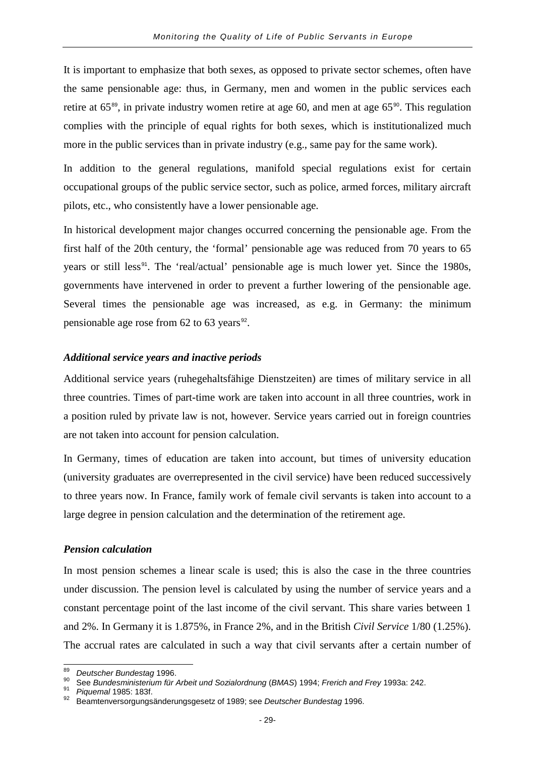It is important to emphasize that both sexes, as opposed to private sector schemes, often have the same pensionable age: thus, in Germany, men and women in the public services each retire at 65[89], in private industry women retire at age 60, and men at age 65[90]. This regulation complies with the principle of equal rights for both sexes, which is institutionalized much more in the public services than in private industry (e.g., same pay for the same work).

In addition to the general regulations, manifold special regulations exist for certain occupational groups of the public service sector, such as police, armed forces, military aircraft pilots, etc., who consistently have a lower pensionable age.

In historical development major changes occurred concerning the pensionable age. From the first half of the 20th century, the 'formal' pensionable age was reduced from 70 years to 65 years or still less[91]. The 'real/actual' pensionable age is much lower yet. Since the 1980s, governments have intervened in order to prevent a further lowering of the pensionable age. Several times the pensionable age was increased, as e.g. in Germany: the minimum pensionable age rose from 62 to 63 years[92].

### *Additional service years and inactive periods*

Additional service years (ruhegehaltsfähige Dienstzeiten) are times of military service in all three countries. Times of part-time work are taken into account in all three countries, work in a position ruled by private law is not, however. Service years carried out in foreign countries are not taken into account for pension calculation.

In Germany, times of education are taken into account, but times of university education (university graduates are overrepresented in the civil service) have been reduced successively to three years now. In France, family work of female civil servants is taken into account to a large degree in pension calculation and the determination of the retirement age.

### *Pension calculation*

In most pension schemes a linear scale is used; this is also the case in the three countries under discussion. The pension level is calculated by using the number of service years and a constant percentage point of the last income of the civil servant. This share varies between 1 and 2%. In Germany it is 1.875%, in France 2%, and in the British *Civil Service* 1/80 (1.25%). The accrual rates are calculated in such a way that civil servants after a certain number of

---

[89] *Deutscher Bundestag* 1996.

[90] See *Bundesministerium für Arbeit und Sozialordnung* (*BMAS*) 1994; *Frerich and Frey* 1993a: 242.

[91] *Piquemal* 1985: 183f.

[92] Beamtenversorgungsänderungsgesetz of 1989; see *Deutscher Bundestag* 1996.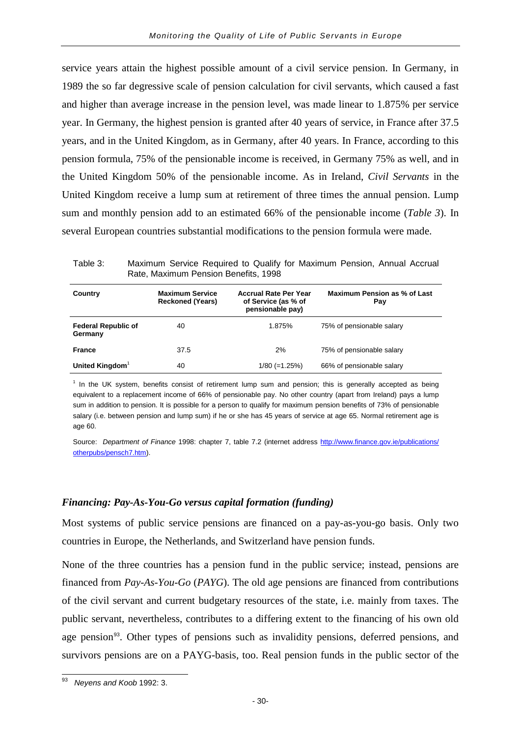service years attain the highest possible amount of a civil service pension. In Germany, in 1989 the so far degressive scale of pension calculation for civil servants, which caused a fast and higher than average increase in the pension level, was made linear to 1.875% per service year. In Germany, the highest pension is granted after 40 years of service, in France after 37.5 years, and in the United Kingdom, as in Germany, after 40 years. In France, according to this pension formula, 75% of the pensionable income is received, in Germany 75% as well, and in the United Kingdom 50% of the pensionable income. As in Ireland, *Civil Servants* in the United Kingdom receive a lump sum at retirement of three times the annual pension. Lump sum and monthly pension add to an estimated 66% of the pensionable income (*Table 3*). In several European countries substantial modifications to the pension formula were made.

Table 3: Maximum Service Required to Qualify for Maximum Pension, Annual Accrual Rate, Maximum Pension Benefits, 1998

| Country | Maximum Service Reckoned (Years) | Accrual Rate Per Year of Service (as % of pensionable pay) | Maximum Pension as % of Last Pay |
|---|---|---|---|
| **Federal Republic of Germany** | 40 | 1.875% | 75% of pensionable salary |
| **France** | 37.5 | 2% | 75% of pensionable salary |
| **United Kingdom**[1] | 40 | 1/80 (=1.25%) | 66% of pensionable salary |

[1] In the UK system, benefits consist of retirement lump sum and pension; this is generally accepted as being equivalent to a replacement income of 66% of pensionable pay. No other country (apart from Ireland) pays a lump sum in addition to pension. It is possible for a person to qualify for maximum pension benefits of 73% of pensionable salary (i.e. between pension and lump sum) if he or she has 45 years of service at age 65. Normal retirement age is age 60.

Source: *Department of Finance* 1998: chapter 7, table 7.2 (internet address http://www.finance.gov.ie/publications/otherpubs/pensch7.htm).

### *Financing: Pay-As-You-Go versus capital formation (funding)*

Most systems of public service pensions are financed on a pay-as-you-go basis. Only two countries in Europe, the Netherlands, and Switzerland have pension funds.

None of the three countries has a pension fund in the public service; instead, pensions are financed from *Pay-As-You-Go* (*PAYG*). The old age pensions are financed from contributions of the civil servant and current budgetary resources of the state, i.e. mainly from taxes. The public servant, nevertheless, contributes to a differing extent to the financing of his own old age pension[93]. Other types of pensions such as invalidity pensions, deferred pensions, and survivors pensions are on a PAYG-basis, too. Real pension funds in the public sector of the

[93] *Neyens and Koob* 1992: 3.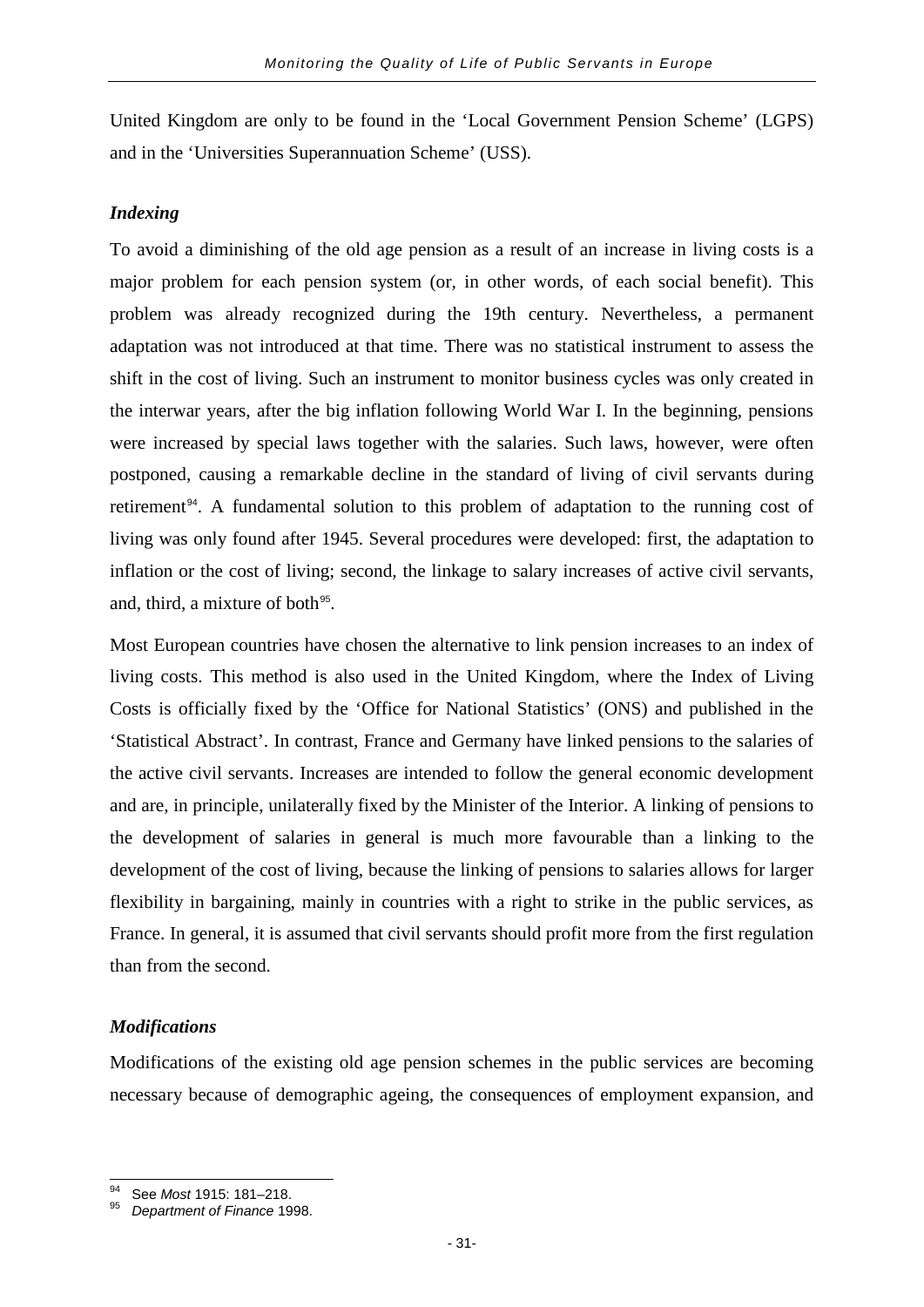United Kingdom are only to be found in the 'Local Government Pension Scheme' (LGPS) and in the 'Universities Superannuation Scheme' (USS).

### *Indexing*

To avoid a diminishing of the old age pension as a result of an increase in living costs is a major problem for each pension system (or, in other words, of each social benefit). This problem was already recognized during the 19th century. Nevertheless, a permanent adaptation was not introduced at that time. There was no statistical instrument to assess the shift in the cost of living. Such an instrument to monitor business cycles was only created in the interwar years, after the big inflation following World War I. In the beginning, pensions were increased by special laws together with the salaries. Such laws, however, were often postponed, causing a remarkable decline in the standard of living of civil servants during retirement[94]. A fundamental solution to this problem of adaptation to the running cost of living was only found after 1945. Several procedures were developed: first, the adaptation to inflation or the cost of living; second, the linkage to salary increases of active civil servants, and, third, a mixture of both[95].

Most European countries have chosen the alternative to link pension increases to an index of living costs. This method is also used in the United Kingdom, where the Index of Living Costs is officially fixed by the 'Office for National Statistics' (ONS) and published in the 'Statistical Abstract'. In contrast, France and Germany have linked pensions to the salaries of the active civil servants. Increases are intended to follow the general economic development and are, in principle, unilaterally fixed by the Minister of the Interior. A linking of pensions to the development of salaries in general is much more favourable than a linking to the development of the cost of living, because the linking of pensions to salaries allows for larger flexibility in bargaining, mainly in countries with a right to strike in the public services, as France. In general, it is assumed that civil servants should profit more from the first regulation than from the second.

### *Modifications*

Modifications of the existing old age pension schemes in the public services are becoming necessary because of demographic ageing, the consequences of employment expansion, and

---

[94] See *Most* 1915: 181–218.

[95] *Department of Finance* 1998.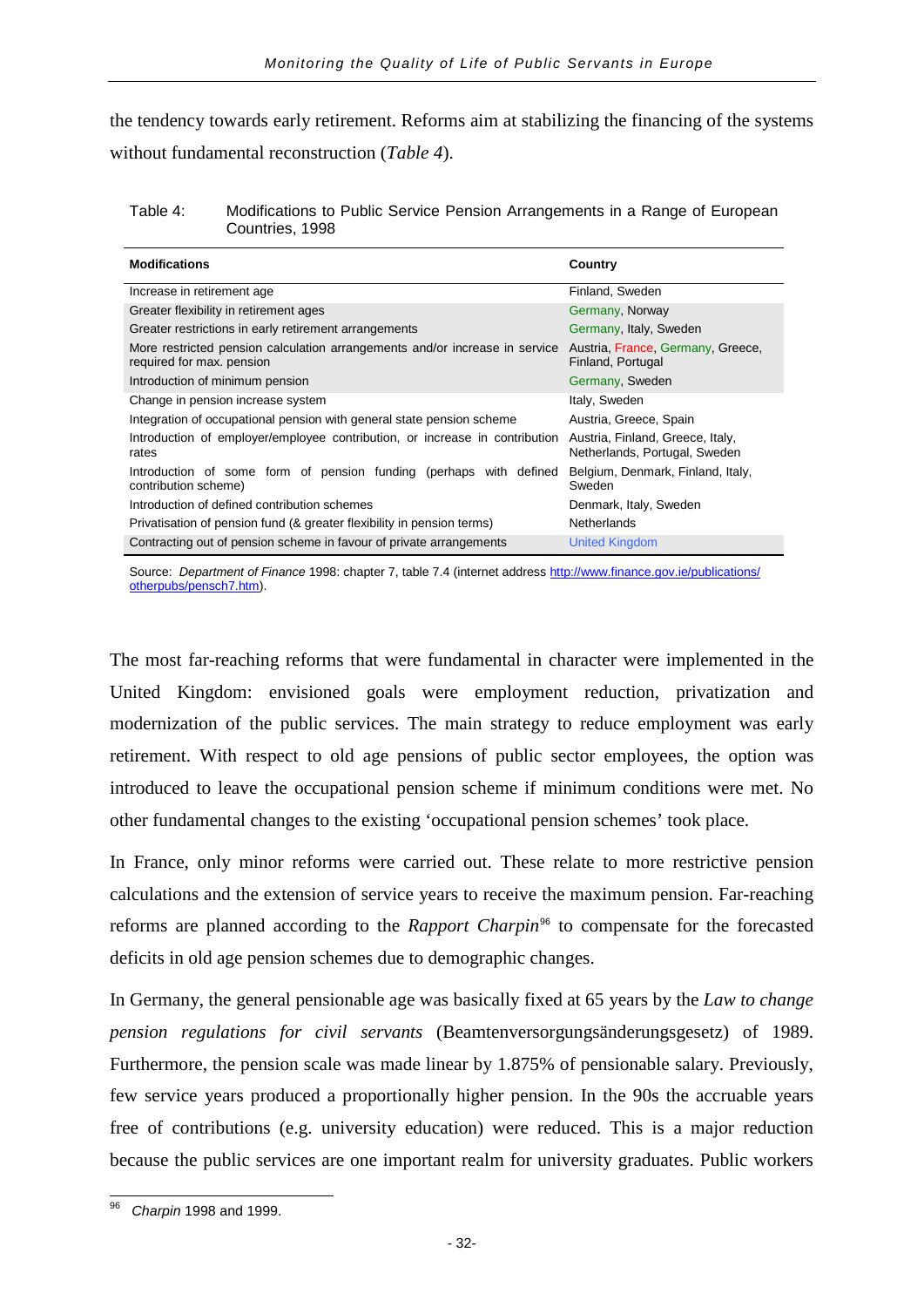the tendency towards early retirement. Reforms aim at stabilizing the financing of the systems without fundamental reconstruction (*Table 4*).

Table 4: Modifications to Public Service Pension Arrangements in a Range of European Countries, 1998

| **Modifications** | **Country** |
|---|---|
| Increase in retirement age | Finland, Sweden |
| Greater flexibility in retirement ages | Germany, Norway |
| Greater restrictions in early retirement arrangements | Germany, Italy, Sweden |
| More restricted pension calculation arrangements and/or increase in service required for max. pension | Austria, France, Germany, Greece, Finland, Portugal |
| Introduction of minimum pension | Germany, Sweden |
| Change in pension increase system | Italy, Sweden |
| Integration of occupational pension with general state pension scheme | Austria, Greece, Spain |
| Introduction of employer/employee contribution, or increase in contribution rates | Austria, Finland, Greece, Italy, Netherlands, Portugal, Sweden |
| Introduction of some form of pension funding (perhaps with defined contribution scheme) | Belgium, Denmark, Finland, Italy, Sweden |
| Introduction of defined contribution schemes | Denmark, Italy, Sweden |
| Privatisation of pension fund (& greater flexibility in pension terms) | Netherlands |
| Contracting out of pension scheme in favour of private arrangements | United Kingdom |

Source: *Department of Finance* 1998: chapter 7, table 7.4 (internet address http://www.finance.gov.ie/publications/otherpubs/pensch7.htm).

The most far-reaching reforms that were fundamental in character were implemented in the United Kingdom: envisioned goals were employment reduction, privatization and modernization of the public services. The main strategy to reduce employment was early retirement. With respect to old age pensions of public sector employees, the option was introduced to leave the occupational pension scheme if minimum conditions were met. No other fundamental changes to the existing 'occupational pension schemes' took place.

In France, only minor reforms were carried out. These relate to more restrictive pension calculations and the extension of service years to receive the maximum pension. Far-reaching reforms are planned according to the *Rapport Charpin*[96] to compensate for the forecasted deficits in old age pension schemes due to demographic changes.

In Germany, the general pensionable age was basically fixed at 65 years by the *Law to change pension regulations for civil servants* (Beamtenversorgungsänderungsgesetz) of 1989. Furthermore, the pension scale was made linear by 1.875% of pensionable salary. Previously, few service years produced a proportionally higher pension. In the 90s the accruable years free of contributions (e.g. university education) were reduced. This is a major reduction because the public services are one important realm for university graduates. Public workers

[96] *Charpin* 1998 and 1999.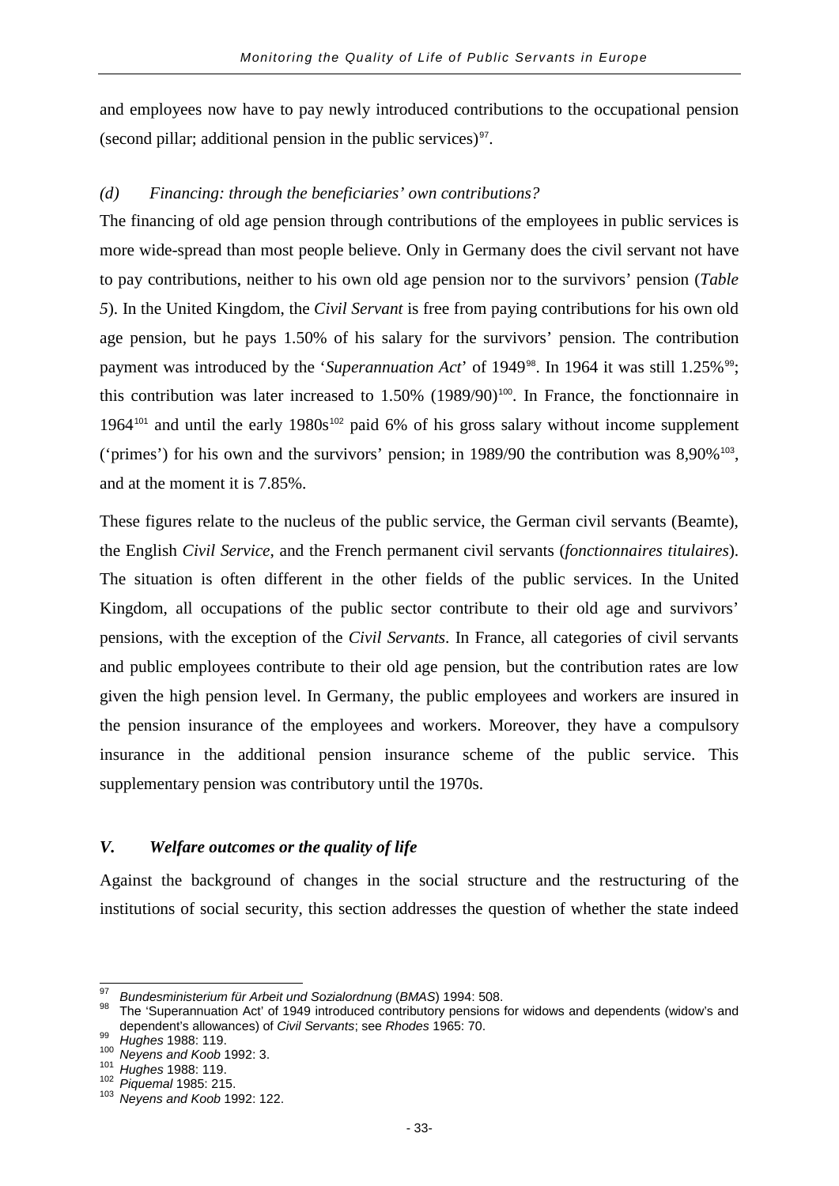and employees now have to pay newly introduced contributions to the occupational pension (second pillar; additional pension in the public services)[97].

### *(d) Financing: through the beneficiaries' own contributions?*

The financing of old age pension through contributions of the employees in public services is more wide-spread than most people believe. Only in Germany does the civil servant not have to pay contributions, neither to his own old age pension nor to the survivors' pension (*Table 5*). In the United Kingdom, the *Civil Servant* is free from paying contributions for his own old age pension, but he pays 1.50% of his salary for the survivors' pension. The contribution payment was introduced by the '*Superannuation Act*' of 1949[98]. In 1964 it was still 1.25%[99]; this contribution was later increased to 1.50% (1989/90)[100]. In France, the fonctionnaire in 1964[101] and until the early 1980s[102] paid 6% of his gross salary without income supplement ('primes') for his own and the survivors' pension; in 1989/90 the contribution was 8,90%[103], and at the moment it is 7.85%.

These figures relate to the nucleus of the public service, the German civil servants (Beamte), the English *Civil Service*, and the French permanent civil servants (*fonctionnaires titulaires*). The situation is often different in the other fields of the public services. In the United Kingdom, all occupations of the public sector contribute to their old age and survivors' pensions, with the exception of the *Civil Servants*. In France, all categories of civil servants and public employees contribute to their old age pension, but the contribution rates are low given the high pension level. In Germany, the public employees and workers are insured in the pension insurance of the employees and workers. Moreover, they have a compulsory insurance in the additional pension insurance scheme of the public service. This supplementary pension was contributory until the 1970s.

## *V. Welfare outcomes or the quality of life*

Against the background of changes in the social structure and the restructuring of the institutions of social security, this section addresses the question of whether the state indeed

---

[97] *Bundesministerium für Arbeit und Sozialordnung* (*BMAS*) 1994: 508.

[98] The 'Superannuation Act' of 1949 introduced contributory pensions for widows and dependents (widow's and dependent's allowances) of *Civil Servants*; see *Rhodes* 1965: 70.

[99] *Hughes* 1988: 119.

[100] *Neyens and Koob* 1992: 3.

[101] *Hughes* 1988: 119.

[102] *Piquemal* 1985: 215.

[103] *Neyens and Koob* 1992: 122.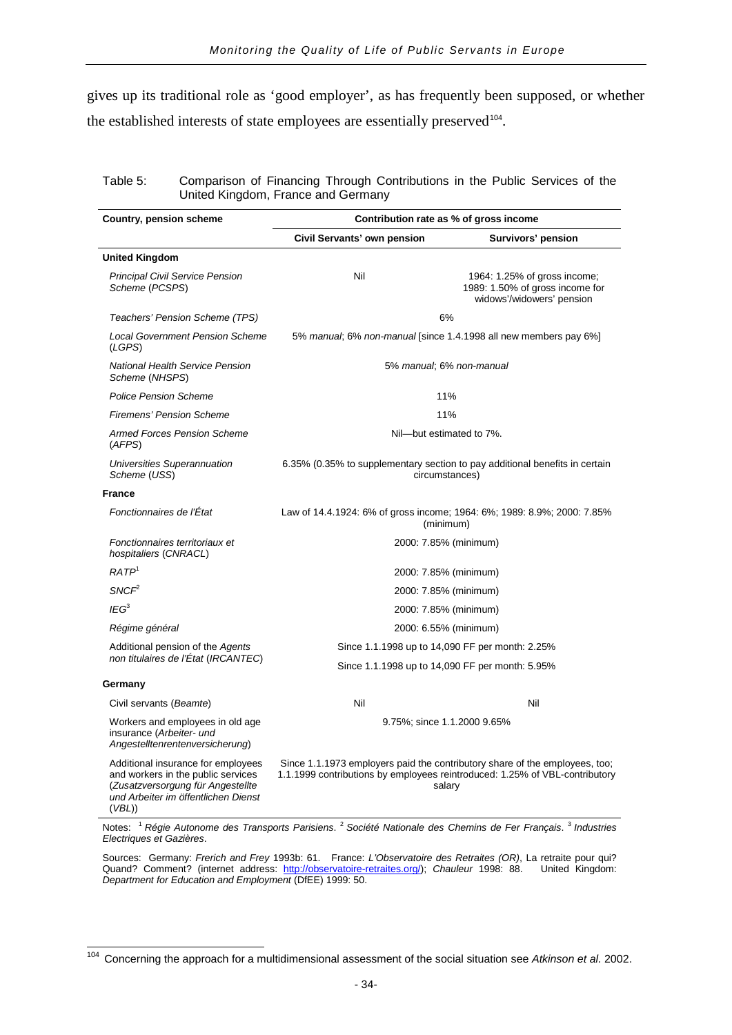gives up its traditional role as 'good employer', as has frequently been supposed, or whether the established interests of state employees are essentially preserved[104].

Table 5: Comparison of Financing Through Contributions in the Public Services of the United Kingdom, France and Germany

| Country, pension scheme | Contribution rate as % of gross income | |
|---|---|---|
| | **Civil Servants' own pension** | **Survivors' pension** |
| **United Kingdom** | | |
| *Principal Civil Service Pension Scheme* (*PCSPS*) | Nil | 1964: 1.25% of gross income; 1989: 1.50% of gross income for widows'/widowers' pension |
| *Teachers' Pension Scheme (TPS)* | 6% | |
| *Local Government Pension Scheme* (*LGPS*) | 5% *manual*; 6% *non-manual* [since 1.4.1998 all new members pay 6%] | |
| *National Health Service Pension Scheme* (*NHSPS*) | 5% *manual*; 6% *non-manual* | |
| *Police Pension Scheme* | 11% | |
| *Firemens' Pension Scheme* | 11% | |
| *Armed Forces Pension Scheme* (*AFPS*) | Nil—but estimated to 7%. | |
| *Universities Superannuation Scheme* (*USS*) | 6.35% (0.35% to supplementary section to pay additional benefits in certain circumstances) | |
| **France** | | |
| *Fonctionnaires de l'État* | Law of 14.4.1924: 6% of gross income; 1964: 6%; 1989: 8.9%; 2000: 7.85% (minimum) | |
| *Fonctionnaires territoriaux et hospitaliers* (*CNRACL*) | 2000: 7.85% (minimum) | |
| *RATP*[1] | 2000: 7.85% (minimum) | |
| *SNCF*[2] | 2000: 7.85% (minimum) | |
| *IEG*[3] | 2000: 7.85% (minimum) | |
| *Régime général* | 2000: 6.55% (minimum) | |
| Additional pension of the *Agents non titulaires de l'État* (*IRCANTEC*) | Since 1.1.1998 up to 14,090 FF per month: 2.25% | |
| | Since 1.1.1998 up to 14,090 FF per month: 5.95% | |
| **Germany** | | |
| Civil servants (*Beamte*) | Nil | Nil |
| Workers and employees in old age insurance (*Arbeiter- und Angestelltenrentenversicherung*) | 9.75%; since 1.1.2000 9.65% | |
| Additional insurance for employees and workers in the public services (*Zusatzversorgung für Angestellte und Arbeiter im öffentlichen Dienst* (*VBL*)) | Since 1.1.1973 employers paid the contributory share of the employees, too; 1.1.1999 contributions by employees reintroduced: 1.25% of VBL-contributory salary | |

Notes: [1] *Régie Autonome des Transports Parisiens*. [2] *Société Nationale des Chemins de Fer Français*. [3] *Industries Electriques et Gazières*.

Sources: Germany: *Frerich and Frey* 1993b: 61. France: *L'Observatoire des Retraites (OR)*, La retraite pour qui? Quand? Comment? (internet address: http://observatoire-retraites.org/); *Chauleur* 1998: 88. United Kingdom: *Department for Education and Employment* (DfEE) 1999: 50.

[104] Concerning the approach for a multidimensional assessment of the social situation see *Atkinson et al.* 2002.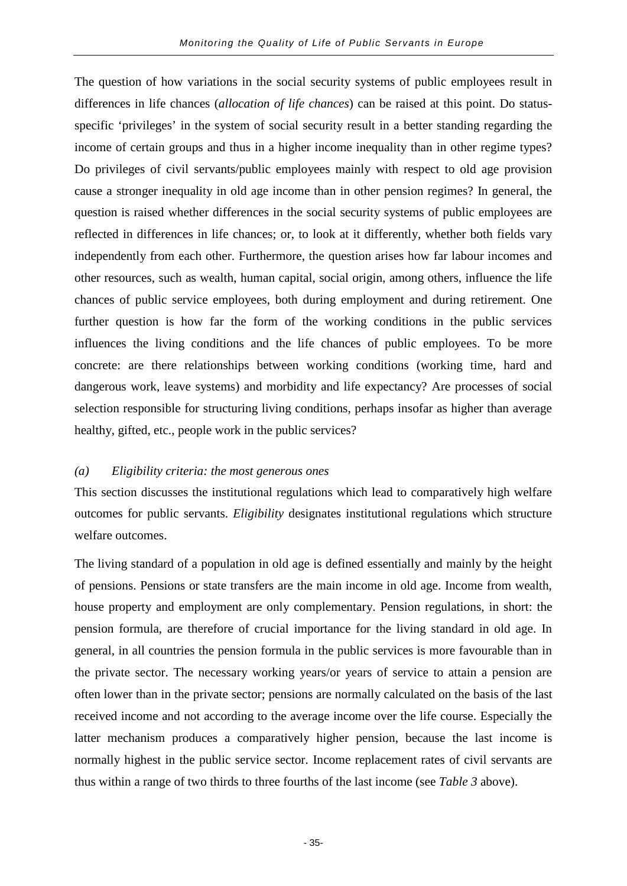The question of how variations in the social security systems of public employees result in differences in life chances (*allocation of life chances*) can be raised at this point. Do status-specific 'privileges' in the system of social security result in a better standing regarding the income of certain groups and thus in a higher income inequality than in other regime types? Do privileges of civil servants/public employees mainly with respect to old age provision cause a stronger inequality in old age income than in other pension regimes? In general, the question is raised whether differences in the social security systems of public employees are reflected in differences in life chances; or, to look at it differently, whether both fields vary independently from each other. Furthermore, the question arises how far labour incomes and other resources, such as wealth, human capital, social origin, among others, influence the life chances of public service employees, both during employment and during retirement. One further question is how far the form of the working conditions in the public services influences the living conditions and the life chances of public employees. To be more concrete: are there relationships between working conditions (working time, hard and dangerous work, leave systems) and morbidity and life expectancy? Are processes of social selection responsible for structuring living conditions, perhaps insofar as higher than average healthy, gifted, etc., people work in the public services?

*(a) Eligibility criteria: the most generous ones*

This section discusses the institutional regulations which lead to comparatively high welfare outcomes for public servants. *Eligibility* designates institutional regulations which structure welfare outcomes.

The living standard of a population in old age is defined essentially and mainly by the height of pensions. Pensions or state transfers are the main income in old age. Income from wealth, house property and employment are only complementary. Pension regulations, in short: the pension formula, are therefore of crucial importance for the living standard in old age. In general, in all countries the pension formula in the public services is more favourable than in the private sector. The necessary working years/or years of service to attain a pension are often lower than in the private sector; pensions are normally calculated on the basis of the last received income and not according to the average income over the life course. Especially the latter mechanism produces a comparatively higher pension, because the last income is normally highest in the public service sector. Income replacement rates of civil servants are thus within a range of two thirds to three fourths of the last income (see *Table 3* above).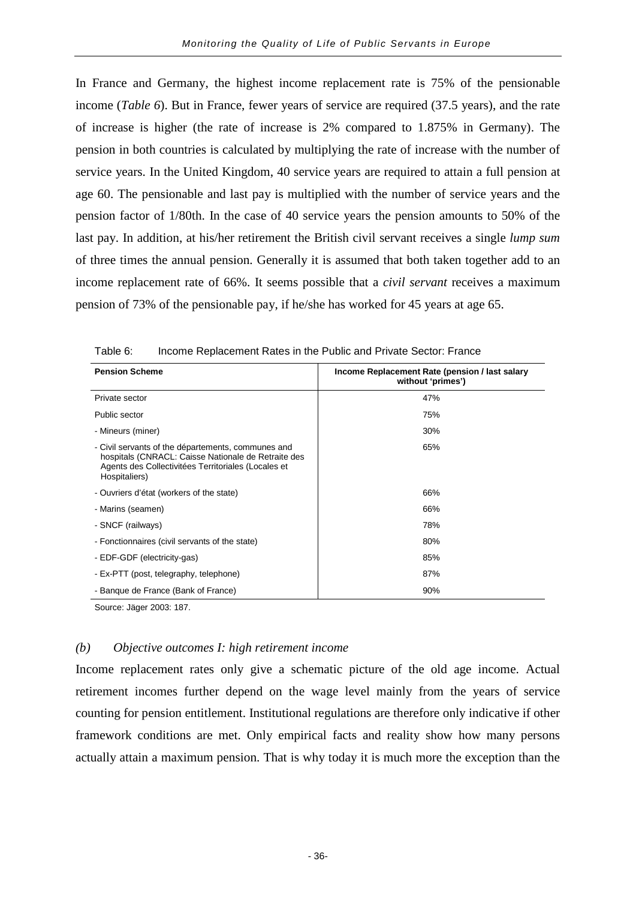In France and Germany, the highest income replacement rate is 75% of the pensionable income (*Table 6*). But in France, fewer years of service are required (37.5 years), and the rate of increase is higher (the rate of increase is 2% compared to 1.875% in Germany). The pension in both countries is calculated by multiplying the rate of increase with the number of service years. In the United Kingdom, 40 service years are required to attain a full pension at age 60. The pensionable and last pay is multiplied with the number of service years and the pension factor of 1/80th. In the case of 40 service years the pension amounts to 50% of the last pay. In addition, at his/her retirement the British civil servant receives a single *lump sum* of three times the annual pension. Generally it is assumed that both taken together add to an income replacement rate of 66%. It seems possible that a *civil servant* receives a maximum pension of 73% of the pensionable pay, if he/she has worked for 45 years at age 65.

Table 6: Income Replacement Rates in the Public and Private Sector: France

| Pension Scheme | Income Replacement Rate (pension / last salary without 'primes') |
|---|---|
| Private sector | 47% |
| Public sector | 75% |
| - Mineurs (miner) | 30% |
| - Civil servants of the départements, communes and hospitals (CNRACL: Caisse Nationale de Retraite des Agents des Collectivitées Territoriales (Locales et Hospitaliers) | 65% |
| - Ouvriers d'état (workers of the state) | 66% |
| - Marins (seamen) | 66% |
| - SNCF (railways) | 78% |
| - Fonctionnaires (civil servants of the state) | 80% |
| - EDF-GDF (electricity-gas) | 85% |
| - Ex-PTT (post, telegraphy, telephone) | 87% |
| - Banque de France (Bank of France) | 90% |

Source: Jäger 2003: 187.

### *(b) Objective outcomes I: high retirement income*

Income replacement rates only give a schematic picture of the old age income. Actual retirement incomes further depend on the wage level mainly from the years of service counting for pension entitlement. Institutional regulations are therefore only indicative if other framework conditions are met. Only empirical facts and reality show how many persons actually attain a maximum pension. That is why today it is much more the exception than the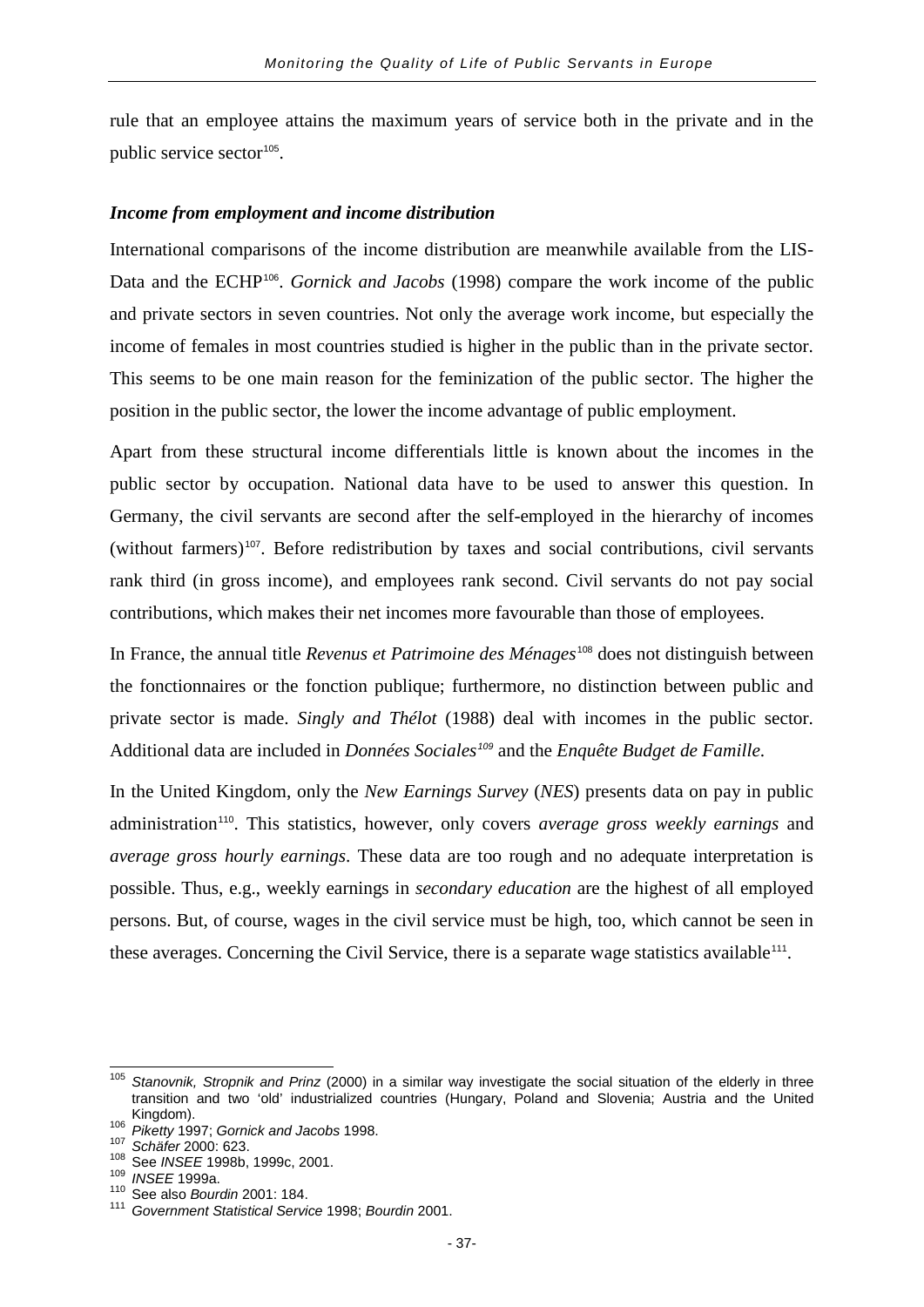rule that an employee attains the maximum years of service both in the private and in the public service sector[105].

***Income from employment and income distribution***

International comparisons of the income distribution are meanwhile available from the LIS-Data and the ECHP[106]. *Gornick and Jacobs* (1998) compare the work income of the public and private sectors in seven countries. Not only the average work income, but especially the income of females in most countries studied is higher in the public than in the private sector. This seems to be one main reason for the feminization of the public sector. The higher the position in the public sector, the lower the income advantage of public employment.

Apart from these structural income differentials little is known about the incomes in the public sector by occupation. National data have to be used to answer this question. In Germany, the civil servants are second after the self-employed in the hierarchy of incomes (without farmers)[107]. Before redistribution by taxes and social contributions, civil servants rank third (in gross income), and employees rank second. Civil servants do not pay social contributions, which makes their net incomes more favourable than those of employees.

In France, the annual title *Revenus et Patrimoine des Ménages*[108] does not distinguish between the fonctionnaires or the fonction publique; furthermore, no distinction between public and private sector is made. *Singly and Thélot* (1988) deal with incomes in the public sector. Additional data are included in *Données Sociales*[109] and the *Enquête Budget de Famille*.

In the United Kingdom, only the *New Earnings Survey* (*NES*) presents data on pay in public administration[110]. This statistics, however, only covers *average gross weekly earnings* and *average gross hourly earnings*. These data are too rough and no adequate interpretation is possible. Thus, e.g., weekly earnings in *secondary education* are the highest of all employed persons. But, of course, wages in the civil service must be high, too, which cannot be seen in these averages. Concerning the Civil Service, there is a separate wage statistics available[111].

---

[105] *Stanovnik, Stropnik and Prinz* (2000) in a similar way investigate the social situation of the elderly in three transition and two 'old' industrialized countries (Hungary, Poland and Slovenia; Austria and the United Kingdom).

[106] *Piketty* 1997; *Gornick and Jacobs* 1998.

[107] *Schäfer* 2000: 623.

[108] See *INSEE* 1998b, 1999c, 2001.

[109] *INSEE* 1999a.

[110] See also *Bourdin* 2001: 184.

[111] *Government Statistical Service* 1998; *Bourdin* 2001.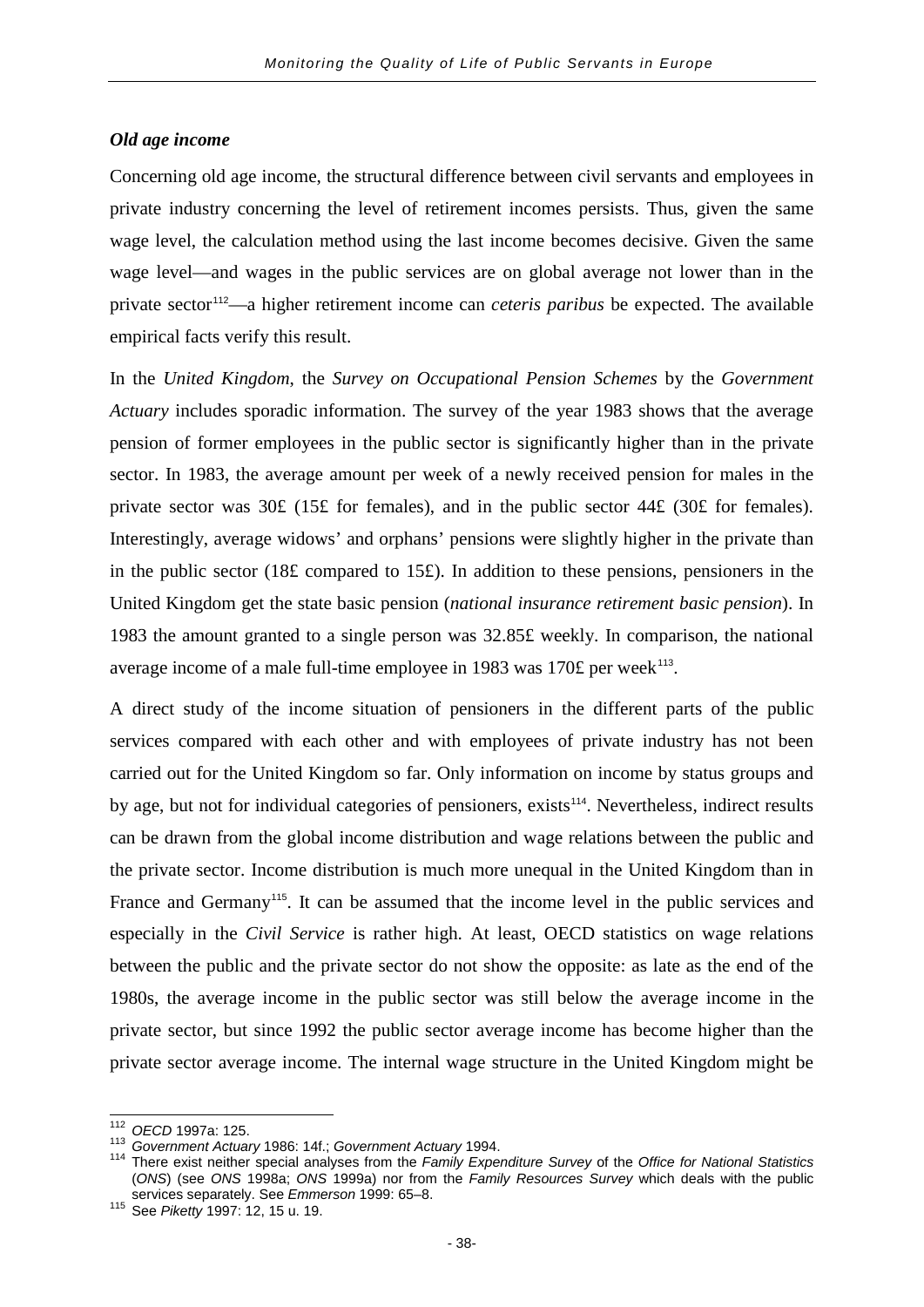### *Old age income*

Concerning old age income, the structural difference between civil servants and employees in private industry concerning the level of retirement incomes persists. Thus, given the same wage level, the calculation method using the last income becomes decisive. Given the same wage level—and wages in the public services are on global average not lower than in the private sector[112]—a higher retirement income can *ceteris paribus* be expected. The available empirical facts verify this result.

In the *United Kingdom*, the *Survey on Occupational Pension Schemes* by the *Government Actuary* includes sporadic information. The survey of the year 1983 shows that the average pension of former employees in the public sector is significantly higher than in the private sector. In 1983, the average amount per week of a newly received pension for males in the private sector was 30£ (15£ for females), and in the public sector 44£ (30£ for females). Interestingly, average widows' and orphans' pensions were slightly higher in the private than in the public sector (18£ compared to 15£). In addition to these pensions, pensioners in the United Kingdom get the state basic pension (*national insurance retirement basic pension*). In 1983 the amount granted to a single person was 32.85£ weekly. In comparison, the national average income of a male full-time employee in 1983 was 170£ per week[113].

A direct study of the income situation of pensioners in the different parts of the public services compared with each other and with employees of private industry has not been carried out for the United Kingdom so far. Only information on income by status groups and by age, but not for individual categories of pensioners, exists[114]. Nevertheless, indirect results can be drawn from the global income distribution and wage relations between the public and the private sector. Income distribution is much more unequal in the United Kingdom than in France and Germany[115]. It can be assumed that the income level in the public services and especially in the *Civil Service* is rather high. At least, OECD statistics on wage relations between the public and the private sector do not show the opposite: as late as the end of the 1980s, the average income in the public sector was still below the average income in the private sector, but since 1992 the public sector average income has become higher than the private sector average income. The internal wage structure in the United Kingdom might be

---

[112] *OECD* 1997a: 125.

[113] *Government Actuary* 1986: 14f.; *Government Actuary* 1994.

[114] There exist neither special analyses from the *Family Expenditure Survey* of the *Office for National Statistics* (*ONS*) (see *ONS* 1998a; *ONS* 1999a) nor from the *Family Resources Survey* which deals with the public services separately. See *Emmerson* 1999: 65–8.

[115] See *Piketty* 1997: 12, 15 u. 19.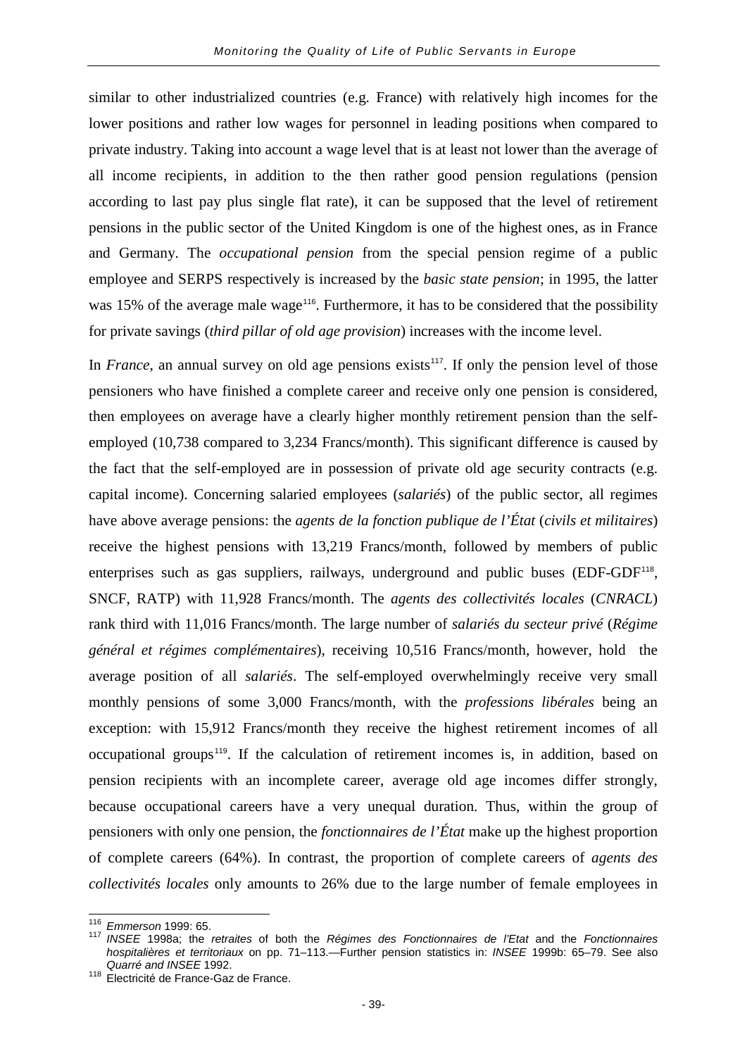similar to other industrialized countries (e.g. France) with relatively high incomes for the lower positions and rather low wages for personnel in leading positions when compared to private industry. Taking into account a wage level that is at least not lower than the average of all income recipients, in addition to the then rather good pension regulations (pension according to last pay plus single flat rate), it can be supposed that the level of retirement pensions in the public sector of the United Kingdom is one of the highest ones, as in France and Germany. The *occupational pension* from the special pension regime of a public employee and SERPS respectively is increased by the *basic state pension*; in 1995, the latter was 15% of the average male wage[116]. Furthermore, it has to be considered that the possibility for private savings (*third pillar of old age provision*) increases with the income level.

In *France*, an annual survey on old age pensions exists[117]. If only the pension level of those pensioners who have finished a complete career and receive only one pension is considered, then employees on average have a clearly higher monthly retirement pension than the self-employed (10,738 compared to 3,234 Francs/month). This significant difference is caused by the fact that the self-employed are in possession of private old age security contracts (e.g. capital income). Concerning salaried employees (*salariés*) of the public sector, all regimes have above average pensions: the *agents de la fonction publique de l'État* (*civils et militaires*) receive the highest pensions with 13,219 Francs/month, followed by members of public enterprises such as gas suppliers, railways, underground and public buses (EDF-GDF[118], SNCF, RATP) with 11,928 Francs/month. The *agents des collectivités locales* (*CNRACL*) rank third with 11,016 Francs/month. The large number of *salariés du secteur privé* (*Régime général et régimes complémentaires*), receiving 10,516 Francs/month, however, hold the average position of all *salariés*. The self-employed overwhelmingly receive very small monthly pensions of some 3,000 Francs/month, with the *professions libérales* being an exception: with 15,912 Francs/month they receive the highest retirement incomes of all occupational groups[119]. If the calculation of retirement incomes is, in addition, based on pension recipients with an incomplete career, average old age incomes differ strongly, because occupational careers have a very unequal duration. Thus, within the group of pensioners with only one pension, the *fonctionnaires de l'État* make up the highest proportion of complete careers (64%). In contrast, the proportion of complete careers of *agents des collectivités locales* only amounts to 26% due to the large number of female employees in

---

[116] *Emmerson* 1999: 65.

[117] *INSEE* 1998a; the *retraites* of both the *Régimes des Fonctionnaires de l'Etat* and the *Fonctionnaires hospitalières et territoriaux* on pp. 71–113.—Further pension statistics in: *INSEE* 1999b: 65–79. See also *Quarré and INSEE* 1992.

[118] Electricité de France-Gaz de France.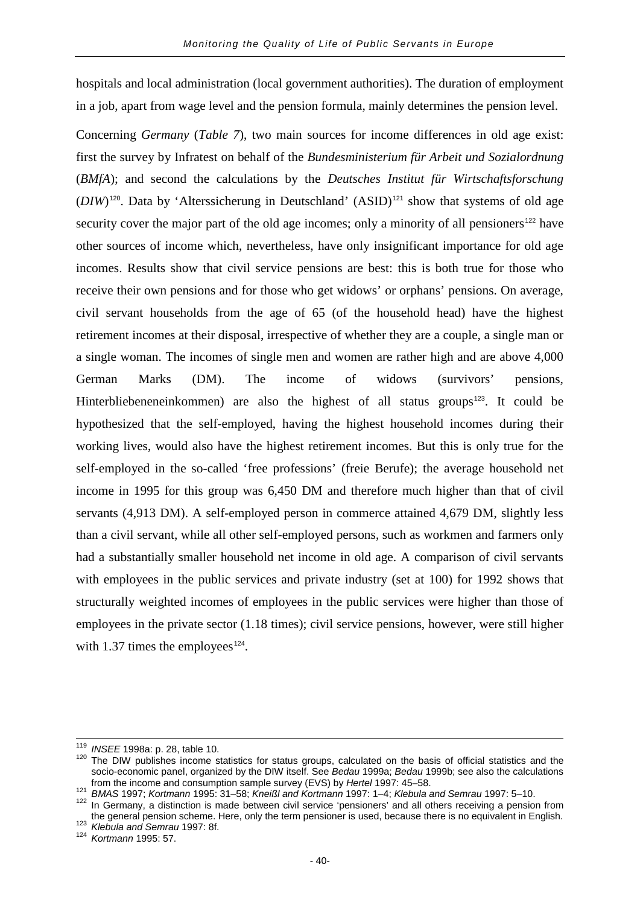hospitals and local administration (local government authorities). The duration of employment in a job, apart from wage level and the pension formula, mainly determines the pension level.

Concerning *Germany* (*Table 7*), two main sources for income differences in old age exist: first the survey by Infratest on behalf of the *Bundesministerium für Arbeit und Sozialordnung* (*BMfA*); and second the calculations by the *Deutsches Institut für Wirtschaftsforschung* (*DIW*)[120]. Data by 'Alterssicherung in Deutschland' (ASID)[121] show that systems of old age security cover the major part of the old age incomes; only a minority of all pensioners[122] have other sources of income which, nevertheless, have only insignificant importance for old age incomes. Results show that civil service pensions are best: this is both true for those who receive their own pensions and for those who get widows' or orphans' pensions. On average, civil servant households from the age of 65 (of the household head) have the highest retirement incomes at their disposal, irrespective of whether they are a couple, a single man or a single woman. The incomes of single men and women are rather high and are above 4,000 German Marks (DM). The income of widows (survivors' pensions, Hinterbliebeneneinkommen) are also the highest of all status groups[123]. It could be hypothesized that the self-employed, having the highest household incomes during their working lives, would also have the highest retirement incomes. But this is only true for the self-employed in the so-called 'free professions' (freie Berufe); the average household net income in 1995 for this group was 6,450 DM and therefore much higher than that of civil servants (4,913 DM). A self-employed person in commerce attained 4,679 DM, slightly less than a civil servant, while all other self-employed persons, such as workmen and farmers only had a substantially smaller household net income in old age. A comparison of civil servants with employees in the public services and private industry (set at 100) for 1992 shows that structurally weighted incomes of employees in the public services were higher than those of employees in the private sector (1.18 times); civil service pensions, however, were still higher with 1.37 times the employees[124].

---

[119] *INSEE* 1998a: p. 28, table 10.

[120] The DIW publishes income statistics for status groups, calculated on the basis of official statistics and the socio-economic panel, organized by the DIW itself. See *Bedau* 1999a; *Bedau* 1999b; see also the calculations from the income and consumption sample survey (EVS) by *Hertel* 1997: 45–58.

[121] *BMAS* 1997; *Kortmann* 1995: 31–58; *Kneißl and Kortmann* 1997: 1–4; *Klebula and Semrau* 1997: 5–10.

[122] In Germany, a distinction is made between civil service 'pensioners' and all others receiving a pension from the general pension scheme. Here, only the term pensioner is used, because there is no equivalent in English.

[123] *Klebula and Semrau* 1997: 8f.

[124] *Kortmann* 1995: 57.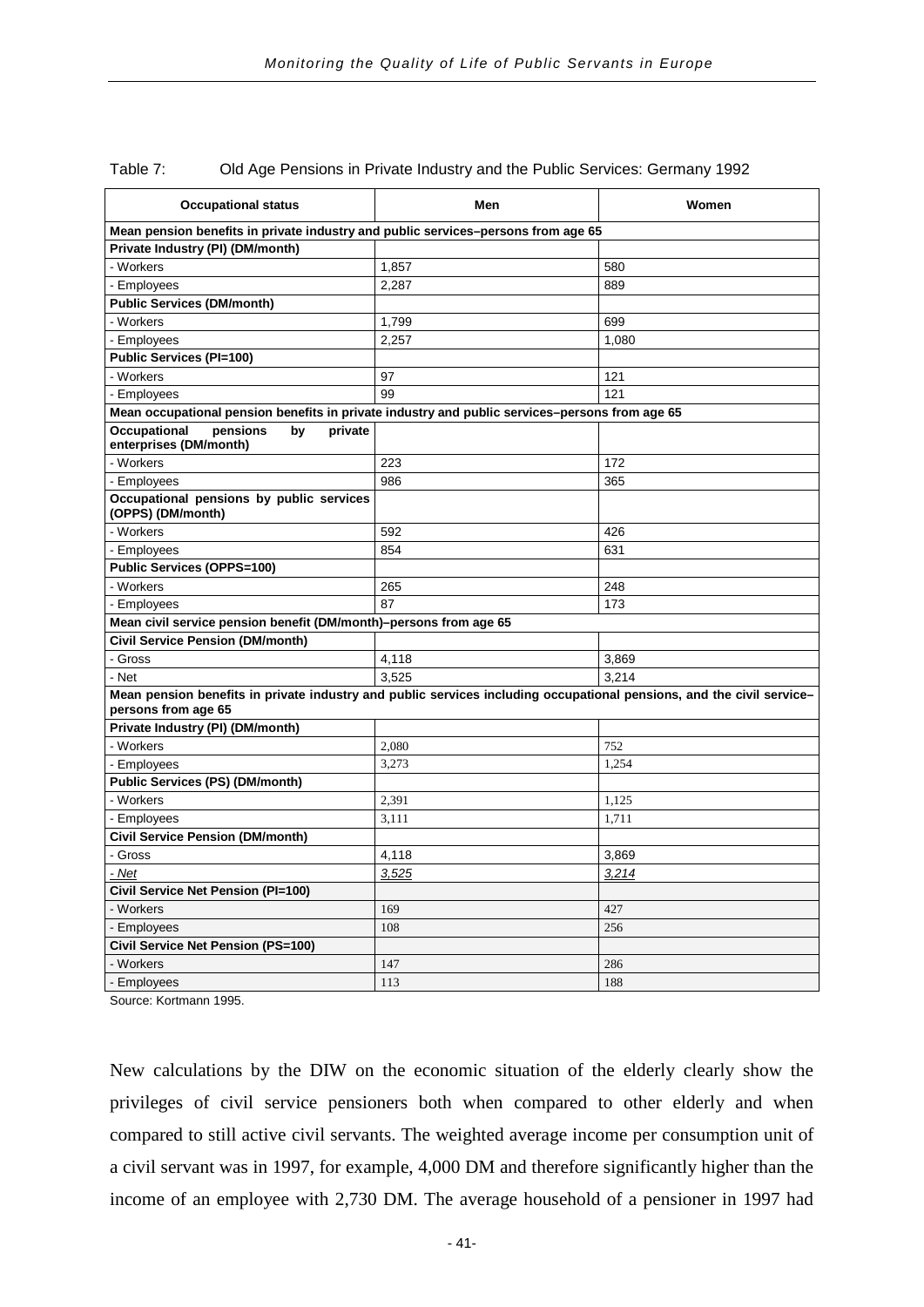Table 7: Old Age Pensions in Private Industry and the Public Services: Germany 1992

| Occupational status | Men | Women |
|---|---|---|
| **Mean pension benefits in private industry and public services–persons from age 65** | | |
| **Private Industry (PI) (DM/month)** | | |
| - Workers | 1,857 | 580 |
| - Employees | 2,287 | 889 |
| **Public Services (DM/month)** | | |
| - Workers | 1,799 | 699 |
| - Employees | 2,257 | 1,080 |
| **Public Services (PI=100)** | | |
| - Workers | 97 | 121 |
| - Employees | 99 | 121 |
| **Mean occupational pension benefits in private industry and public services–persons from age 65** | | |
| **Occupational pensions by private enterprises (DM/month)** | | |
| - Workers | 223 | 172 |
| - Employees | 986 | 365 |
| **Occupational pensions by public services (OPPS) (DM/month)** | | |
| - Workers | 592 | 426 |
| - Employees | 854 | 631 |
| **Public Services (OPPS=100)** | | |
| - Workers | 265 | 248 |
| - Employees | 87 | 173 |
| **Mean civil service pension benefit (DM/month)–persons from age 65** | | |
| **Civil Service Pension (DM/month)** | | |
| - Gross | 4,118 | 3,869 |
| - Net | 3,525 | 3,214 |
| **Mean pension benefits in private industry and public services including occupational pensions, and the civil service–persons from age 65** | | |
| **Private Industry (PI) (DM/month)** | | |
| - Workers | 2,080 | 752 |
| - Employees | 3,273 | 1,254 |
| **Public Services (PS) (DM/month)** | | |
| - Workers | 2,391 | 1,125 |
| - Employees | 3,111 | 1,711 |
| **Civil Service Pension (DM/month)** | | |
| - Gross | 4,118 | 3,869 |
| *- Net* | *3,525* | *3,214* |
| **Civil Service Net Pension (PI=100)** | | |
| - Workers | 169 | 427 |
| - Employees | 108 | 256 |
| **Civil Service Net Pension (PS=100)** | | |
| - Workers | 147 | 286 |
| - Employees | 113 | 188 |

Source: Kortmann 1995.

New calculations by the DIW on the economic situation of the elderly clearly show the privileges of civil service pensioners both when compared to other elderly and when compared to still active civil servants. The weighted average income per consumption unit of a civil servant was in 1997, for example, 4,000 DM and therefore significantly higher than the income of an employee with 2,730 DM. The average household of a pensioner in 1997 had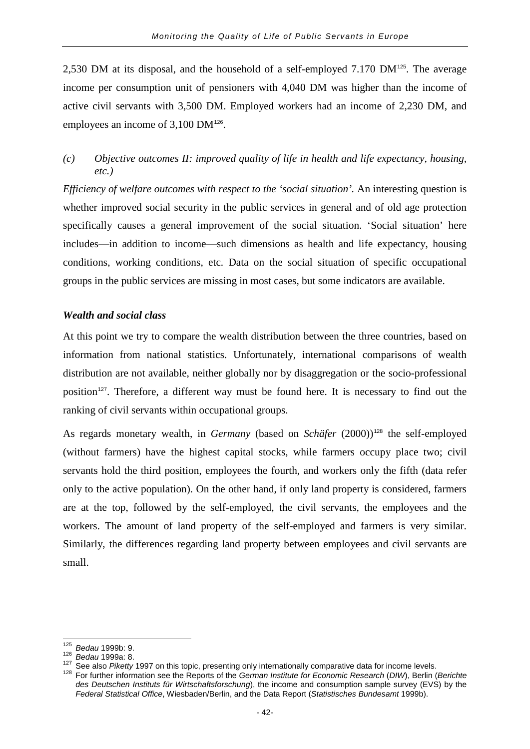2,530 DM at its disposal, and the household of a self-employed 7.170 DM[125]. The average income per consumption unit of pensioners with 4,040 DM was higher than the income of active civil servants with 3,500 DM. Employed workers had an income of 2,230 DM, and employees an income of 3,100 DM[126].

*(c) Objective outcomes II: improved quality of life in health and life expectancy, housing, etc.)*

*Efficiency of welfare outcomes with respect to the 'social situation'.* An interesting question is whether improved social security in the public services in general and of old age protection specifically causes a general improvement of the social situation. 'Social situation' here includes—in addition to income—such dimensions as health and life expectancy, housing conditions, working conditions, etc. Data on the social situation of specific occupational groups in the public services are missing in most cases, but some indicators are available.

***Wealth and social class***

At this point we try to compare the wealth distribution between the three countries, based on information from national statistics. Unfortunately, international comparisons of wealth distribution are not available, neither globally nor by disaggregation or the socio-professional position[127]. Therefore, a different way must be found here. It is necessary to find out the ranking of civil servants within occupational groups.

As regards monetary wealth, in *Germany* (based on *Schäfer* (2000))[128] the self-employed (without farmers) have the highest capital stocks, while farmers occupy place two; civil servants hold the third position, employees the fourth, and workers only the fifth (data refer only to the active population). On the other hand, if only land property is considered, farmers are at the top, followed by the self-employed, the civil servants, the employees and the workers. The amount of land property of the self-employed and farmers is very similar. Similarly, the differences regarding land property between employees and civil servants are small.

---

[125] *Bedau* 1999b: 9.

[126] *Bedau* 1999a: 8.

[127] See also *Piketty* 1997 on this topic, presenting only internationally comparative data for income levels.

[128] For further information see the Reports of the *German Institute for Economic Research* (*DIW*), Berlin (*Berichte des Deutschen Instituts für Wirtschaftsforschung*), the income and consumption sample survey (EVS) by the *Federal Statistical Office*, Wiesbaden/Berlin, and the Data Report (*Statistisches Bundesamt* 1999b).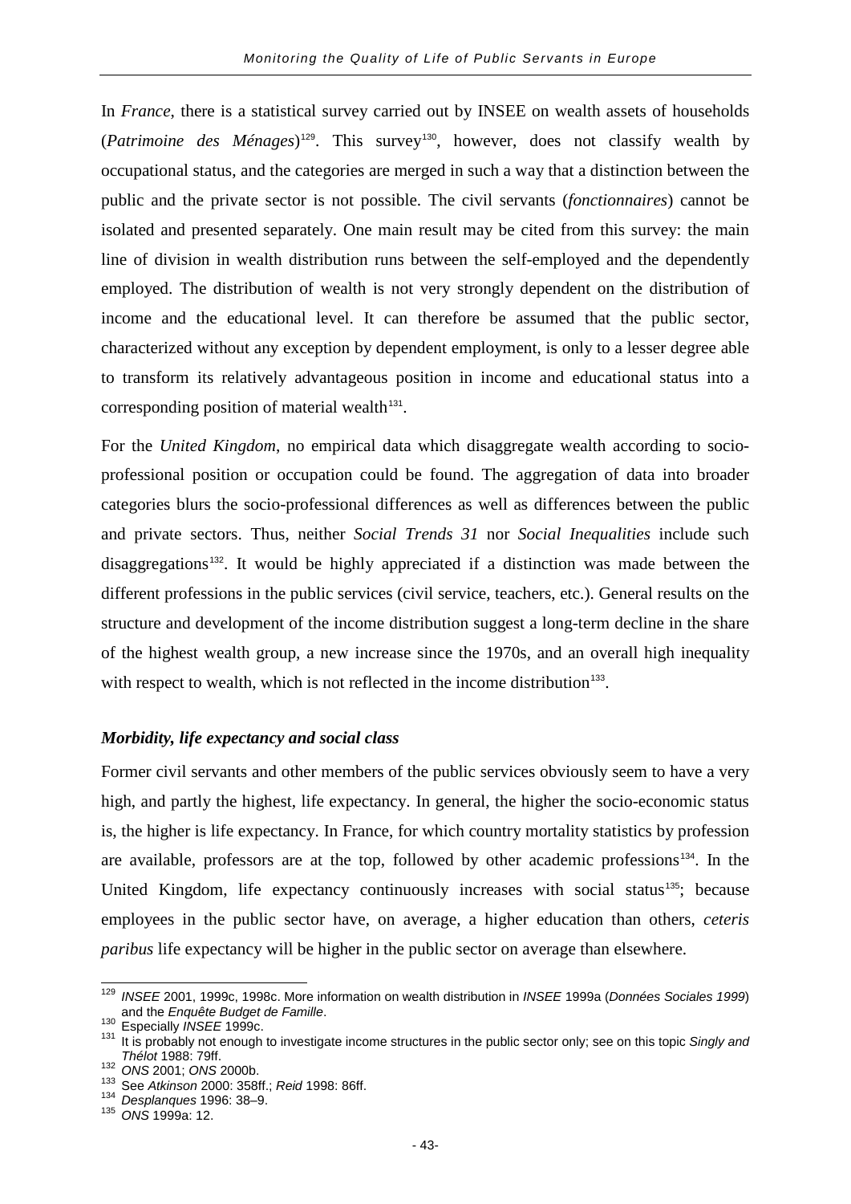In *France*, there is a statistical survey carried out by INSEE on wealth assets of households (*Patrimoine des Ménages*)[129]. This survey[130], however, does not classify wealth by occupational status, and the categories are merged in such a way that a distinction between the public and the private sector is not possible. The civil servants (*fonctionnaires*) cannot be isolated and presented separately. One main result may be cited from this survey: the main line of division in wealth distribution runs between the self-employed and the dependently employed. The distribution of wealth is not very strongly dependent on the distribution of income and the educational level. It can therefore be assumed that the public sector, characterized without any exception by dependent employment, is only to a lesser degree able to transform its relatively advantageous position in income and educational status into a corresponding position of material wealth[131].

For the *United Kingdom*, no empirical data which disaggregate wealth according to socio-professional position or occupation could be found. The aggregation of data into broader categories blurs the socio-professional differences as well as differences between the public and private sectors. Thus, neither *Social Trends 31* nor *Social Inequalities* include such disaggregations[132]. It would be highly appreciated if a distinction was made between the different professions in the public services (civil service, teachers, etc.). General results on the structure and development of the income distribution suggest a long-term decline in the share of the highest wealth group, a new increase since the 1970s, and an overall high inequality with respect to wealth, which is not reflected in the income distribution[133].

### *Morbidity, life expectancy and social class*

Former civil servants and other members of the public services obviously seem to have a very high, and partly the highest, life expectancy. In general, the higher the socio-economic status is, the higher is life expectancy. In France, for which country mortality statistics by profession are available, professors are at the top, followed by other academic professions[134]. In the United Kingdom, life expectancy continuously increases with social status[135]; because employees in the public sector have, on average, a higher education than others, *ceteris paribus* life expectancy will be higher in the public sector on average than elsewhere.

---

[129] *INSEE* 2001, 1999c, 1998c. More information on wealth distribution in *INSEE* 1999a (*Données Sociales 1999*) and the *Enquête Budget de Famille*.

[130] Especially *INSEE* 1999c.

[131] It is probably not enough to investigate income structures in the public sector only; see on this topic *Singly and Thélot* 1988: 79ff.

[132] *ONS* 2001; *ONS* 2000b.

[133] See *Atkinson* 2000: 358ff.; *Reid* 1998: 86ff.

[134] *Desplanques* 1996: 38–9.

[135] *ONS* 1999a: 12.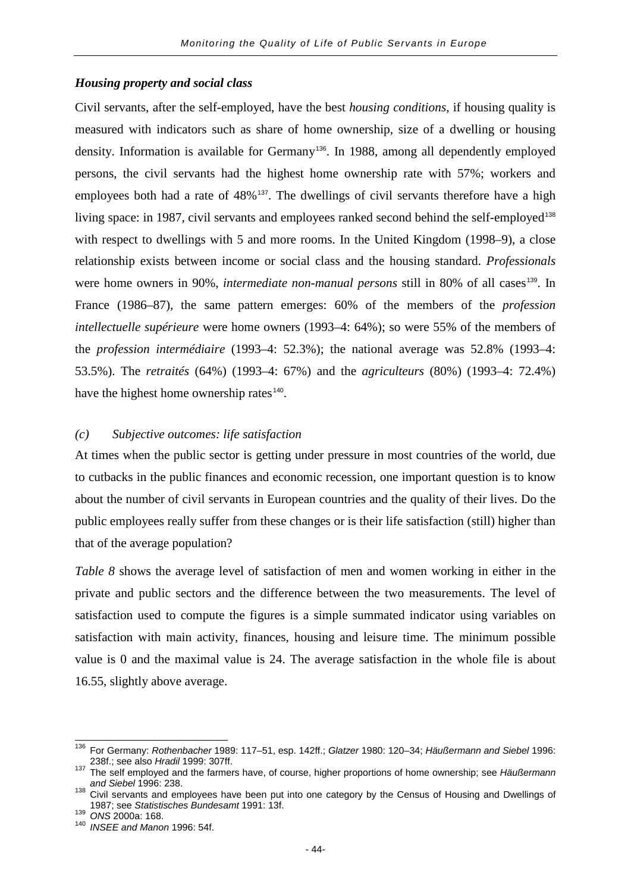### *Housing property and social class*

Civil servants, after the self-employed, have the best *housing conditions*, if housing quality is measured with indicators such as share of home ownership, size of a dwelling or housing density. Information is available for Germany[136]. In 1988, among all dependently employed persons, the civil servants had the highest home ownership rate with 57%; workers and employees both had a rate of 48%[137]. The dwellings of civil servants therefore have a high living space: in 1987, civil servants and employees ranked second behind the self-employed[138] with respect to dwellings with 5 and more rooms. In the United Kingdom (1998–9), a close relationship exists between income or social class and the housing standard. *Professionals* were home owners in 90%, *intermediate non-manual persons* still in 80% of all cases[139]. In France (1986–87), the same pattern emerges: 60% of the members of the *profession intellectuelle supérieure* were home owners (1993–4: 64%); so were 55% of the members of the *profession intermédiaire* (1993–4: 52.3%); the national average was 52.8% (1993–4: 53.5%). The *retraités* (64%) (1993–4: 67%) and the *agriculteurs* (80%) (1993–4: 72.4%) have the highest home ownership rates[140].

### *(c) Subjective outcomes: life satisfaction*

At times when the public sector is getting under pressure in most countries of the world, due to cutbacks in the public finances and economic recession, one important question is to know about the number of civil servants in European countries and the quality of their lives. Do the public employees really suffer from these changes or is their life satisfaction (still) higher than that of the average population?

*Table 8* shows the average level of satisfaction of men and women working in either in the private and public sectors and the difference between the two measurements. The level of satisfaction used to compute the figures is a simple summated indicator using variables on satisfaction with main activity, finances, housing and leisure time. The minimum possible value is 0 and the maximal value is 24. The average satisfaction in the whole file is about 16.55, slightly above average.

---

[136] For Germany: *Rothenbacher* 1989: 117–51, esp. 142ff.; *Glatzer* 1980: 120–34; *Häußermann and Siebel* 1996: 238f.; see also *Hradil* 1999: 307ff.

[137] The self employed and the farmers have, of course, higher proportions of home ownership; see *Häußermann and Siebel* 1996: 238.

[138] Civil servants and employees have been put into one category by the Census of Housing and Dwellings of 1987; see *Statistisches Bundesamt* 1991: 13f.

[139] *ONS* 2000a: 168.

[140] *INSEE and Manon* 1996: 54f.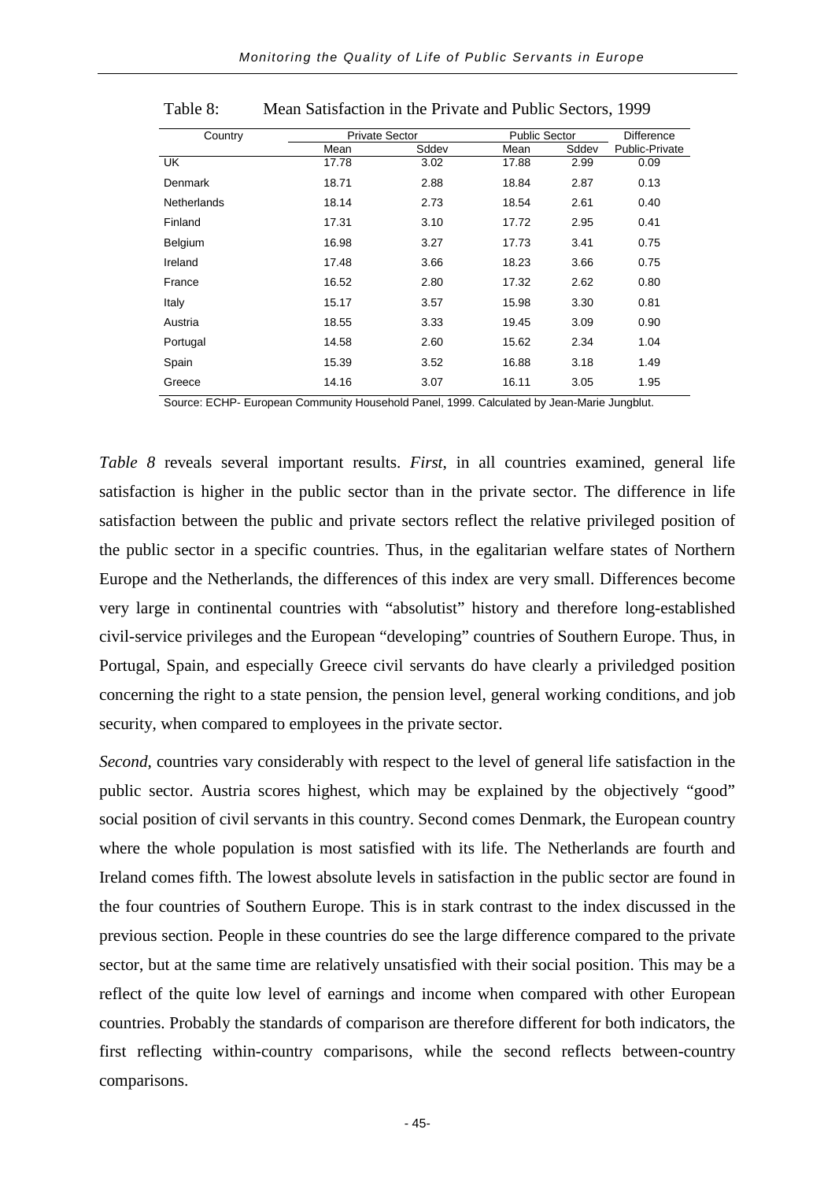Table 8: Mean Satisfaction in the Private and Public Sectors, 1999

| Country | Private Sector | | Public Sector | | Difference |
|---|---|---|---|---|---|
| | Mean | Sddev | Mean | Sddev | Public-Private |
| UK | 17.78 | 3.02 | 17.88 | 2.99 | 0.09 |
| Denmark | 18.71 | 2.88 | 18.84 | 2.87 | 0.13 |
| Netherlands | 18.14 | 2.73 | 18.54 | 2.61 | 0.40 |
| Finland | 17.31 | 3.10 | 17.72 | 2.95 | 0.41 |
| Belgium | 16.98 | 3.27 | 17.73 | 3.41 | 0.75 |
| Ireland | 17.48 | 3.66 | 18.23 | 3.66 | 0.75 |
| France | 16.52 | 2.80 | 17.32 | 2.62 | 0.80 |
| Italy | 15.17 | 3.57 | 15.98 | 3.30 | 0.81 |
| Austria | 18.55 | 3.33 | 19.45 | 3.09 | 0.90 |
| Portugal | 14.58 | 2.60 | 15.62 | 2.34 | 1.04 |
| Spain | 15.39 | 3.52 | 16.88 | 3.18 | 1.49 |
| Greece | 14.16 | 3.07 | 16.11 | 3.05 | 1.95 |

Source: ECHP- European Community Household Panel, 1999. Calculated by Jean-Marie Jungblut.

*Table 8* reveals several important results. *First*, in all countries examined, general life satisfaction is higher in the public sector than in the private sector. The difference in life satisfaction between the public and private sectors reflect the relative privileged position of the public sector in a specific countries. Thus, in the egalitarian welfare states of Northern Europe and the Netherlands, the differences of this index are very small. Differences become very large in continental countries with "absolutist" history and therefore long-established civil-service privileges and the European "developing" countries of Southern Europe. Thus, in Portugal, Spain, and especially Greece civil servants do have clearly a priviledged position concerning the right to a state pension, the pension level, general working conditions, and job security, when compared to employees in the private sector.

*Second*, countries vary considerably with respect to the level of general life satisfaction in the public sector. Austria scores highest, which may be explained by the objectively "good" social position of civil servants in this country. Second comes Denmark, the European country where the whole population is most satisfied with its life. The Netherlands are fourth and Ireland comes fifth. The lowest absolute levels in satisfaction in the public sector are found in the four countries of Southern Europe. This is in stark contrast to the index discussed in the previous section. People in these countries do see the large difference compared to the private sector, but at the same time are relatively unsatisfied with their social position. This may be a reflect of the quite low level of earnings and income when compared with other European countries. Probably the standards of comparison are therefore different for both indicators, the first reflecting within-country comparisons, while the second reflects between-country comparisons.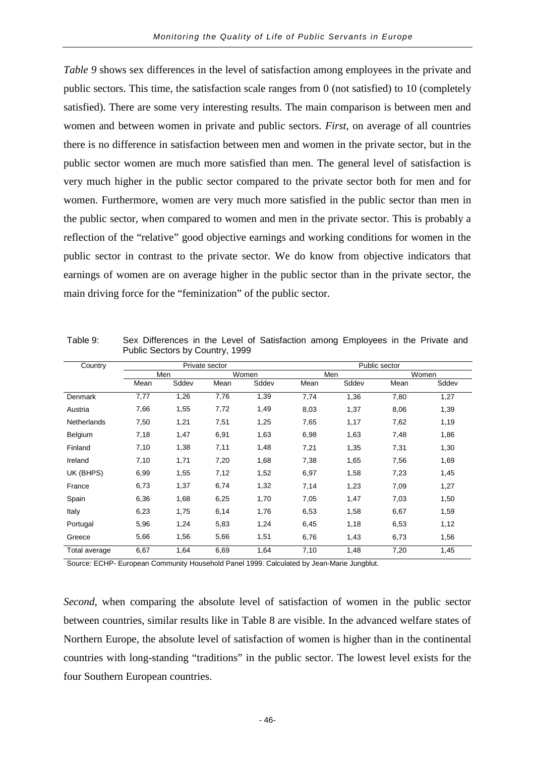*Table 9* shows sex differences in the level of satisfaction among employees in the private and public sectors. This time, the satisfaction scale ranges from 0 (not satisfied) to 10 (completely satisfied). There are some very interesting results. The main comparison is between men and women and between women in private and public sectors. *First*, on average of all countries there is no difference in satisfaction between men and women in the private sector, but in the public sector women are much more satisfied than men. The general level of satisfaction is very much higher in the public sector compared to the private sector both for men and for women. Furthermore, women are very much more satisfied in the public sector than men in the public sector, when compared to women and men in the private sector. This is probably a reflection of the "relative" good objective earnings and working conditions for women in the public sector in contrast to the private sector. We do know from objective indicators that earnings of women are on average higher in the public sector than in the private sector, the main driving force for the "feminization" of the public sector.

Table 9: Sex Differences in the Level of Satisfaction among Employees in the Private and Public Sectors by Country, 1999

| Country | Private sector | | | | Public sector | | | |
|---|---|---|---|---|---|---|---|---|
| | Men | | Women | | Men | | Women | |
| | Mean | Sddev | Mean | Sddev | Mean | Sddev | Mean | Sddev |
| Denmark | 7,77 | 1,26 | 7,76 | 1,39 | 7,74 | 1,36 | 7,80 | 1,27 |
| Austria | 7,66 | 1,55 | 7,72 | 1,49 | 8,03 | 1,37 | 8,06 | 1,39 |
| Netherlands | 7,50 | 1,21 | 7,51 | 1,25 | 7,65 | 1,17 | 7,62 | 1,19 |
| Belgium | 7,18 | 1,47 | 6,91 | 1,63 | 6,98 | 1,63 | 7,48 | 1,86 |
| Finland | 7,10 | 1,38 | 7,11 | 1,48 | 7,21 | 1,35 | 7,31 | 1,30 |
| Ireland | 7,10 | 1,71 | 7,20 | 1,68 | 7,38 | 1,65 | 7,56 | 1,69 |
| UK (BHPS) | 6,99 | 1,55 | 7,12 | 1,52 | 6,97 | 1,58 | 7,23 | 1,45 |
| France | 6,73 | 1,37 | 6,74 | 1,32 | 7,14 | 1,23 | 7,09 | 1,27 |
| Spain | 6,36 | 1,68 | 6,25 | 1,70 | 7,05 | 1,47 | 7,03 | 1,50 |
| Italy | 6,23 | 1,75 | 6,14 | 1,76 | 6,53 | 1,58 | 6,67 | 1,59 |
| Portugal | 5,96 | 1,24 | 5,83 | 1,24 | 6,45 | 1,18 | 6,53 | 1,12 |
| Greece | 5,66 | 1,56 | 5,66 | 1,51 | 6,76 | 1,43 | 6,73 | 1,56 |
| Total average | 6,67 | 1,64 | 6,69 | 1,64 | 7,10 | 1,48 | 7,20 | 1,45 |

Source: ECHP- European Community Household Panel 1999. Calculated by Jean-Marie Jungblut.

*Second*, when comparing the absolute level of satisfaction of women in the public sector between countries, similar results like in Table 8 are visible. In the advanced welfare states of Northern Europe, the absolute level of satisfaction of women is higher than in the continental countries with long-standing "traditions" in the public sector. The lowest level exists for the four Southern European countries.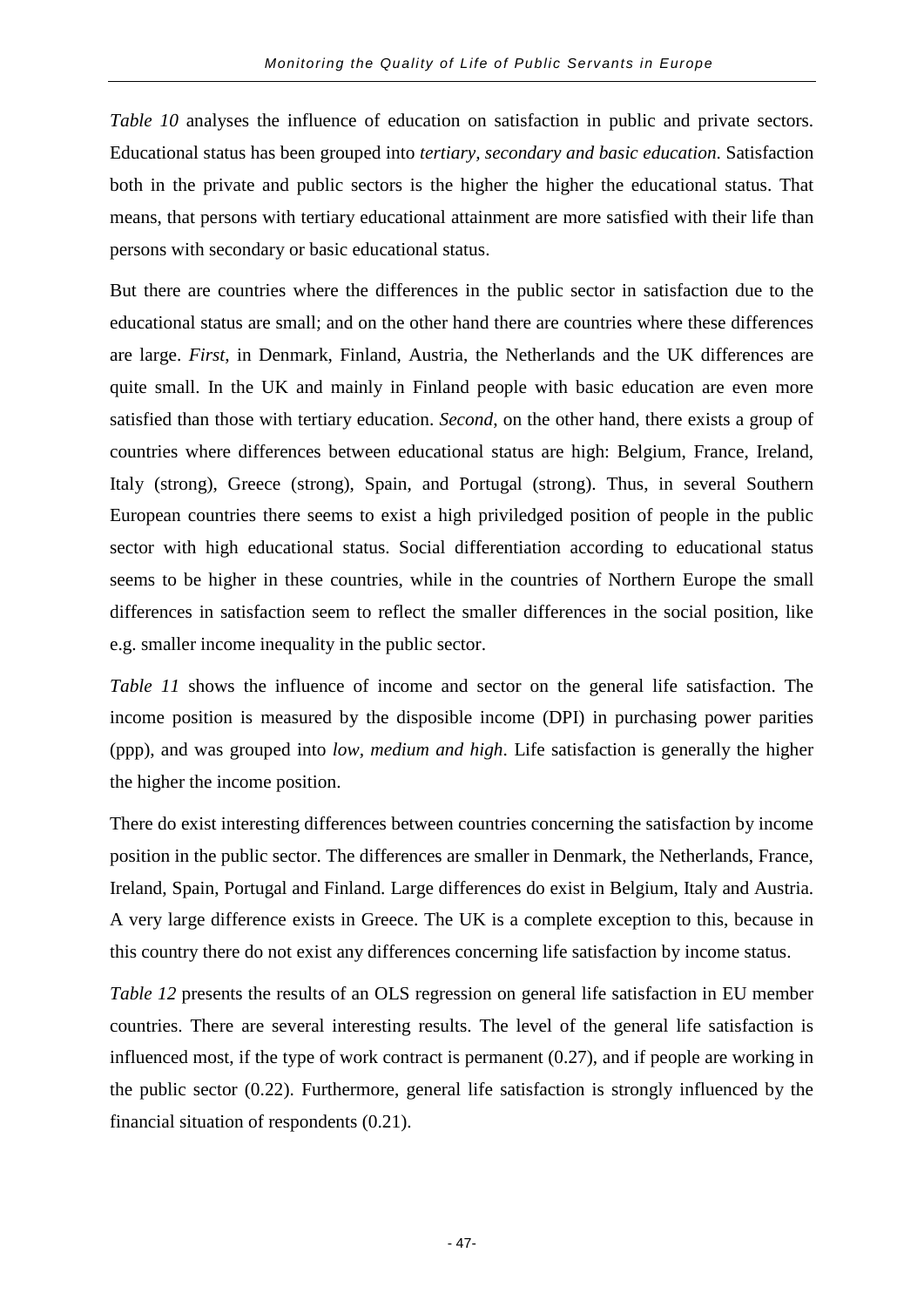*Table 10* analyses the influence of education on satisfaction in public and private sectors. Educational status has been grouped into *tertiary, secondary and basic education*. Satisfaction both in the private and public sectors is the higher the higher the educational status. That means, that persons with tertiary educational attainment are more satisfied with their life than persons with secondary or basic educational status.

But there are countries where the differences in the public sector in satisfaction due to the educational status are small; and on the other hand there are countries where these differences are large. *First*, in Denmark, Finland, Austria, the Netherlands and the UK differences are quite small. In the UK and mainly in Finland people with basic education are even more satisfied than those with tertiary education. *Second*, on the other hand, there exists a group of countries where differences between educational status are high: Belgium, France, Ireland, Italy (strong), Greece (strong), Spain, and Portugal (strong). Thus, in several Southern European countries there seems to exist a high priviledged position of people in the public sector with high educational status. Social differentiation according to educational status seems to be higher in these countries, while in the countries of Northern Europe the small differences in satisfaction seem to reflect the smaller differences in the social position, like e.g. smaller income inequality in the public sector.

*Table 11* shows the influence of income and sector on the general life satisfaction. The income position is measured by the disposible income (DPI) in purchasing power parities (ppp), and was grouped into *low, medium and high*. Life satisfaction is generally the higher the higher the income position.

There do exist interesting differences between countries concerning the satisfaction by income position in the public sector. The differences are smaller in Denmark, the Netherlands, France, Ireland, Spain, Portugal and Finland. Large differences do exist in Belgium, Italy and Austria. A very large difference exists in Greece. The UK is a complete exception to this, because in this country there do not exist any differences concerning life satisfaction by income status.

*Table 12* presents the results of an OLS regression on general life satisfaction in EU member countries. There are several interesting results. The level of the general life satisfaction is influenced most, if the type of work contract is permanent (0.27), and if people are working in the public sector (0.22). Furthermore, general life satisfaction is strongly influenced by the financial situation of respondents (0.21).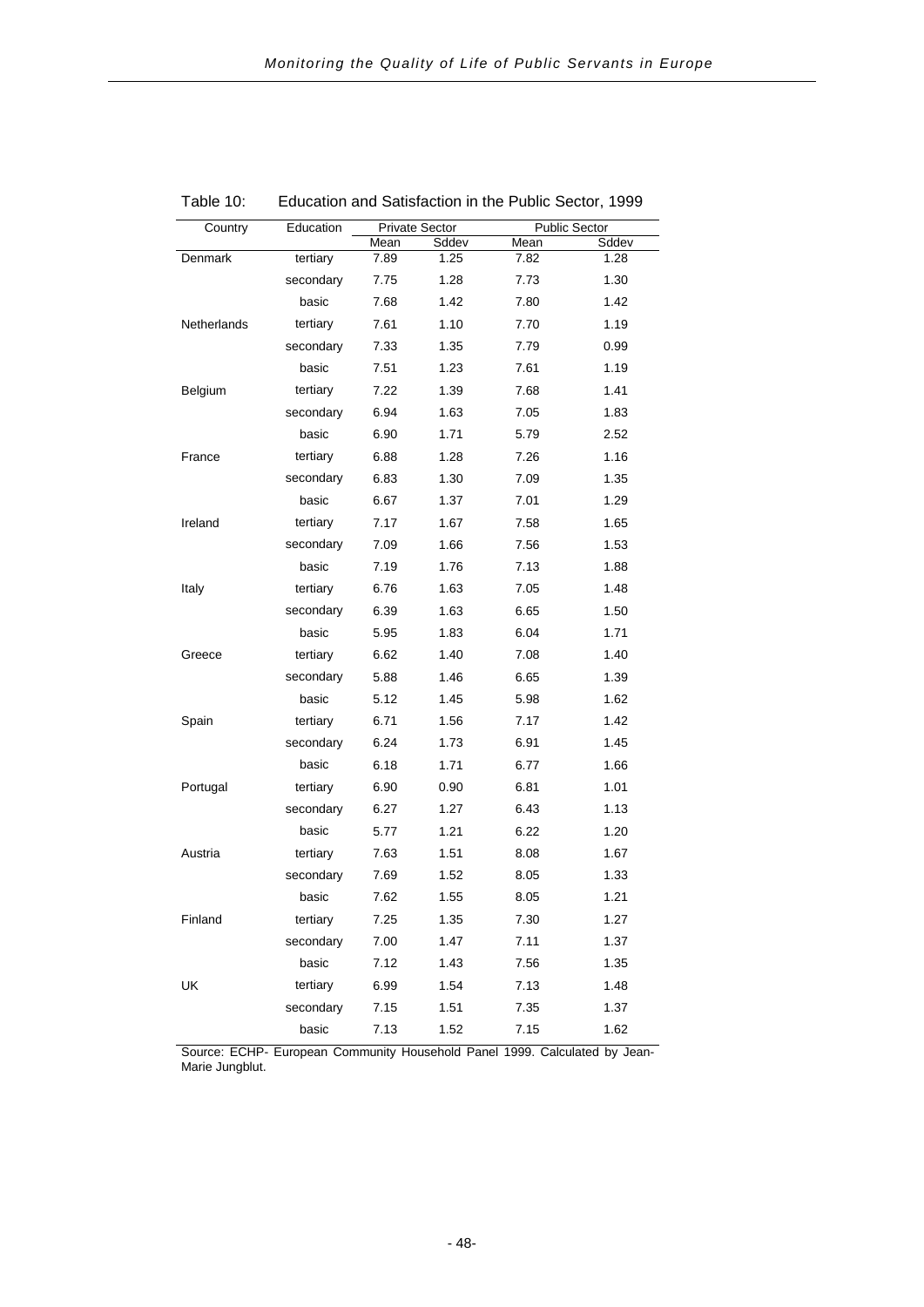Table 10: Education and Satisfaction in the Public Sector, 1999

| Country | Education | Private Sector | | Public Sector | |
|---|---|---|---|---|---|
| | | Mean | Sddev | Mean | Sddev |
| Denmark | tertiary | 7.89 | 1.25 | 7.82 | 1.28 |
| | secondary | 7.75 | 1.28 | 7.73 | 1.30 |
| | basic | 7.68 | 1.42 | 7.80 | 1.42 |
| Netherlands | tertiary | 7.61 | 1.10 | 7.70 | 1.19 |
| | secondary | 7.33 | 1.35 | 7.79 | 0.99 |
| | basic | 7.51 | 1.23 | 7.61 | 1.19 |
| Belgium | tertiary | 7.22 | 1.39 | 7.68 | 1.41 |
| | secondary | 6.94 | 1.63 | 7.05 | 1.83 |
| | basic | 6.90 | 1.71 | 5.79 | 2.52 |
| France | tertiary | 6.88 | 1.28 | 7.26 | 1.16 |
| | secondary | 6.83 | 1.30 | 7.09 | 1.35 |
| | basic | 6.67 | 1.37 | 7.01 | 1.29 |
| Ireland | tertiary | 7.17 | 1.67 | 7.58 | 1.65 |
| | secondary | 7.09 | 1.66 | 7.56 | 1.53 |
| | basic | 7.19 | 1.76 | 7.13 | 1.88 |
| Italy | tertiary | 6.76 | 1.63 | 7.05 | 1.48 |
| | secondary | 6.39 | 1.63 | 6.65 | 1.50 |
| | basic | 5.95 | 1.83 | 6.04 | 1.71 |
| Greece | tertiary | 6.62 | 1.40 | 7.08 | 1.40 |
| | secondary | 5.88 | 1.46 | 6.65 | 1.39 |
| | basic | 5.12 | 1.45 | 5.98 | 1.62 |
| Spain | tertiary | 6.71 | 1.56 | 7.17 | 1.42 |
| | secondary | 6.24 | 1.73 | 6.91 | 1.45 |
| | basic | 6.18 | 1.71 | 6.77 | 1.66 |
| Portugal | tertiary | 6.90 | 0.90 | 6.81 | 1.01 |
| | secondary | 6.27 | 1.27 | 6.43 | 1.13 |
| | basic | 5.77 | 1.21 | 6.22 | 1.20 |
| Austria | tertiary | 7.63 | 1.51 | 8.08 | 1.67 |
| | secondary | 7.69 | 1.52 | 8.05 | 1.33 |
| | basic | 7.62 | 1.55 | 8.05 | 1.21 |
| Finland | tertiary | 7.25 | 1.35 | 7.30 | 1.27 |
| | secondary | 7.00 | 1.47 | 7.11 | 1.37 |
| | basic | 7.12 | 1.43 | 7.56 | 1.35 |
| UK | tertiary | 6.99 | 1.54 | 7.13 | 1.48 |
| | secondary | 7.15 | 1.51 | 7.35 | 1.37 |
| | basic | 7.13 | 1.52 | 7.15 | 1.62 |

Source: ECHP- European Community Household Panel 1999. Calculated by Jean-Marie Jungblut.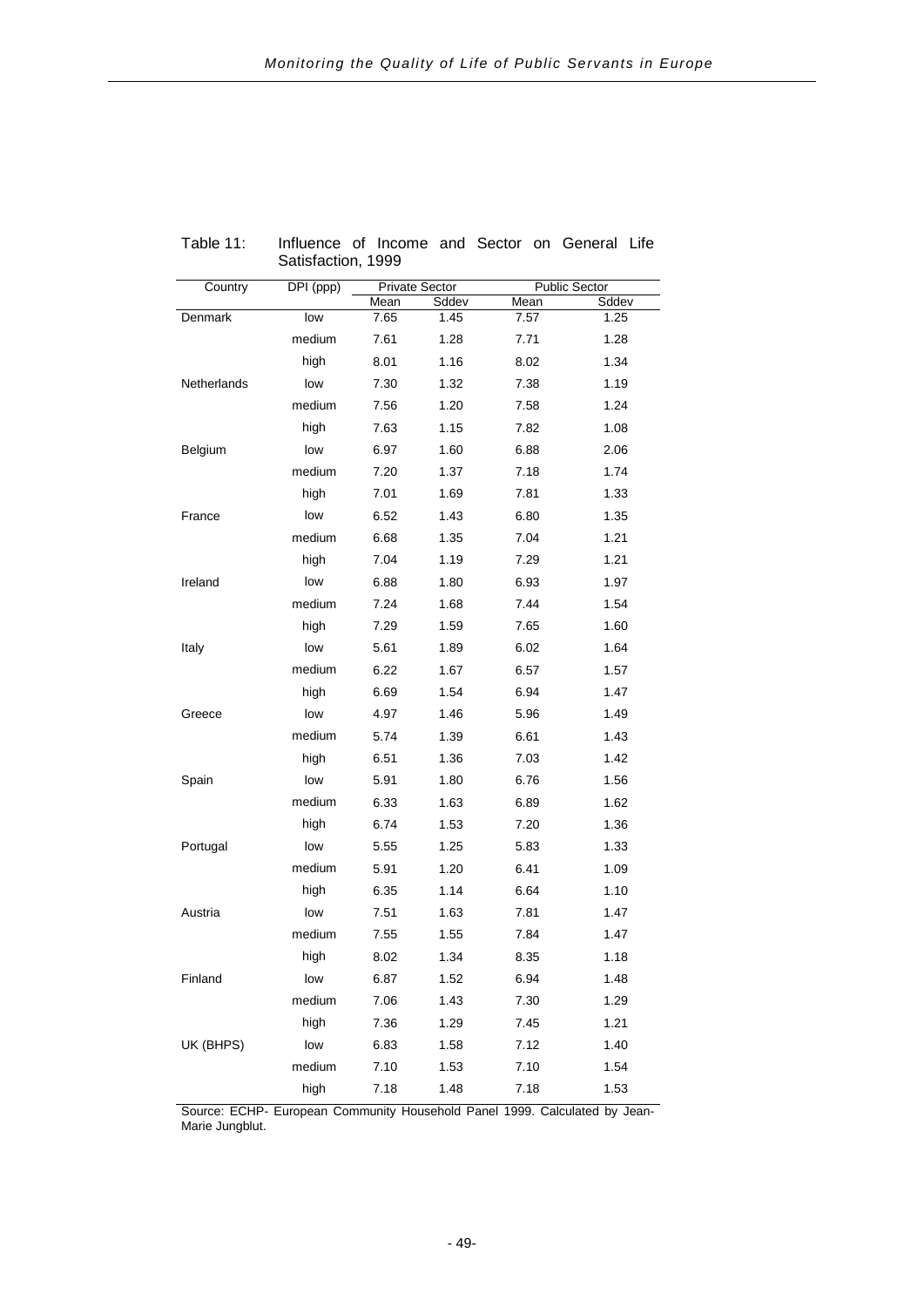Table 11: Influence of Income and Sector on General Life Satisfaction, 1999

| Country | DPI (ppp) | Private Sector | | Public Sector | |
|---|---|---|---|---|---|
| | | Mean | Sddev | Mean | Sddev |
| Denmark | low | 7.65 | 1.45 | 7.57 | 1.25 |
| | medium | 7.61 | 1.28 | 7.71 | 1.28 |
| | high | 8.01 | 1.16 | 8.02 | 1.34 |
| Netherlands | low | 7.30 | 1.32 | 7.38 | 1.19 |
| | medium | 7.56 | 1.20 | 7.58 | 1.24 |
| | high | 7.63 | 1.15 | 7.82 | 1.08 |
| Belgium | low | 6.97 | 1.60 | 6.88 | 2.06 |
| | medium | 7.20 | 1.37 | 7.18 | 1.74 |
| | high | 7.01 | 1.69 | 7.81 | 1.33 |
| France | low | 6.52 | 1.43 | 6.80 | 1.35 |
| | medium | 6.68 | 1.35 | 7.04 | 1.21 |
| | high | 7.04 | 1.19 | 7.29 | 1.21 |
| Ireland | low | 6.88 | 1.80 | 6.93 | 1.97 |
| | medium | 7.24 | 1.68 | 7.44 | 1.54 |
| | high | 7.29 | 1.59 | 7.65 | 1.60 |
| Italy | low | 5.61 | 1.89 | 6.02 | 1.64 |
| | medium | 6.22 | 1.67 | 6.57 | 1.57 |
| | high | 6.69 | 1.54 | 6.94 | 1.47 |
| Greece | low | 4.97 | 1.46 | 5.96 | 1.49 |
| | medium | 5.74 | 1.39 | 6.61 | 1.43 |
| | high | 6.51 | 1.36 | 7.03 | 1.42 |
| Spain | low | 5.91 | 1.80 | 6.76 | 1.56 |
| | medium | 6.33 | 1.63 | 6.89 | 1.62 |
| | high | 6.74 | 1.53 | 7.20 | 1.36 |
| Portugal | low | 5.55 | 1.25 | 5.83 | 1.33 |
| | medium | 5.91 | 1.20 | 6.41 | 1.09 |
| | high | 6.35 | 1.14 | 6.64 | 1.10 |
| Austria | low | 7.51 | 1.63 | 7.81 | 1.47 |
| | medium | 7.55 | 1.55 | 7.84 | 1.47 |
| | high | 8.02 | 1.34 | 8.35 | 1.18 |
| Finland | low | 6.87 | 1.52 | 6.94 | 1.48 |
| | medium | 7.06 | 1.43 | 7.30 | 1.29 |
| | high | 7.36 | 1.29 | 7.45 | 1.21 |
| UK (BHPS) | low | 6.83 | 1.58 | 7.12 | 1.40 |
| | medium | 7.10 | 1.53 | 7.10 | 1.54 |
| | high | 7.18 | 1.48 | 7.18 | 1.53 |

Source: ECHP- European Community Household Panel 1999. Calculated by Jean-Marie Jungblut.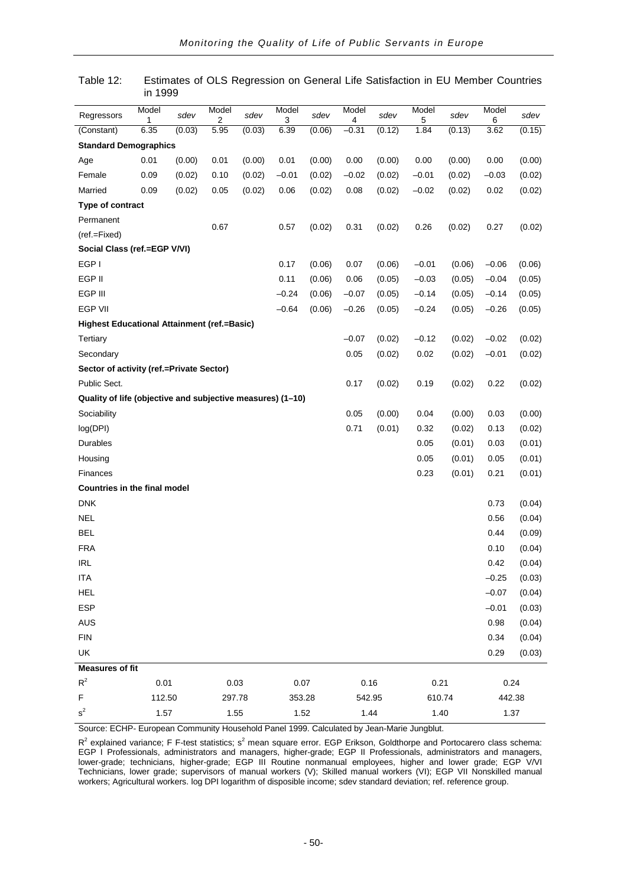Table 12: Estimates of OLS Regression on General Life Satisfaction in EU Member Countries in 1999

| Regressors | Model 1 | sdev | Model 2 | sdev | Model 3 | sdev | Model 4 | sdev | Model 5 | sdev | Model 6 | sdev |
|---|---|---|---|---|---|---|---|---|---|---|---|---|
| (Constant) | 6.35 | (0.03) | 5.95 | (0.03) | 6.39 | (0.06) | –0.31 | (0.12) | 1.84 | (0.13) | 3.62 | (0.15) |
| **Standard Demographics** | | | | | | | | | | | | |
| Age | 0.01 | (0.00) | 0.01 | (0.00) | 0.01 | (0.00) | 0.00 | (0.00) | 0.00 | (0.00) | 0.00 | (0.00) |
| Female | 0.09 | (0.02) | 0.10 | (0.02) | –0.01 | (0.02) | –0.02 | (0.02) | –0.01 | (0.02) | –0.03 | (0.02) |
| Married | 0.09 | (0.02) | 0.05 | (0.02) | 0.06 | (0.02) | 0.08 | (0.02) | –0.02 | (0.02) | 0.02 | (0.02) |
| **Type of contract** | | | | | | | | | | | | |
| Permanent (ref.=Fixed) | | | 0.67 | | 0.57 | (0.02) | 0.31 | (0.02) | 0.26 | (0.02) | 0.27 | (0.02) |
| **Social Class (ref.=EGP V/VI)** | | | | | | | | | | | | |
| EGP I | | | | | 0.17 | (0.06) | 0.07 | (0.06) | –0.01 | (0.06) | –0.06 | (0.06) |
| EGP II | | | | | 0.11 | (0.06) | 0.06 | (0.05) | –0.03 | (0.05) | –0.04 | (0.05) |
| EGP III | | | | | –0.24 | (0.06) | –0.07 | (0.05) | –0.14 | (0.05) | –0.14 | (0.05) |
| EGP VII | | | | | –0.64 | (0.06) | –0.26 | (0.05) | –0.24 | (0.05) | –0.26 | (0.05) |
| **Highest Educational Attainment (ref.=Basic)** | | | | | | | | | | | | |
| Tertiary | | | | | | | –0.07 | (0.02) | –0.12 | (0.02) | –0.02 | (0.02) |
| Secondary | | | | | | | 0.05 | (0.02) | 0.02 | (0.02) | –0.01 | (0.02) |
| **Sector of activity (ref.=Private Sector)** | | | | | | | | | | | | |
| Public Sect. | | | | | | | 0.17 | (0.02) | 0.19 | (0.02) | 0.22 | (0.02) |
| **Quality of life (objective and subjective measures) (1–10)** | | | | | | | | | | | | |
| Sociability | | | | | | | 0.05 | (0.00) | 0.04 | (0.00) | 0.03 | (0.00) |
| log(DPI) | | | | | | | 0.71 | (0.01) | 0.32 | (0.02) | 0.13 | (0.02) |
| Durables | | | | | | | | | 0.05 | (0.01) | 0.03 | (0.01) |
| Housing | | | | | | | | | 0.05 | (0.01) | 0.05 | (0.01) |
| Finances | | | | | | | | | 0.23 | (0.01) | 0.21 | (0.01) |
| **Countries in the final model** | | | | | | | | | | | | |
| DNK | | | | | | | | | | | 0.73 | (0.04) |
| NEL | | | | | | | | | | | 0.56 | (0.04) |
| BEL | | | | | | | | | | | 0.44 | (0.09) |
| FRA | | | | | | | | | | | 0.10 | (0.04) |
| IRL | | | | | | | | | | | 0.42 | (0.04) |
| ITA | | | | | | | | | | | –0.25 | (0.03) |
| HEL | | | | | | | | | | | –0.07 | (0.04) |
| ESP | | | | | | | | | | | –0.01 | (0.03) |
| AUS | | | | | | | | | | | 0.98 | (0.04) |
| FIN | | | | | | | | | | | 0.34 | (0.04) |
| UK | | | | | | | | | | | 0.29 | (0.03) |
| **Measures of fit** | | | | | | | | | | | | |
| $R^2$ | 0.01 | | 0.03 | | 0.07 | | 0.16 | | 0.21 | | 0.24 | |
| F | 112.50 | | 297.78 | | 353.28 | | 542.95 | | 610.74 | | 442.38 | |
| $s^2$ | 1.57 | | 1.55 | | 1.52 | | 1.44 | | 1.40 | | 1.37 | |

Source: ECHP- European Community Household Panel 1999. Calculated by Jean-Marie Jungblut.

$R^2$ explained variance; F F-test statistics; $s^2$ mean square error. EGP Erikson, Goldthorpe and Portocarero class schema: EGP I Professionals, administrators and managers, higher-grade; EGP II Professionals, administrators and managers, lower-grade; technicians, higher-grade; EGP III Routine nonmanual employees, higher and lower grade; EGP V/VI Technicians, lower grade; supervisors of manual workers (V); Skilled manual workers (VI); EGP VII Nonskilled manual workers; Agricultural workers. log DPI logarithm of disposible income; sdev standard deviation; ref. reference group.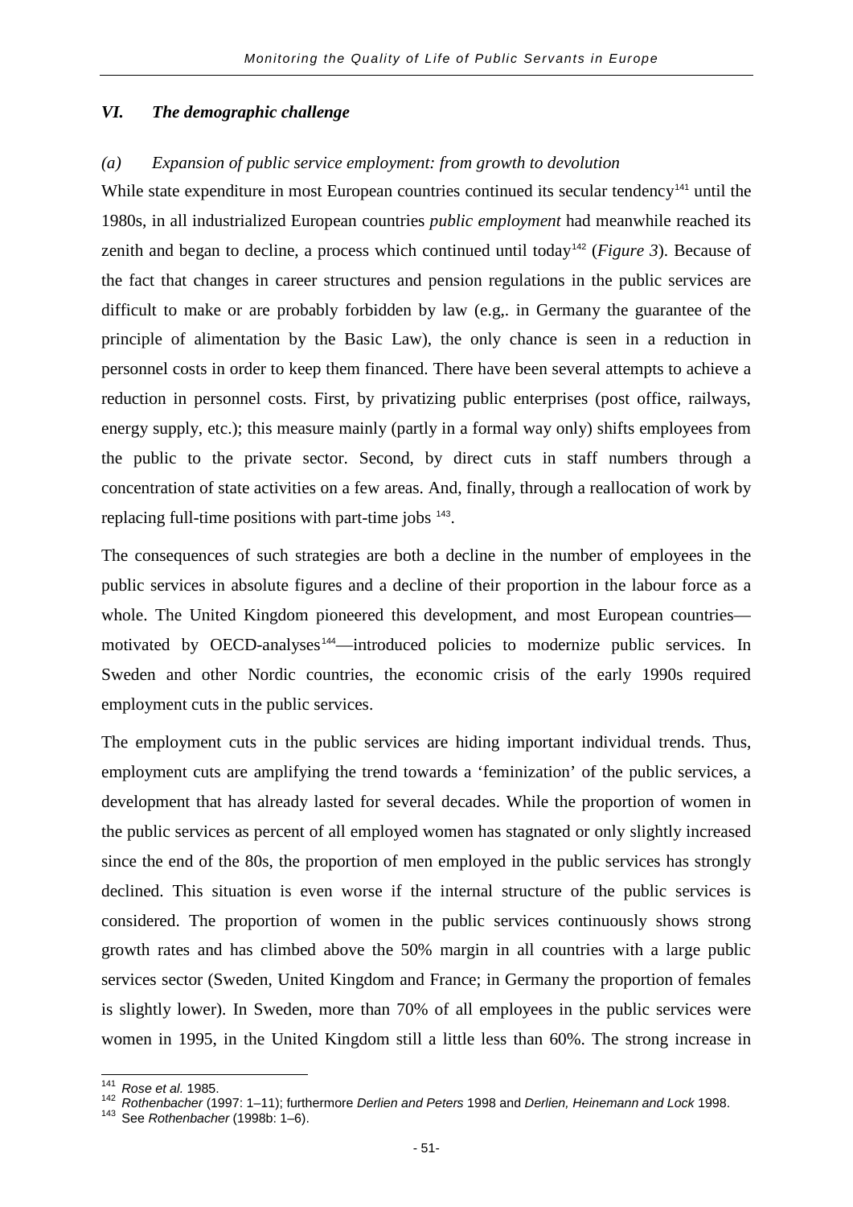## *VI. The demographic challenge*

### *(a) Expansion of public service employment: from growth to devolution*

While state expenditure in most European countries continued its secular tendency[141] until the 1980s, in all industrialized European countries *public employment* had meanwhile reached its zenith and began to decline, a process which continued until today[142] (*Figure 3*). Because of the fact that changes in career structures and pension regulations in the public services are difficult to make or are probably forbidden by law (e.g,. in Germany the guarantee of the principle of alimentation by the Basic Law), the only chance is seen in a reduction in personnel costs in order to keep them financed. There have been several attempts to achieve a reduction in personnel costs. First, by privatizing public enterprises (post office, railways, energy supply, etc.); this measure mainly (partly in a formal way only) shifts employees from the public to the private sector. Second, by direct cuts in staff numbers through a concentration of state activities on a few areas. And, finally, through a reallocation of work by replacing full-time positions with part-time jobs [143].

The consequences of such strategies are both a decline in the number of employees in the public services in absolute figures and a decline of their proportion in the labour force as a whole. The United Kingdom pioneered this development, and most European countries—motivated by OECD-analyses[144]—introduced policies to modernize public services. In Sweden and other Nordic countries, the economic crisis of the early 1990s required employment cuts in the public services.

The employment cuts in the public services are hiding important individual trends. Thus, employment cuts are amplifying the trend towards a 'feminization' of the public services, a development that has already lasted for several decades. While the proportion of women in the public services as percent of all employed women has stagnated or only slightly increased since the end of the 80s, the proportion of men employed in the public services has strongly declined. This situation is even worse if the internal structure of the public services is considered. The proportion of women in the public services continuously shows strong growth rates and has climbed above the 50% margin in all countries with a large public services sector (Sweden, United Kingdom and France; in Germany the proportion of females is slightly lower). In Sweden, more than 70% of all employees in the public services were women in 1995, in the United Kingdom still a little less than 60%. The strong increase in

---

[141] *Rose et al.* 1985.

[142] *Rothenbacher* (1997: 1–11); furthermore *Derlien and Peters* 1998 and *Derlien, Heinemann and Lock* 1998.

[143] See *Rothenbacher* (1998b: 1–6).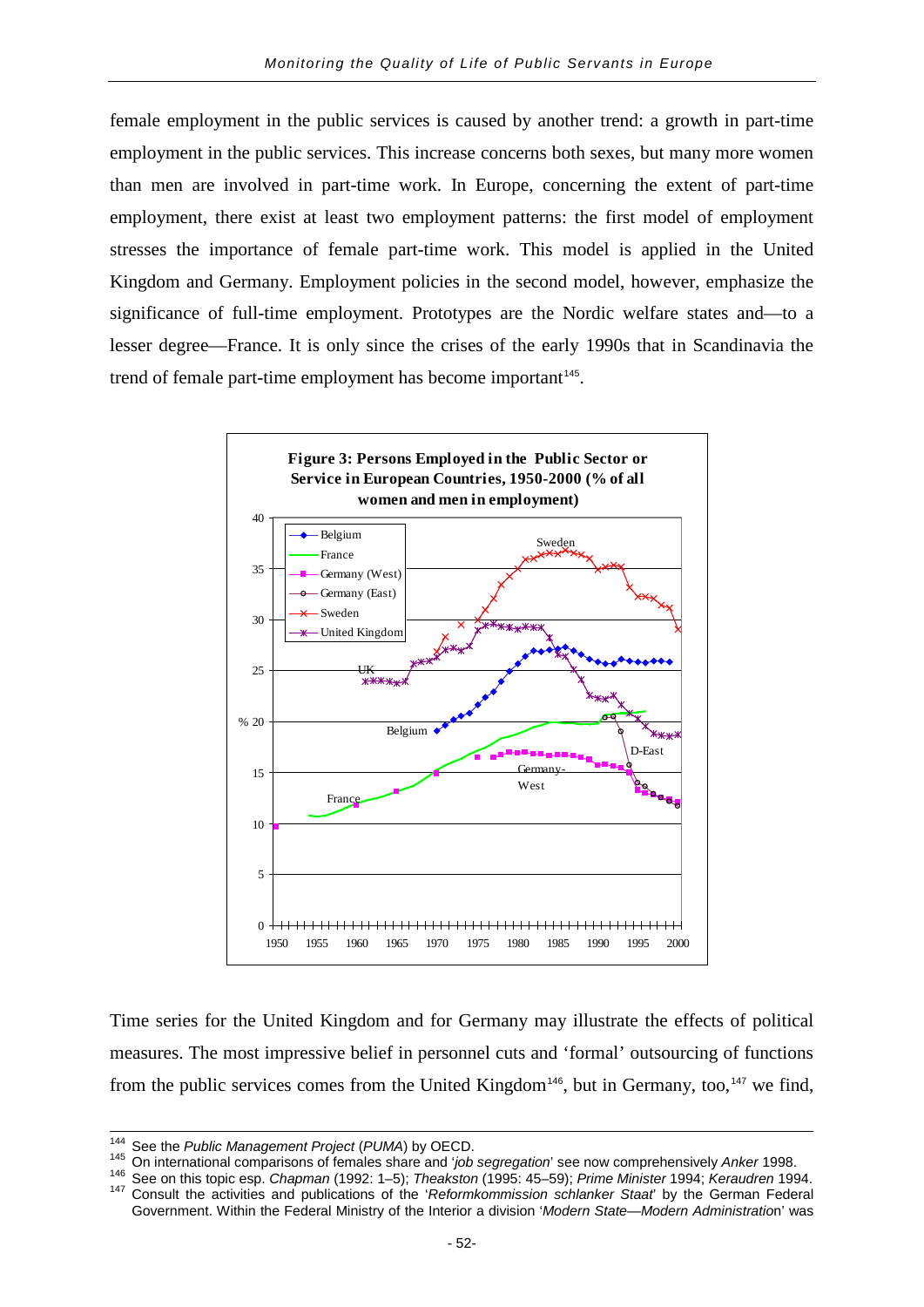female employment in the public services is caused by another trend: a growth in part-time employment in the public services. This increase concerns both sexes, but many more women than men are involved in part-time work. In Europe, concerning the extent of part-time employment, there exist at least two employment patterns: the first model of employment stresses the importance of female part-time work. This model is applied in the United Kingdom and Germany. Employment policies in the second model, however, emphasize the significance of full-time employment. Prototypes are the Nordic welfare states and—to a lesser degree—France. It is only since the crises of the early 1990s that in Scandinavia the trend of female part-time employment has become important[145].

**Figure 3: Persons Employed in the Public Sector or Service in European Countries, 1950-2000 (% of all women and men in employment)**

Time series for the United Kingdom and for Germany may illustrate the effects of political measures. The most impressive belief in personnel cuts and 'formal' outsourcing of functions from the public services comes from the United Kingdom[146], but in Germany, too,[147] we find,

---

[144] See the *Public Management Project* (*PUMA*) by OECD.

[145] On international comparisons of females share and '*job segregation*' see now comprehensively *Anker* 1998.

[146] See on this topic esp. *Chapman* (1992: 1–5); *Theakston* (1995: 45–59); *Prime Minister* 1994; *Keraudren* 1994.

[147] Consult the activities and publications of the '*Reformkommission schlanker Staat*' by the German Federal Government. Within the Federal Ministry of the Interior a division '*Modern State—Modern Administration*' was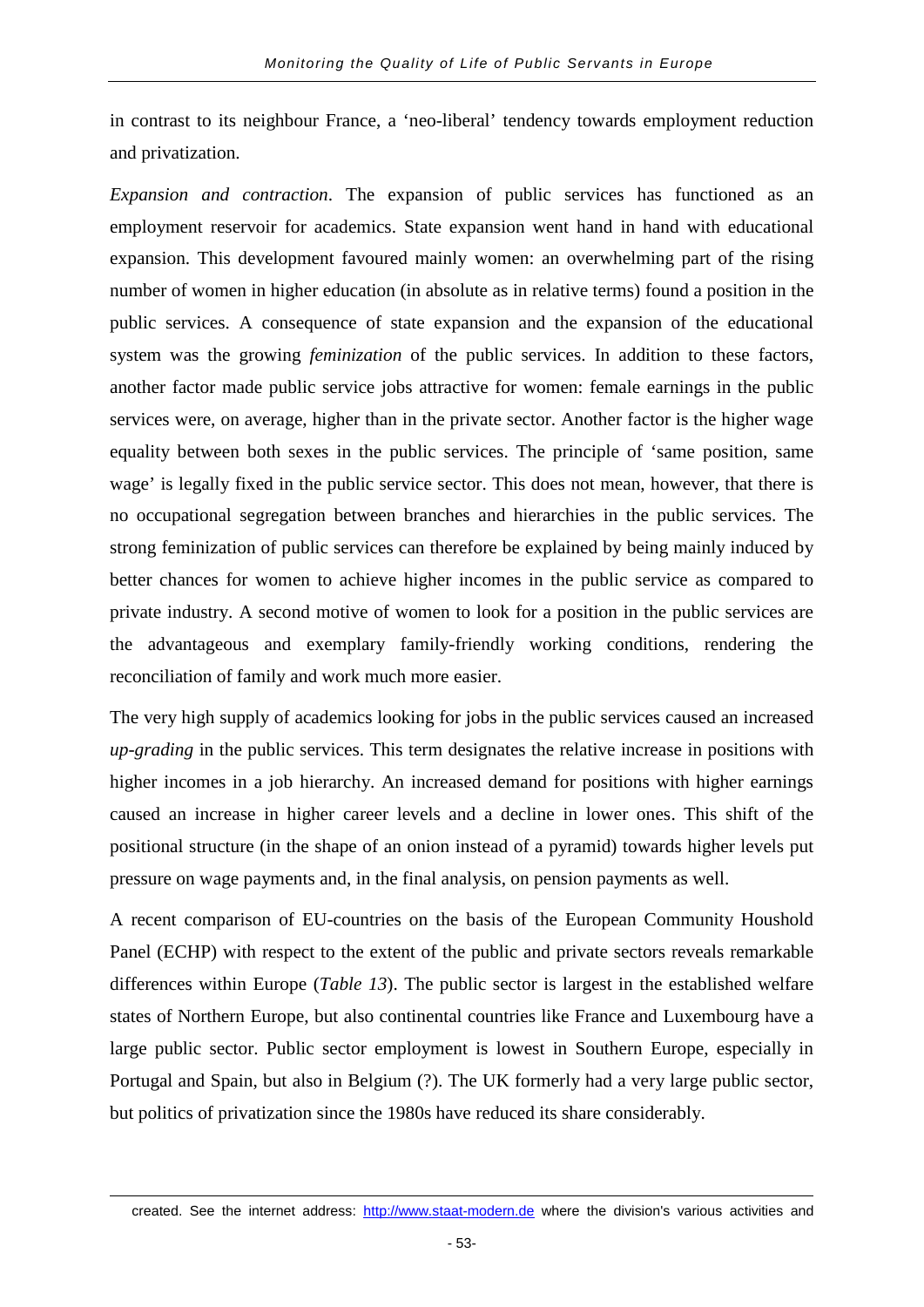in contrast to its neighbour France, a 'neo-liberal' tendency towards employment reduction and privatization.

*Expansion and contraction*. The expansion of public services has functioned as an employment reservoir for academics. State expansion went hand in hand with educational expansion. This development favoured mainly women: an overwhelming part of the rising number of women in higher education (in absolute as in relative terms) found a position in the public services. A consequence of state expansion and the expansion of the educational system was the growing *feminization* of the public services. In addition to these factors, another factor made public service jobs attractive for women: female earnings in the public services were, on average, higher than in the private sector. Another factor is the higher wage equality between both sexes in the public services. The principle of 'same position, same wage' is legally fixed in the public service sector. This does not mean, however, that there is no occupational segregation between branches and hierarchies in the public services. The strong feminization of public services can therefore be explained by being mainly induced by better chances for women to achieve higher incomes in the public service as compared to private industry. A second motive of women to look for a position in the public services are the advantageous and exemplary family-friendly working conditions, rendering the reconciliation of family and work much more easier.

The very high supply of academics looking for jobs in the public services caused an increased *up-grading* in the public services. This term designates the relative increase in positions with higher incomes in a job hierarchy. An increased demand for positions with higher earnings caused an increase in higher career levels and a decline in lower ones. This shift of the positional structure (in the shape of an onion instead of a pyramid) towards higher levels put pressure on wage payments and, in the final analysis, on pension payments as well.

A recent comparison of EU-countries on the basis of the European Community Houshold Panel (ECHP) with respect to the extent of the public and private sectors reveals remarkable differences within Europe (*Table 13*). The public sector is largest in the established welfare states of Northern Europe, but also continental countries like France and Luxembourg have a large public sector. Public sector employment is lowest in Southern Europe, especially in Portugal and Spain, but also in Belgium (?). The UK formerly had a very large public sector, but politics of privatization since the 1980s have reduced its share considerably.

created. See the internet address: http://www.staat-modern.de where the division's various activities and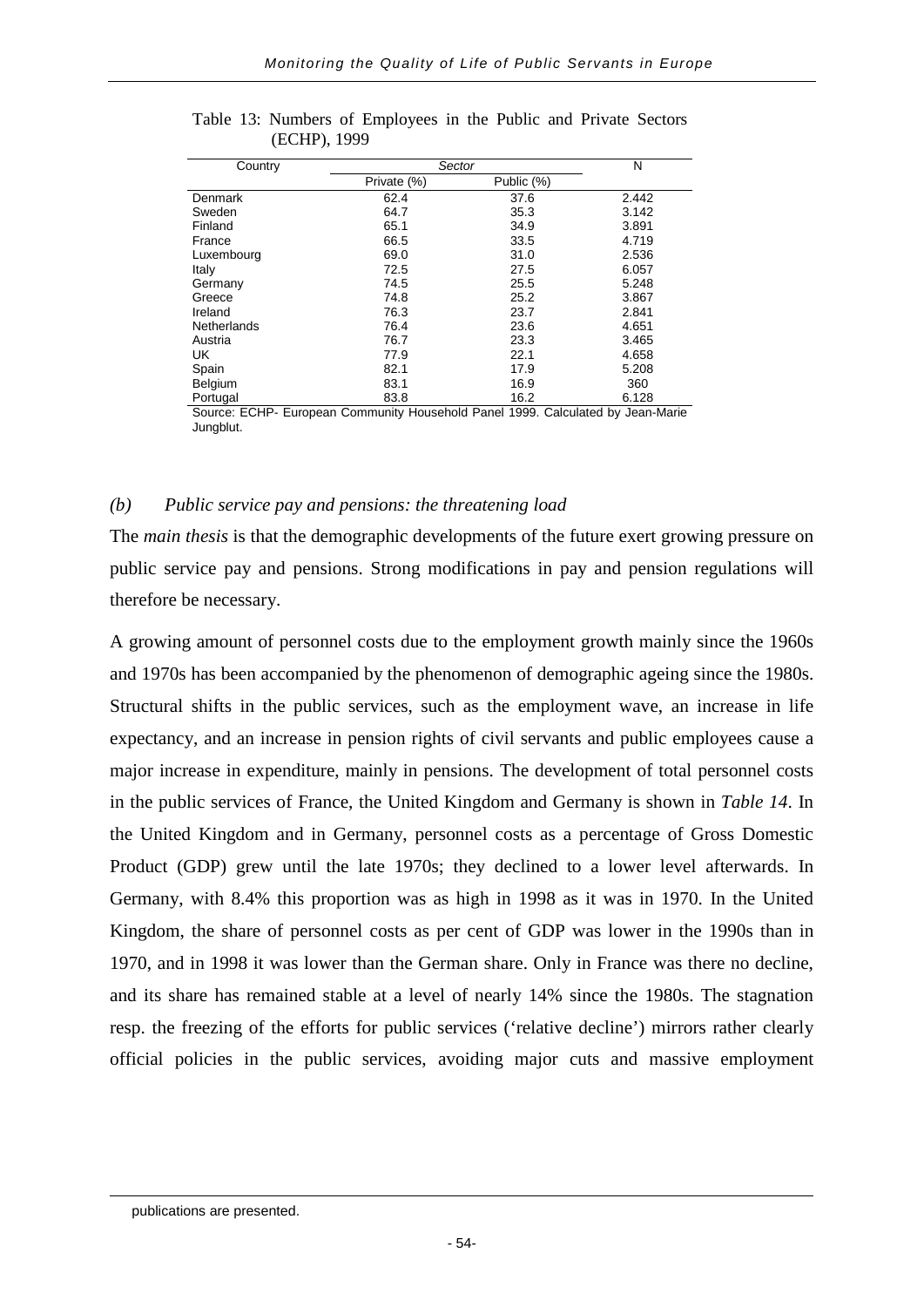Table 13: Numbers of Employees in the Public and Private Sectors (ECHP), 1999

| Country | *Sector* | | N |
|---|---|---|---|
| | Private (%) | Public (%) | |
| Denmark | 62.4 | 37.6 | 2.442 |
| Sweden | 64.7 | 35.3 | 3.142 |
| Finland | 65.1 | 34.9 | 3.891 |
| France | 66.5 | 33.5 | 4.719 |
| Luxembourg | 69.0 | 31.0 | 2.536 |
| Italy | 72.5 | 27.5 | 6.057 |
| Germany | 74.5 | 25.5 | 5.248 |
| Greece | 74.8 | 25.2 | 3.867 |
| Ireland | 76.3 | 23.7 | 2.841 |
| Netherlands | 76.4 | 23.6 | 4.651 |
| Austria | 76.7 | 23.3 | 3.465 |
| UK | 77.9 | 22.1 | 4.658 |
| Spain | 82.1 | 17.9 | 5.208 |
| Belgium | 83.1 | 16.9 | 360 |
| Portugal | 83.8 | 16.2 | 6.128 |

Source: ECHP- European Community Household Panel 1999. Calculated by Jean-Marie Jungblut.

### *(b) Public service pay and pensions: the threatening load*

The *main thesis* is that the demographic developments of the future exert growing pressure on public service pay and pensions. Strong modifications in pay and pension regulations will therefore be necessary.

A growing amount of personnel costs due to the employment growth mainly since the 1960s and 1970s has been accompanied by the phenomenon of demographic ageing since the 1980s. Structural shifts in the public services, such as the employment wave, an increase in life expectancy, and an increase in pension rights of civil servants and public employees cause a major increase in expenditure, mainly in pensions. The development of total personnel costs in the public services of France, the United Kingdom and Germany is shown in *Table 14*. In the United Kingdom and in Germany, personnel costs as a percentage of Gross Domestic Product (GDP) grew until the late 1970s; they declined to a lower level afterwards. In Germany, with 8.4% this proportion was as high in 1998 as it was in 1970. In the United Kingdom, the share of personnel costs as per cent of GDP was lower in the 1990s than in 1970, and in 1998 it was lower than the German share. Only in France was there no decline, and its share has remained stable at a level of nearly 14% since the 1980s. The stagnation resp. the freezing of the efforts for public services ('relative decline') mirrors rather clearly official policies in the public services, avoiding major cuts and massive employment

publications are presented.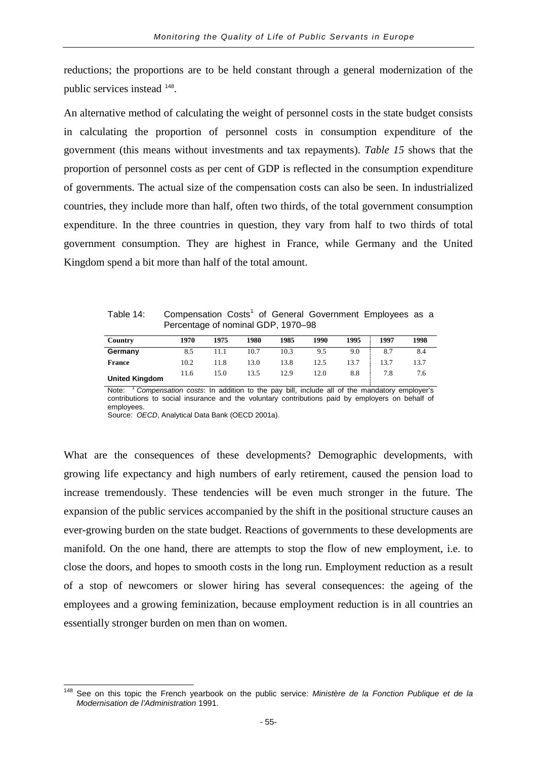reductions; the proportions are to be held constant through a general modernization of the public services instead [148].

An alternative method of calculating the weight of personnel costs in the state budget consists in calculating the proportion of personnel costs in consumption expenditure of the government (this means without investments and tax repayments). *Table 15* shows that the proportion of personnel costs as per cent of GDP is reflected in the consumption expenditure of governments. The actual size of the compensation costs can also be seen. In industrialized countries, they include more than half, often two thirds, of the total government consumption expenditure. In the three countries in question, they vary from half to two thirds of total government consumption. They are highest in France, while Germany and the United Kingdom spend a bit more than half of the total amount.

Table 14: Compensation Costs[1] of General Government Employees as a Percentage of nominal GDP, 1970–98

| Country | 1970 | 1975 | 1980 | 1985 | 1990 | 1995 | 1997 | 1998 |
|---|---|---|---|---|---|---|---|---|
| **Germany** | 8.5 | 11.1 | 10.7 | 10.3 | 9.5 | 9.0 | 8.7 | 8.4 |
| **France** | 10.2 | 11.8 | 13.0 | 13.8 | 12.5 | 13.7 | 13.7 | 13.7 |
| **United Kingdom** | 11.6 | 15.0 | 13.5 | 12.9 | 12.0 | 8.8 | 7.8 | 7.6 |

Note: [1] *Compensation costs*: In addition to the pay bill, include all of the mandatory employer's contributions to social insurance and the voluntary contributions paid by employers on behalf of employees.
Source: *OECD*, Analytical Data Bank (OECD 2001a).

What are the consequences of these developments? Demographic developments, with growing life expectancy and high numbers of early retirement, caused the pension load to increase tremendously. These tendencies will be even much stronger in the future. The expansion of the public services accompanied by the shift in the positional structure causes an ever-growing burden on the state budget. Reactions of governments to these developments are manifold. On the one hand, there are attempts to stop the flow of new employment, i.e. to close the doors, and hopes to smooth costs in the long run. Employment reduction as a result of a stop of newcomers or slower hiring has several consequences: the ageing of the employees and a growing feminization, because employment reduction is in all countries an essentially stronger burden on men than on women.

[148] See on this topic the French yearbook on the public service: *Ministère de la Fonction Publique et de la Modernisation de l'Administration* 1991.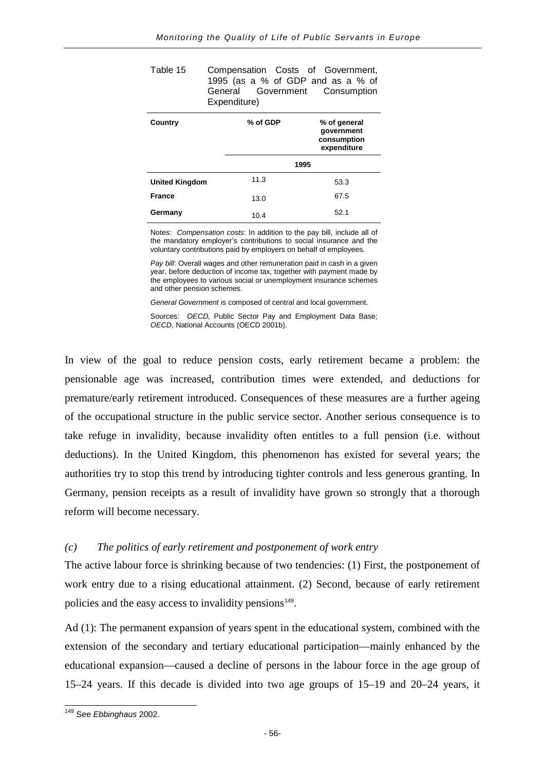Table 15 Compensation Costs of Government, 1995 (as a % of GDP and as a % of General Government Consumption Expenditure)

| Country | % of GDP | % of general government consumption expenditure |
|---|---|---|
| | 1995 | |
| **United Kingdom** | 11.3 | 53.3 |
| **France** | 13.0 | 67.5 |
| **Germany** | 10.4 | 52.1 |

Notes: *Compensation costs*: In addition to the pay bill, include all of the mandatory employer's contributions to social insurance and the voluntary contributions paid by employers on behalf of employees.

*Pay bill*: Overall wages and other remuneration paid in cash in a given year, before deduction of income tax, together with payment made by the employees to various social or unemployment insurance schemes and other pension schemes.

*General Government* is composed of central and local government.

Sources: *OECD*, Public Sector Pay and Employment Data Base; *OECD*, National Accounts (OECD 2001b).

In view of the goal to reduce pension costs, early retirement became a problem: the pensionable age was increased, contribution times were extended, and deductions for premature/early retirement introduced. Consequences of these measures are a further ageing of the occupational structure in the public service sector. Another serious consequence is to take refuge in invalidity, because invalidity often entitles to a full pension (i.e. without deductions). In the United Kingdom, this phenomenon has existed for several years; the authorities try to stop this trend by introducing tighter controls and less generous granting. In Germany, pension receipts as a result of invalidity have grown so strongly that a thorough reform will become necessary.

### *(c) The politics of early retirement and postponement of work entry*

The active labour force is shrinking because of two tendencies: (1) First, the postponement of work entry due to a rising educational attainment. (2) Second, because of early retirement policies and the easy access to invalidity pensions[149].

Ad (1): The permanent expansion of years spent in the educational system, combined with the extension of the secondary and tertiary educational participation—mainly enhanced by the educational expansion—caused a decline of persons in the labour force in the age group of 15–24 years. If this decade is divided into two age groups of 15–19 and 20–24 years, it

[149] See *Ebbinghaus* 2002.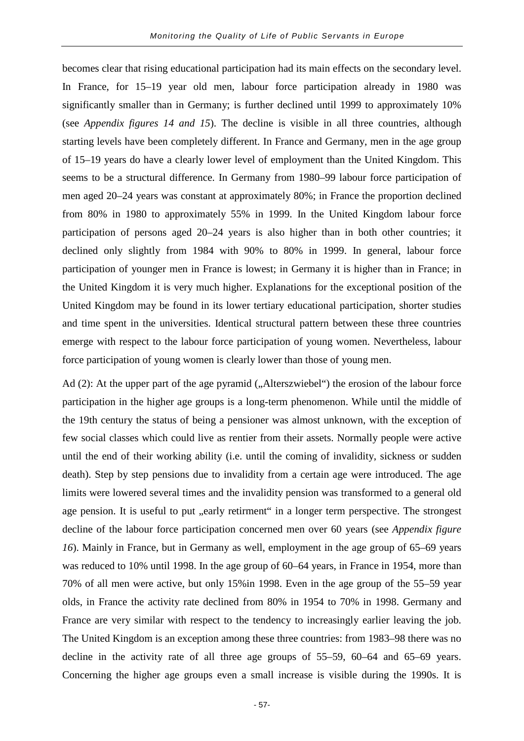becomes clear that rising educational participation had its main effects on the secondary level. In France, for 15–19 year old men, labour force participation already in 1980 was significantly smaller than in Germany; is further declined until 1999 to approximately 10% (see *Appendix figures 14 and 15*). The decline is visible in all three countries, although starting levels have been completely different. In France and Germany, men in the age group of 15–19 years do have a clearly lower level of employment than the United Kingdom. This seems to be a structural difference. In Germany from 1980–99 labour force participation of men aged 20–24 years was constant at approximately 80%; in France the proportion declined from 80% in 1980 to approximately 55% in 1999. In the United Kingdom labour force participation of persons aged 20–24 years is also higher than in both other countries; it declined only slightly from 1984 with 90% to 80% in 1999. In general, labour force participation of younger men in France is lowest; in Germany it is higher than in France; in the United Kingdom it is very much higher. Explanations for the exceptional position of the United Kingdom may be found in its lower tertiary educational participation, shorter studies and time spent in the universities. Identical structural pattern between these three countries emerge with respect to the labour force participation of young women. Nevertheless, labour force participation of young women is clearly lower than those of young men.

Ad (2): At the upper part of the age pyramid („Alterszwiebel“) the erosion of the labour force participation in the higher age groups is a long-term phenomenon. While until the middle of the 19th century the status of being a pensioner was almost unknown, with the exception of few social classes which could live as rentier from their assets. Normally people were active until the end of their working ability (i.e. until the coming of invalidity, sickness or sudden death). Step by step pensions due to invalidity from a certain age were introduced. The age limits were lowered several times and the invalidity pension was transformed to a general old age pension. It is useful to put „early retirment“ in a longer term perspective. The strongest decline of the labour force participation concerned men over 60 years (see *Appendix figure 16*). Mainly in France, but in Germany as well, employment in the age group of 65–69 years was reduced to 10% until 1998. In the age group of 60–64 years, in France in 1954, more than 70% of all men were active, but only 15%in 1998. Even in the age group of the 55–59 year olds, in France the activity rate declined from 80% in 1954 to 70% in 1998. Germany and France are very similar with respect to the tendency to increasingly earlier leaving the job. The United Kingdom is an exception among these three countries: from 1983–98 there was no decline in the activity rate of all three age groups of 55–59, 60–64 and 65–69 years. Concerning the higher age groups even a small increase is visible during the 1990s. It is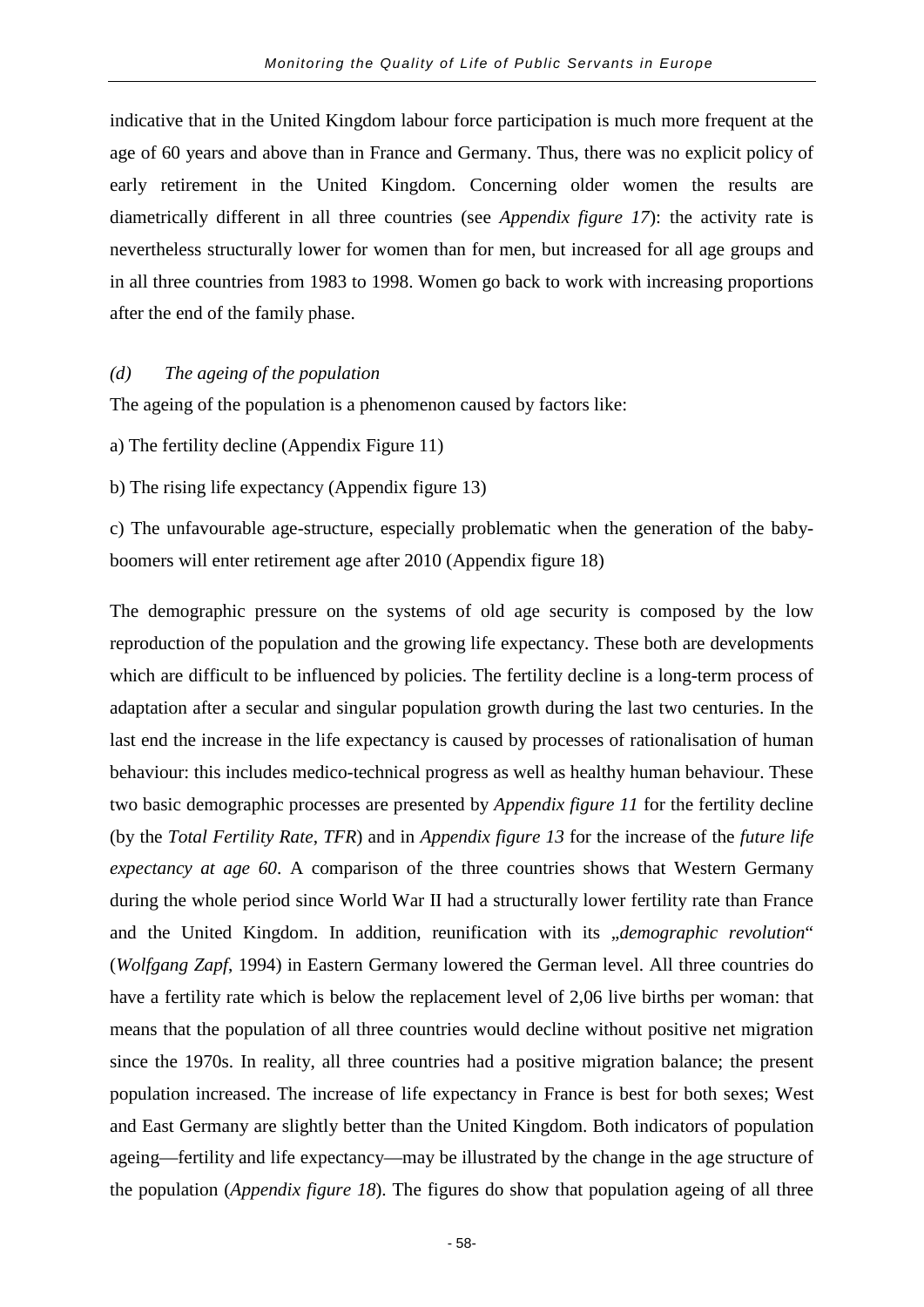indicative that in the United Kingdom labour force participation is much more frequent at the age of 60 years and above than in France and Germany. Thus, there was no explicit policy of early retirement in the United Kingdom. Concerning older women the results are diametrically different in all three countries (see *Appendix figure 17*): the activity rate is nevertheless structurally lower for women than for men, but increased for all age groups and in all three countries from 1983 to 1998. Women go back to work with increasing proportions after the end of the family phase.

### *(d) The ageing of the population*

The ageing of the population is a phenomenon caused by factors like:

a) The fertility decline (Appendix Figure 11)

b) The rising life expectancy (Appendix figure 13)

c) The unfavourable age-structure, especially problematic when the generation of the baby-boomers will enter retirement age after 2010 (Appendix figure 18)

The demographic pressure on the systems of old age security is composed by the low reproduction of the population and the growing life expectancy. These both are developments which are difficult to be influenced by policies. The fertility decline is a long-term process of adaptation after a secular and singular population growth during the last two centuries. In the last end the increase in the life expectancy is caused by processes of rationalisation of human behaviour: this includes medico-technical progress as well as healthy human behaviour. These two basic demographic processes are presented by *Appendix figure 11* for the fertility decline (by the *Total Fertility Rate*, *TFR*) and in *Appendix figure 13* for the increase of the *future life expectancy at age 60*. A comparison of the three countries shows that Western Germany during the whole period since World War II had a structurally lower fertility rate than France and the United Kingdom. In addition, reunification with its „*demographic revolution*" (*Wolfgang Zapf*, 1994) in Eastern Germany lowered the German level. All three countries do have a fertility rate which is below the replacement level of 2,06 live births per woman: that means that the population of all three countries would decline without positive net migration since the 1970s. In reality, all three countries had a positive migration balance; the present population increased. The increase of life expectancy in France is best for both sexes; West and East Germany are slightly better than the United Kingdom. Both indicators of population ageing—fertility and life expectancy—may be illustrated by the change in the age structure of the population (*Appendix figure 18*). The figures do show that population ageing of all three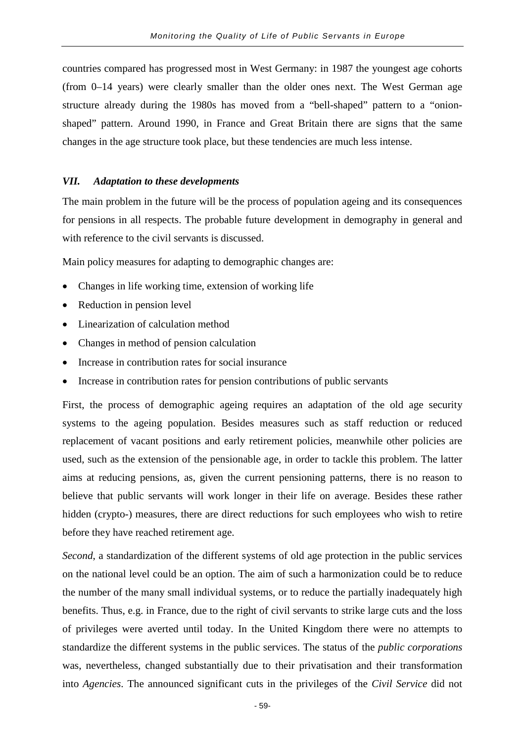countries compared has progressed most in West Germany: in 1987 the youngest age cohorts (from 0–14 years) were clearly smaller than the older ones next. The West German age structure already during the 1980s has moved from a "bell-shaped" pattern to a "onion-shaped" pattern. Around 1990, in France and Great Britain there are signs that the same changes in the age structure took place, but these tendencies are much less intense.

### *VII. Adaptation to these developments*

The main problem in the future will be the process of population ageing and its consequences for pensions in all respects. The probable future development in demography in general and with reference to the civil servants is discussed.

Main policy measures for adapting to demographic changes are:

- Changes in life working time, extension of working life
- Reduction in pension level
- Linearization of calculation method
- Changes in method of pension calculation
- Increase in contribution rates for social insurance
- Increase in contribution rates for pension contributions of public servants

First, the process of demographic ageing requires an adaptation of the old age security systems to the ageing population. Besides measures such as staff reduction or reduced replacement of vacant positions and early retirement policies, meanwhile other policies are used, such as the extension of the pensionable age, in order to tackle this problem. The latter aims at reducing pensions, as, given the current pensioning patterns, there is no reason to believe that public servants will work longer in their life on average. Besides these rather hidden (crypto-) measures, there are direct reductions for such employees who wish to retire before they have reached retirement age.

*Second*, a standardization of the different systems of old age protection in the public services on the national level could be an option. The aim of such a harmonization could be to reduce the number of the many small individual systems, or to reduce the partially inadequately high benefits. Thus, e.g. in France, due to the right of civil servants to strike large cuts and the loss of privileges were averted until today. In the United Kingdom there were no attempts to standardize the different systems in the public services. The status of the *public corporations* was, nevertheless, changed substantially due to their privatisation and their transformation into *Agencies*. The announced significant cuts in the privileges of the *Civil Service* did not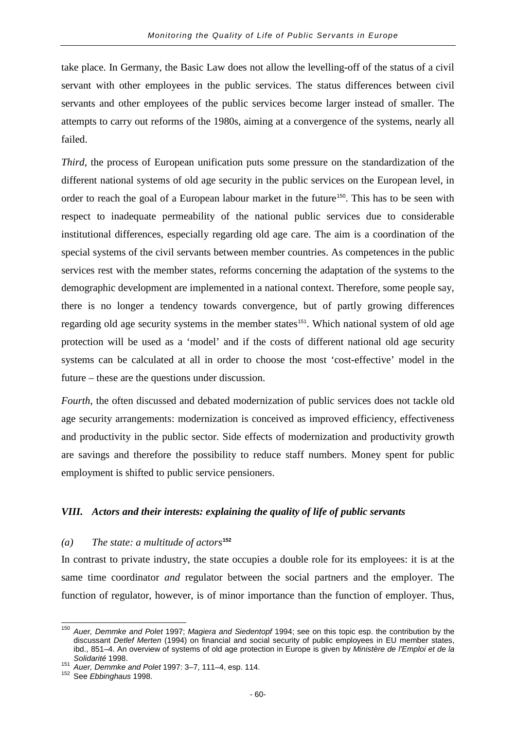take place. In Germany, the Basic Law does not allow the levelling-off of the status of a civil servant with other employees in the public services. The status differences between civil servants and other employees of the public services become larger instead of smaller. The attempts to carry out reforms of the 1980s, aiming at a convergence of the systems, nearly all failed.

*Third*, the process of European unification puts some pressure on the standardization of the different national systems of old age security in the public services on the European level, in order to reach the goal of a European labour market in the future[150]. This has to be seen with respect to inadequate permeability of the national public services due to considerable institutional differences, especially regarding old age care. The aim is a coordination of the special systems of the civil servants between member countries. As competences in the public services rest with the member states, reforms concerning the adaptation of the systems to the demographic development are implemented in a national context. Therefore, some people say, there is no longer a tendency towards convergence, but of partly growing differences regarding old age security systems in the member states[151]. Which national system of old age protection will be used as a 'model' and if the costs of different national old age security systems can be calculated at all in order to choose the most 'cost-effective' model in the future – these are the questions under discussion.

*Fourth*, the often discussed and debated modernization of public services does not tackle old age security arrangements: modernization is conceived as improved efficiency, effectiveness and productivity in the public sector. Side effects of modernization and productivity growth are savings and therefore the possibility to reduce staff numbers. Money spent for public employment is shifted to public service pensioners.

## *VIII. Actors and their interests: explaining the quality of life of public servants*

### *(a) The state: a multitude of actors*[152]

In contrast to private industry, the state occupies a double role for its employees: it is at the same time coordinator *and* regulator between the social partners and the employer. The function of regulator, however, is of minor importance than the function of employer. Thus,

---

[150] *Auer, Demmke and Polet* 1997; *Magiera and Siedentopf* 1994; see on this topic esp. the contribution by the discussant *Detlef Merten* (1994) on financial and social security of public employees in EU member states, ibd., 851–4. An overview of systems of old age protection in Europe is given by *Ministère de l'Emploi et de la Solidarité* 1998.

[151] *Auer, Demmke and Polet* 1997: 3–7, 111–4, esp. 114.

[152] See *Ebbinghaus* 1998.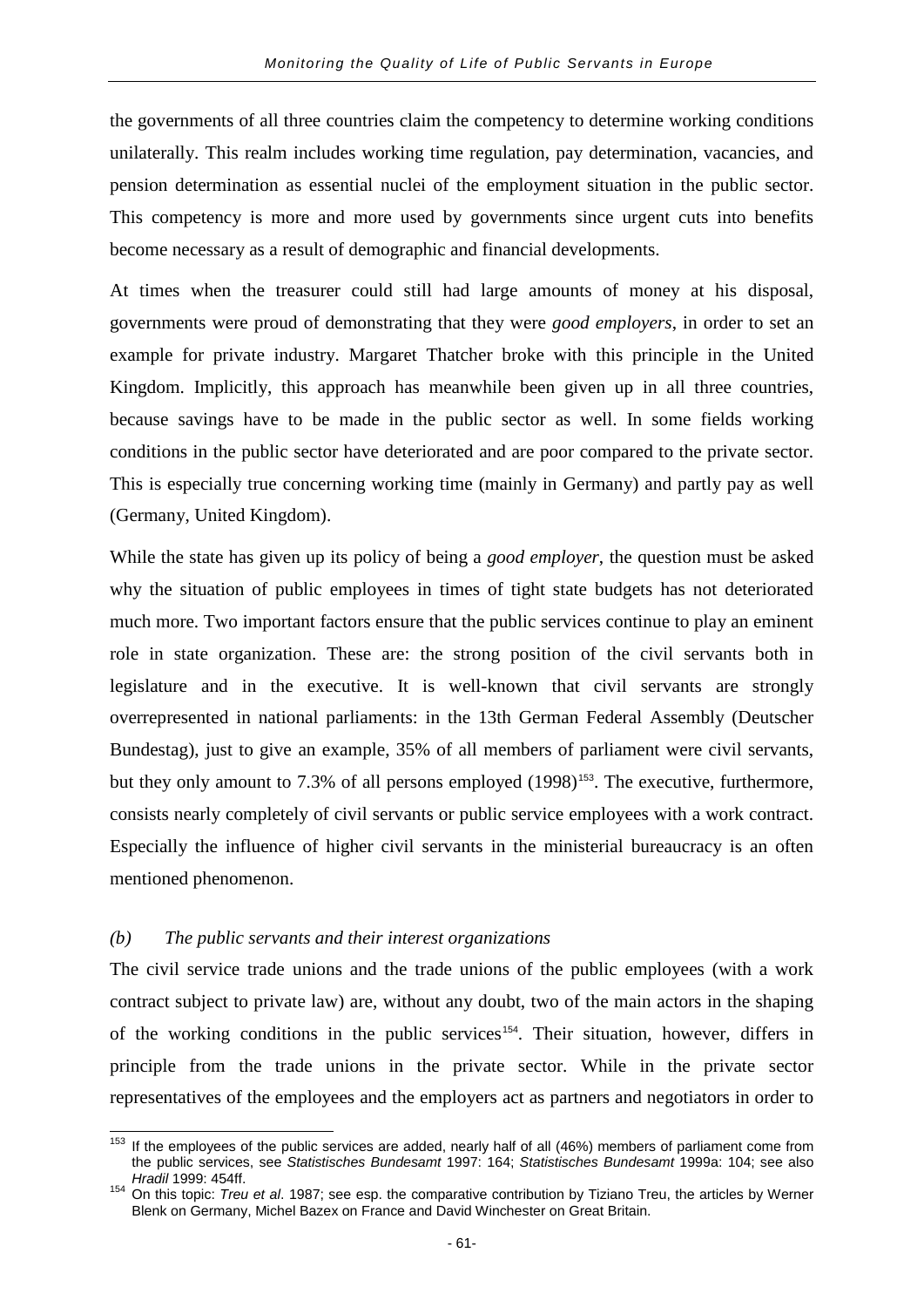the governments of all three countries claim the competency to determine working conditions unilaterally. This realm includes working time regulation, pay determination, vacancies, and pension determination as essential nuclei of the employment situation in the public sector. This competency is more and more used by governments since urgent cuts into benefits become necessary as a result of demographic and financial developments.

At times when the treasurer could still had large amounts of money at his disposal, governments were proud of demonstrating that they were *good employers*, in order to set an example for private industry. Margaret Thatcher broke with this principle in the United Kingdom. Implicitly, this approach has meanwhile been given up in all three countries, because savings have to be made in the public sector as well. In some fields working conditions in the public sector have deteriorated and are poor compared to the private sector. This is especially true concerning working time (mainly in Germany) and partly pay as well (Germany, United Kingdom).

While the state has given up its policy of being a *good employer*, the question must be asked why the situation of public employees in times of tight state budgets has not deteriorated much more. Two important factors ensure that the public services continue to play an eminent role in state organization. These are: the strong position of the civil servants both in legislature and in the executive. It is well-known that civil servants are strongly overrepresented in national parliaments: in the 13th German Federal Assembly (Deutscher Bundestag), just to give an example, 35% of all members of parliament were civil servants, but they only amount to 7.3% of all persons employed (1998)[153]. The executive, furthermore, consists nearly completely of civil servants or public service employees with a work contract. Especially the influence of higher civil servants in the ministerial bureaucracy is an often mentioned phenomenon.

### *(b) The public servants and their interest organizations*

The civil service trade unions and the trade unions of the public employees (with a work contract subject to private law) are, without any doubt, two of the main actors in the shaping of the working conditions in the public services[154]. Their situation, however, differs in principle from the trade unions in the private sector. While in the private sector representatives of the employees and the employers act as partners and negotiators in order to

---

[153] If the employees of the public services are added, nearly half of all (46%) members of parliament come from the public services, see *Statistisches Bundesamt* 1997: 164; *Statistisches Bundesamt* 1999a: 104; see also *Hradil* 1999: 454ff.

[154] On this topic: *Treu et al*. 1987; see esp. the comparative contribution by Tiziano Treu, the articles by Werner Blenk on Germany, Michel Bazex on France and David Winchester on Great Britain.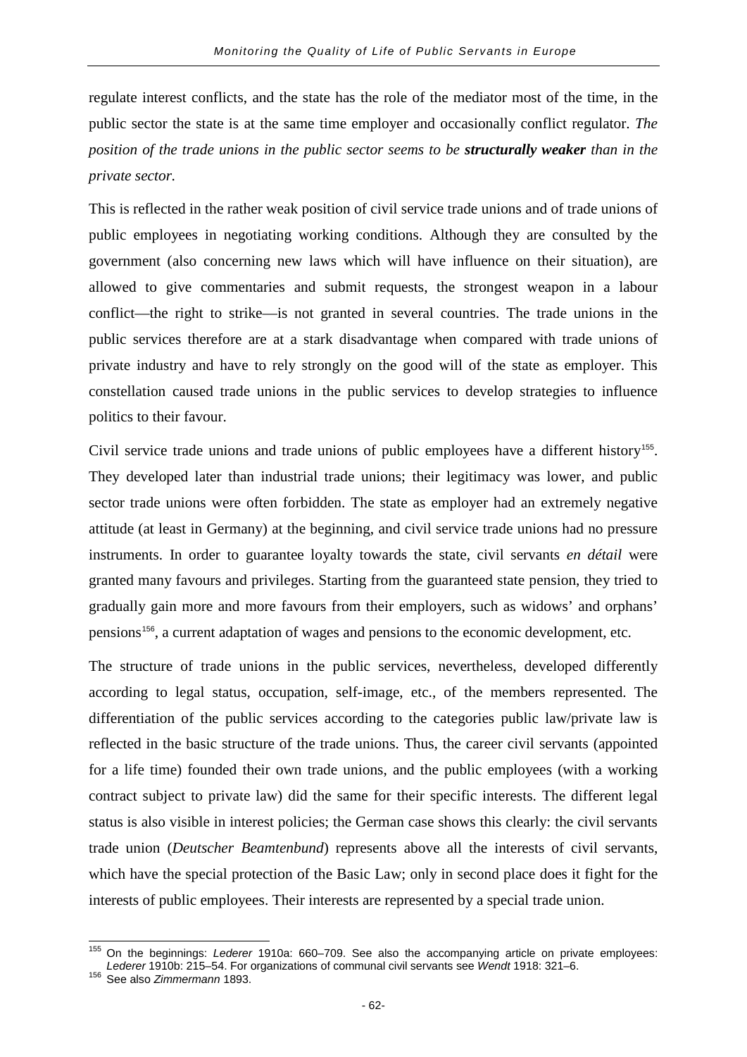regulate interest conflicts, and the state has the role of the mediator most of the time, in the public sector the state is at the same time employer and occasionally conflict regulator. *The position of the trade unions in the public sector seems to be **structurally weaker** than in the private sector.*

This is reflected in the rather weak position of civil service trade unions and of trade unions of public employees in negotiating working conditions. Although they are consulted by the government (also concerning new laws which will have influence on their situation), are allowed to give commentaries and submit requests, the strongest weapon in a labour conflict—the right to strike—is not granted in several countries. The trade unions in the public services therefore are at a stark disadvantage when compared with trade unions of private industry and have to rely strongly on the good will of the state as employer. This constellation caused trade unions in the public services to develop strategies to influence politics to their favour.

Civil service trade unions and trade unions of public employees have a different history[155]. They developed later than industrial trade unions; their legitimacy was lower, and public sector trade unions were often forbidden. The state as employer had an extremely negative attitude (at least in Germany) at the beginning, and civil service trade unions had no pressure instruments. In order to guarantee loyalty towards the state, civil servants *en détail* were granted many favours and privileges. Starting from the guaranteed state pension, they tried to gradually gain more and more favours from their employers, such as widows' and orphans' pensions[156], a current adaptation of wages and pensions to the economic development, etc.

The structure of trade unions in the public services, nevertheless, developed differently according to legal status, occupation, self-image, etc., of the members represented. The differentiation of the public services according to the categories public law/private law is reflected in the basic structure of the trade unions. Thus, the career civil servants (appointed for a life time) founded their own trade unions, and the public employees (with a working contract subject to private law) did the same for their specific interests. The different legal status is also visible in interest policies; the German case shows this clearly: the civil servants trade union (*Deutscher Beamtenbund*) represents above all the interests of civil servants, which have the special protection of the Basic Law; only in second place does it fight for the interests of public employees. Their interests are represented by a special trade union.

---

[155] On the beginnings: *Lederer* 1910a: 660–709. See also the accompanying article on private employees: *Lederer* 1910b: 215–54. For organizations of communal civil servants see *Wendt* 1918: 321–6.

[156] See also *Zimmermann* 1893.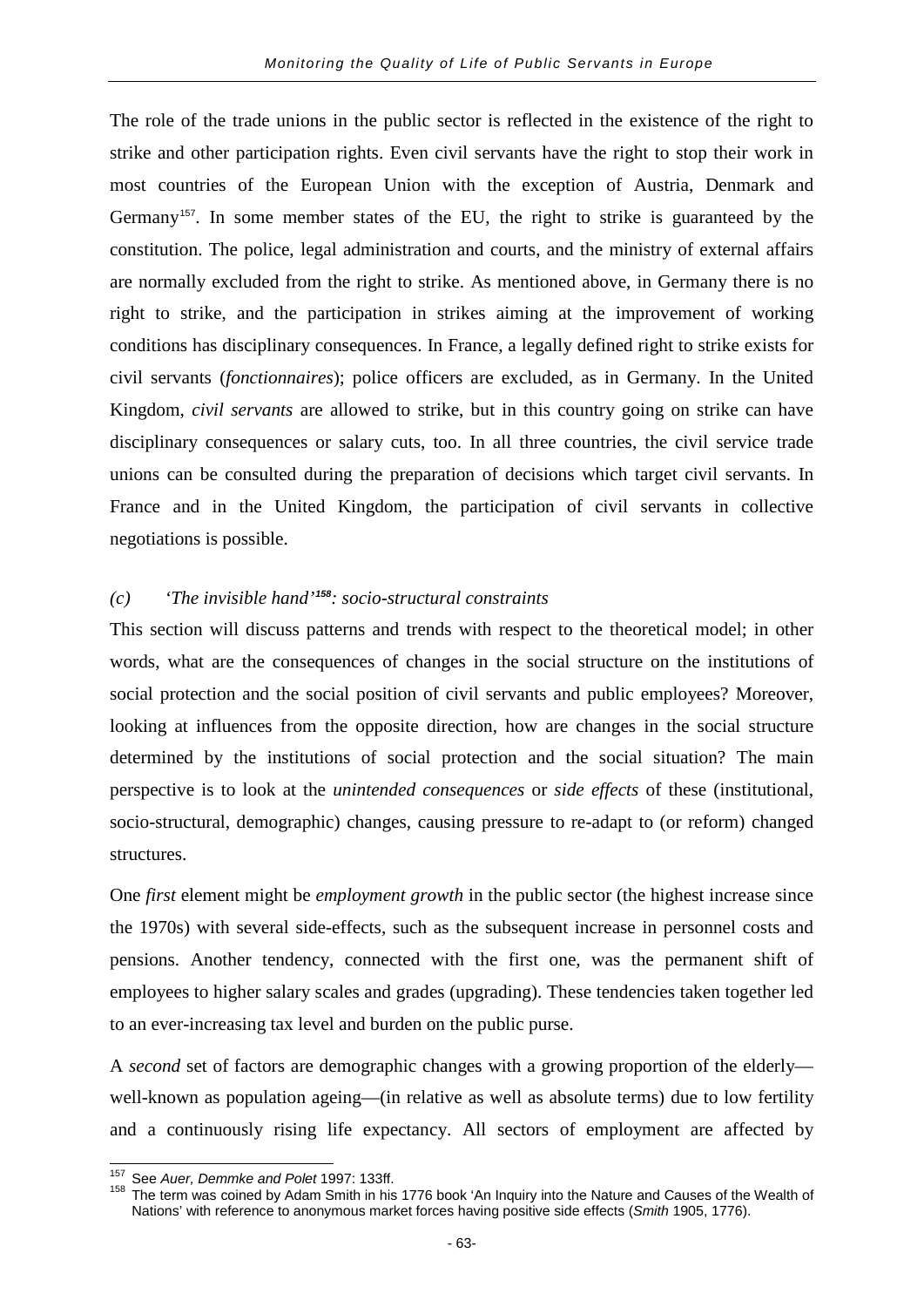The role of the trade unions in the public sector is reflected in the existence of the right to strike and other participation rights. Even civil servants have the right to stop their work in most countries of the European Union with the exception of Austria, Denmark and Germany[157]. In some member states of the EU, the right to strike is guaranteed by the constitution. The police, legal administration and courts, and the ministry of external affairs are normally excluded from the right to strike. As mentioned above, in Germany there is no right to strike, and the participation in strikes aiming at the improvement of working conditions has disciplinary consequences. In France, a legally defined right to strike exists for civil servants (*fonctionnaires*); police officers are excluded, as in Germany. In the United Kingdom, *civil servants* are allowed to strike, but in this country going on strike can have disciplinary consequences or salary cuts, too. In all three countries, the civil service trade unions can be consulted during the preparation of decisions which target civil servants. In France and in the United Kingdom, the participation of civil servants in collective negotiations is possible.

### *(c) 'The invisible hand'[158]: socio-structural constraints*

This section will discuss patterns and trends with respect to the theoretical model; in other words, what are the consequences of changes in the social structure on the institutions of social protection and the social position of civil servants and public employees? Moreover, looking at influences from the opposite direction, how are changes in the social structure determined by the institutions of social protection and the social situation? The main perspective is to look at the *unintended consequences* or *side effects* of these (institutional, socio-structural, demographic) changes, causing pressure to re-adapt to (or reform) changed structures.

One *first* element might be *employment growth* in the public sector (the highest increase since the 1970s) with several side-effects, such as the subsequent increase in personnel costs and pensions. Another tendency, connected with the first one, was the permanent shift of employees to higher salary scales and grades (upgrading). These tendencies taken together led to an ever-increasing tax level and burden on the public purse.

A *second* set of factors are demographic changes with a growing proportion of the elderly—well-known as population ageing—(in relative as well as absolute terms) due to low fertility and a continuously rising life expectancy. All sectors of employment are affected by

---

[157] See *Auer, Demmke and Polet* 1997: 133ff.

[158] The term was coined by Adam Smith in his 1776 book 'An Inquiry into the Nature and Causes of the Wealth of Nations' with reference to anonymous market forces having positive side effects (*Smith* 1905, 1776).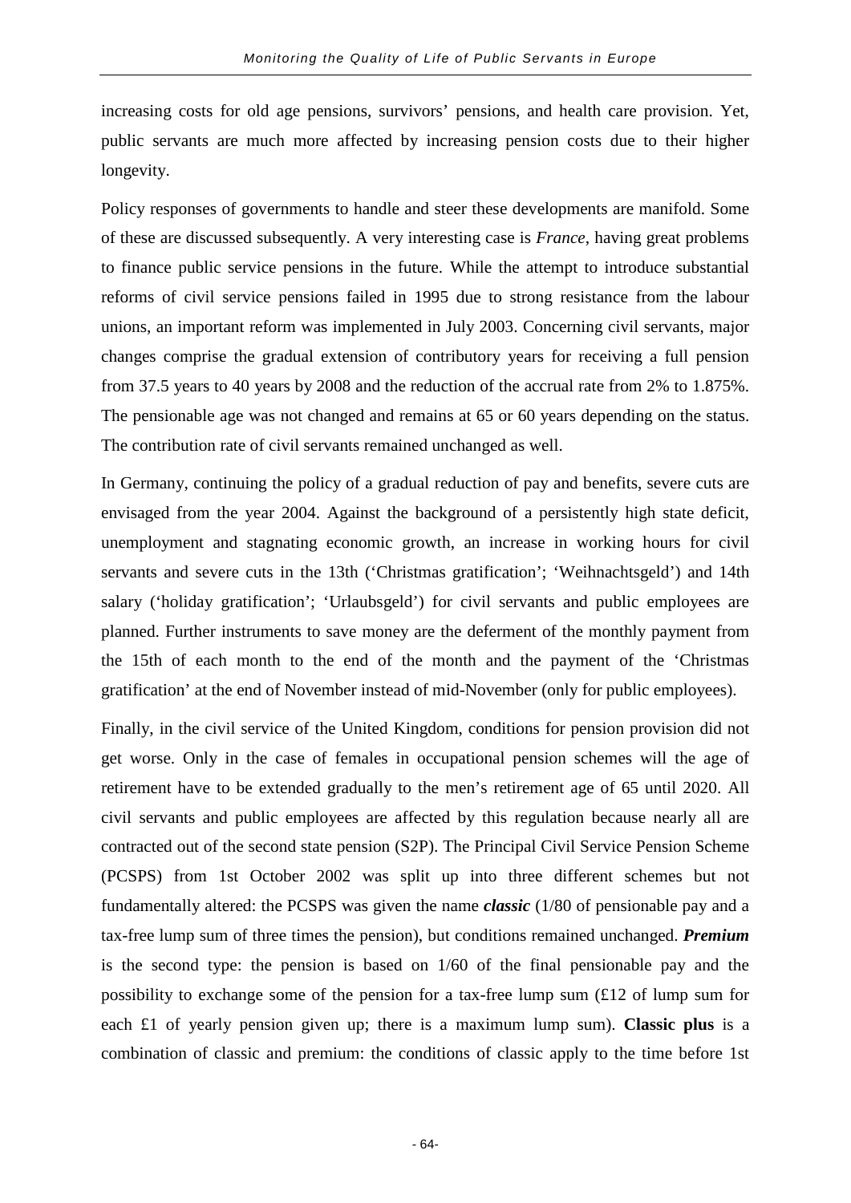increasing costs for old age pensions, survivors' pensions, and health care provision. Yet, public servants are much more affected by increasing pension costs due to their higher longevity.

Policy responses of governments to handle and steer these developments are manifold. Some of these are discussed subsequently. A very interesting case is *France*, having great problems to finance public service pensions in the future. While the attempt to introduce substantial reforms of civil service pensions failed in 1995 due to strong resistance from the labour unions, an important reform was implemented in July 2003. Concerning civil servants, major changes comprise the gradual extension of contributory years for receiving a full pension from 37.5 years to 40 years by 2008 and the reduction of the accrual rate from 2% to 1.875%. The pensionable age was not changed and remains at 65 or 60 years depending on the status. The contribution rate of civil servants remained unchanged as well.

In Germany, continuing the policy of a gradual reduction of pay and benefits, severe cuts are envisaged from the year 2004. Against the background of a persistently high state deficit, unemployment and stagnating economic growth, an increase in working hours for civil servants and severe cuts in the 13th ('Christmas gratification'; 'Weihnachtsgeld') and 14th salary ('holiday gratification'; 'Urlaubsgeld') for civil servants and public employees are planned. Further instruments to save money are the deferment of the monthly payment from the 15th of each month to the end of the month and the payment of the 'Christmas gratification' at the end of November instead of mid-November (only for public employees).

Finally, in the civil service of the United Kingdom, conditions for pension provision did not get worse. Only in the case of females in occupational pension schemes will the age of retirement have to be extended gradually to the men's retirement age of 65 until 2020. All civil servants and public employees are affected by this regulation because nearly all are contracted out of the second state pension (S2P). The Principal Civil Service Pension Scheme (PCSPS) from 1st October 2002 was split up into three different schemes but not fundamentally altered: the PCSPS was given the name ***classic*** (1/80 of pensionable pay and a tax-free lump sum of three times the pension), but conditions remained unchanged. ***Premium*** is the second type: the pension is based on 1/60 of the final pensionable pay and the possibility to exchange some of the pension for a tax-free lump sum (£12 of lump sum for each £1 of yearly pension given up; there is a maximum lump sum). **Classic plus** is a combination of classic and premium: the conditions of classic apply to the time before 1st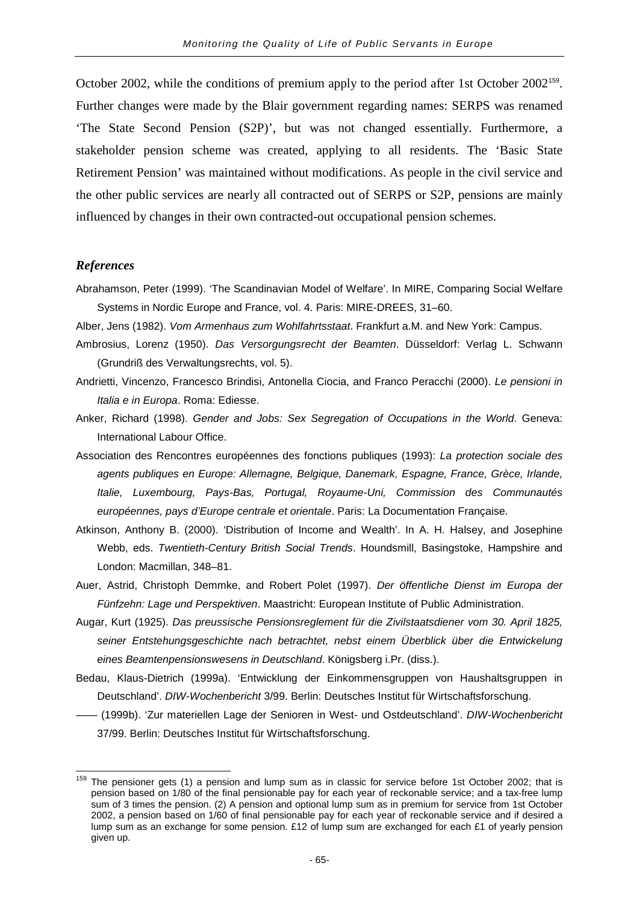October 2002, while the conditions of premium apply to the period after 1st October 2002[159]. Further changes were made by the Blair government regarding names: SERPS was renamed 'The State Second Pension (S2P)', but was not changed essentially. Furthermore, a stakeholder pension scheme was created, applying to all residents. The 'Basic State Retirement Pension' was maintained without modifications. As people in the civil service and the other public services are nearly all contracted out of SERPS or S2P, pensions are mainly influenced by changes in their own contracted-out occupational pension schemes.

### *References*

Abrahamson, Peter (1999). 'The Scandinavian Model of Welfare'. In MIRE, Comparing Social Welfare Systems in Nordic Europe and France, vol. 4. Paris: MIRE-DREES, 31–60.

Alber, Jens (1982). *Vom Armenhaus zum Wohlfahrtsstaat*. Frankfurt a.M. and New York: Campus.

Ambrosius, Lorenz (1950). *Das Versorgungsrecht der Beamten*. Düsseldorf: Verlag L. Schwann (Grundriß des Verwaltungsrechts, vol. 5).

Andrietti, Vincenzo, Francesco Brindisi, Antonella Ciocia, and Franco Peracchi (2000). *Le pensioni in Italia e in Europa*. Roma: Ediesse.

Anker, Richard (1998). *Gender and Jobs: Sex Segregation of Occupations in the World*. Geneva: International Labour Office.

Association des Rencontres européennes des fonctions publiques (1993): *La protection sociale des agents publiques en Europe: Allemagne, Belgique, Danemark, Espagne, France, Grèce, Irlande, Italie, Luxembourg, Pays-Bas, Portugal, Royaume-Uni, Commission des Communautés européennes, pays d'Europe centrale et orientale*. Paris: La Documentation Française.

Atkinson, Anthony B. (2000). 'Distribution of Income and Wealth'. In A. H. Halsey, and Josephine Webb, eds. *Twentieth-Century British Social Trends*. Houndsmill, Basingstoke, Hampshire and London: Macmillan, 348–81.

Auer, Astrid, Christoph Demmke, and Robert Polet (1997). *Der öffentliche Dienst im Europa der Fünfzehn: Lage und Perspektiven*. Maastricht: European Institute of Public Administration.

Augar, Kurt (1925). *Das preussische Pensionsreglement für die Zivilstaatsdiener vom 30. April 1825, seiner Entstehungsgeschichte nach betrachtet, nebst einem Überblick über die Entwickelung eines Beamtenpensionswesens in Deutschland*. Königsberg i.Pr. (diss.).

Bedau, Klaus-Dietrich (1999a). 'Entwicklung der Einkommensgruppen von Haushaltsgruppen in Deutschland'. *DIW-Wochenbericht* 3/99. Berlin: Deutsches Institut für Wirtschaftsforschung.

—— (1999b). 'Zur materiellen Lage der Senioren in West- und Ostdeutschland'. *DIW-Wochenbericht* 37/99. Berlin: Deutsches Institut für Wirtschaftsforschung.

---

[159] The pensioner gets (1) a pension and lump sum as in classic for service before 1st October 2002; that is pension based on 1/80 of the final pensionable pay for each year of reckonable service; and a tax-free lump sum of 3 times the pension. (2) A pension and optional lump sum as in premium for service from 1st October 2002, a pension based on 1/60 of final pensionable pay for each year of reckonable service and if desired a lump sum as an exchange for some pension. £12 of lump sum are exchanged for each £1 of yearly pension given up.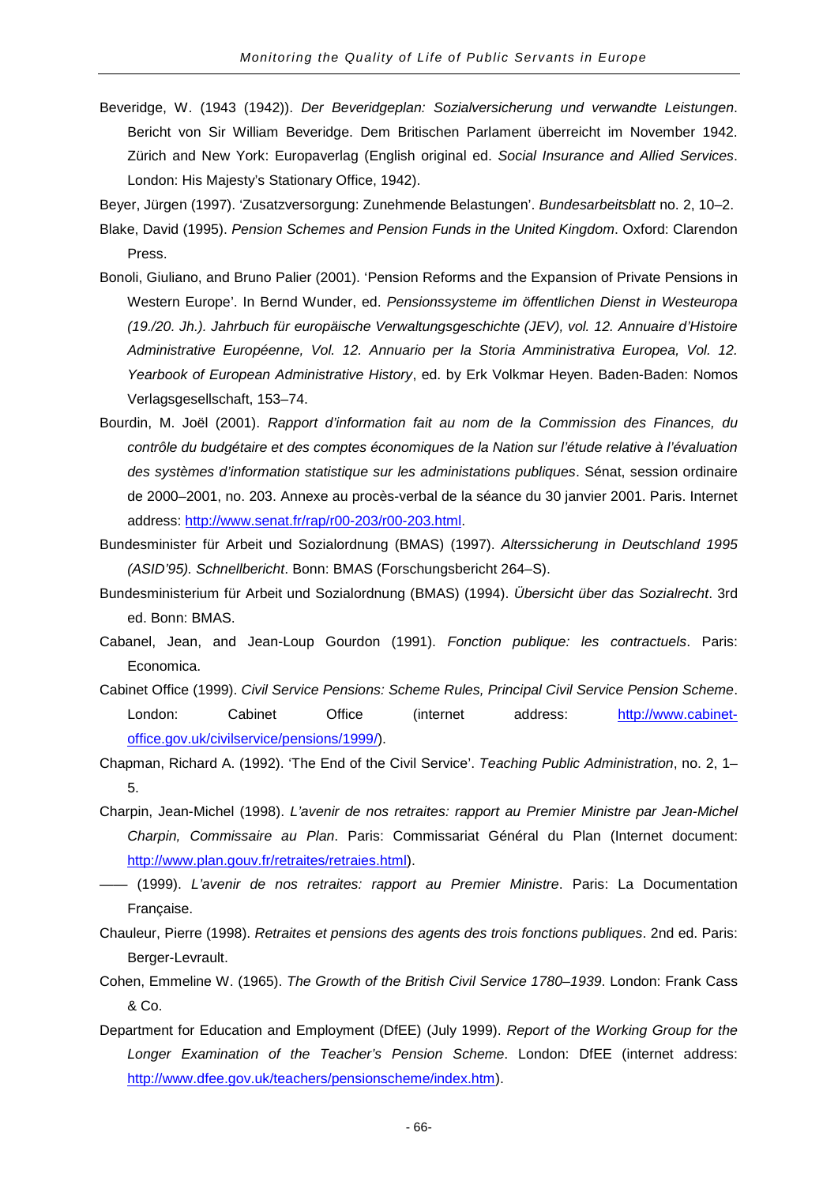Beveridge, W. (1943 (1942)). *Der Beveridgeplan: Sozialversicherung und verwandte Leistungen*. Bericht von Sir William Beveridge. Dem Britischen Parlament überreicht im November 1942. Zürich and New York: Europaverlag (English original ed. *Social Insurance and Allied Services*. London: His Majesty's Stationary Office, 1942).

Beyer, Jürgen (1997). 'Zusatzversorgung: Zunehmende Belastungen'. *Bundesarbeitsblatt* no. 2, 10–2.

Blake, David (1995). *Pension Schemes and Pension Funds in the United Kingdom*. Oxford: Clarendon Press.

Bonoli, Giuliano, and Bruno Palier (2001). 'Pension Reforms and the Expansion of Private Pensions in Western Europe'. In Bernd Wunder, ed. *Pensionssysteme im öffentlichen Dienst in Westeuropa (19./20. Jh.). Jahrbuch für europäische Verwaltungsgeschichte (JEV), vol. 12. Annuaire d'Histoire Administrative Européenne, Vol. 12. Annuario per la Storia Amministrativa Europea, Vol. 12. Yearbook of European Administrative History*, ed. by Erk Volkmar Heyen. Baden-Baden: Nomos Verlagsgesellschaft, 153–74.

Bourdin, M. Joël (2001). *Rapport d'information fait au nom de la Commission des Finances, du contrôle du budgétaire et des comptes économiques de la Nation sur l'étude relative à l'évaluation des systèmes d'information statistique sur les administations publiques*. Sénat, session ordinaire de 2000–2001, no. 203. Annexe au procès-verbal de la séance du 30 janvier 2001. Paris. Internet address: http://www.senat.fr/rap/r00-203/r00-203.html.

Bundesminister für Arbeit und Sozialordnung (BMAS) (1997). *Alterssicherung in Deutschland 1995 (ASID'95). Schnellbericht*. Bonn: BMAS (Forschungsbericht 264–S).

Bundesministerium für Arbeit und Sozialordnung (BMAS) (1994). *Übersicht über das Sozialrecht*. 3rd ed. Bonn: BMAS.

Cabanel, Jean, and Jean-Loup Gourdon (1991). *Fonction publique: les contractuels*. Paris: Economica.

Cabinet Office (1999). *Civil Service Pensions: Scheme Rules, Principal Civil Service Pension Scheme*. London: Cabinet Office (internet address: http://www.cabinet-office.gov.uk/civilservice/pensions/1999/).

Chapman, Richard A. (1992). 'The End of the Civil Service'. *Teaching Public Administration*, no. 2, 1–5.

Charpin, Jean-Michel (1998). *L'avenir de nos retraites: rapport au Premier Ministre par Jean-Michel Charpin, Commissaire au Plan*. Paris: Commissariat Général du Plan (Internet document: http://www.plan.gouv.fr/retraites/retraies.html).

—— (1999). *L'avenir de nos retraites: rapport au Premier Ministre*. Paris: La Documentation Française.

Chauleur, Pierre (1998). *Retraites et pensions des agents des trois fonctions publiques*. 2nd ed. Paris: Berger-Levrault.

Cohen, Emmeline W. (1965). *The Growth of the British Civil Service 1780–1939*. London: Frank Cass & Co.

Department for Education and Employment (DfEE) (July 1999). *Report of the Working Group for the Longer Examination of the Teacher's Pension Scheme*. London: DfEE (internet address: http://www.dfee.gov.uk/teachers/pensionscheme/index.htm).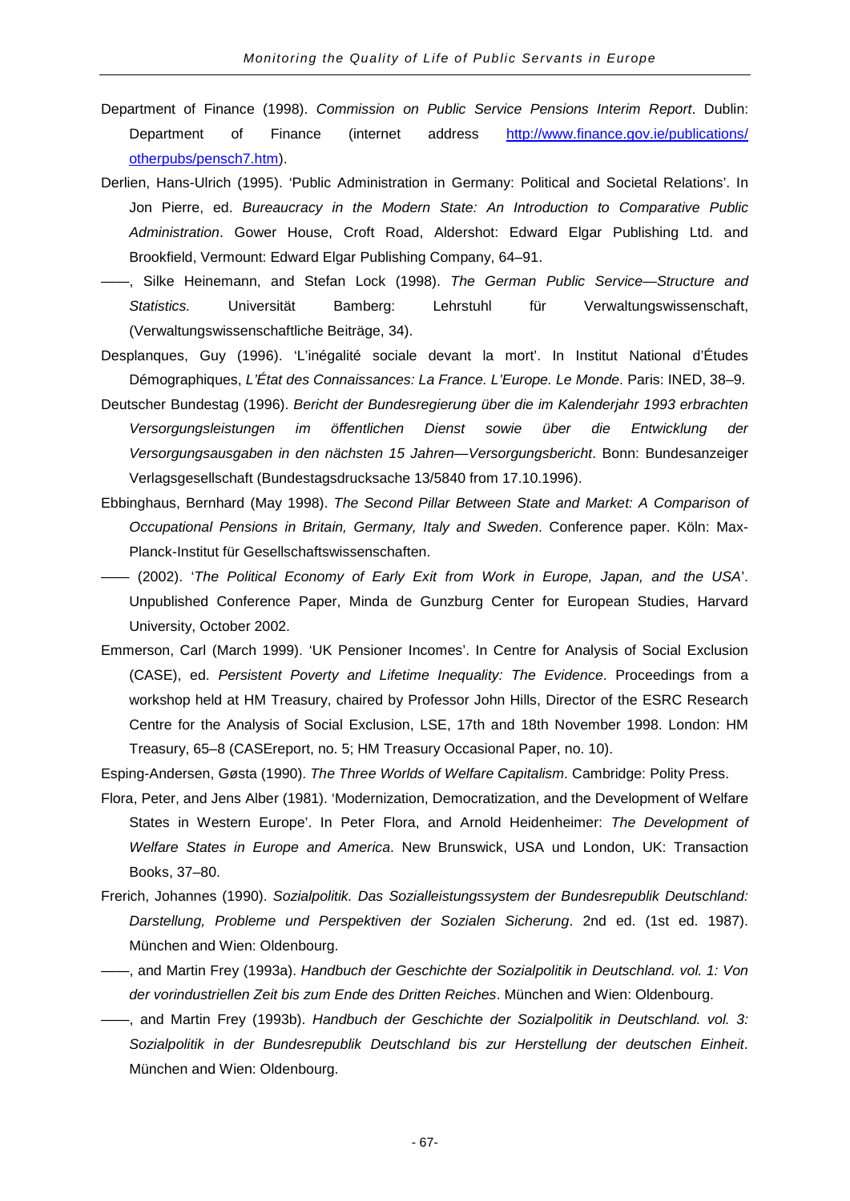Department of Finance (1998). *Commission on Public Service Pensions Interim Report*. Dublin: Department of Finance (internet address http://www.finance.gov.ie/publications/otherpubs/pensch7.htm).

Derlien, Hans-Ulrich (1995). 'Public Administration in Germany: Political and Societal Relations'. In Jon Pierre, ed. *Bureaucracy in the Modern State: An Introduction to Comparative Public Administration*. Gower House, Croft Road, Aldershot: Edward Elgar Publishing Ltd. and Brookfield, Vermount: Edward Elgar Publishing Company, 64–91.

——, Silke Heinemann, and Stefan Lock (1998). *The German Public Service—Structure and Statistics.* Universität Bamberg: Lehrstuhl für Verwaltungswissenschaft, (Verwaltungswissenschaftliche Beiträge, 34).

Desplanques, Guy (1996). 'L'inégalité sociale devant la mort'. In Institut National d'Études Démographiques, *L'État des Connaissances: La France. L'Europe. Le Monde*. Paris: INED, 38–9.

Deutscher Bundestag (1996). *Bericht der Bundesregierung über die im Kalenderjahr 1993 erbrachten Versorgungsleistungen im öffentlichen Dienst sowie über die Entwicklung der Versorgungsausgaben in den nächsten 15 Jahren—Versorgungsbericht*. Bonn: Bundesanzeiger Verlagsgesellschaft (Bundestagsdrucksache 13/5840 from 17.10.1996).

Ebbinghaus, Bernhard (May 1998). *The Second Pillar Between State and Market: A Comparison of Occupational Pensions in Britain, Germany, Italy and Sweden*. Conference paper. Köln: Max-Planck-Institut für Gesellschaftswissenschaften.

—— (2002). '*The Political Economy of Early Exit from Work in Europe, Japan, and the USA*'. Unpublished Conference Paper, Minda de Gunzburg Center for European Studies, Harvard University, October 2002.

Emmerson, Carl (March 1999). 'UK Pensioner Incomes'. In Centre for Analysis of Social Exclusion (CASE), ed. *Persistent Poverty and Lifetime Inequality: The Evidence*. Proceedings from a workshop held at HM Treasury, chaired by Professor John Hills, Director of the ESRC Research Centre for the Analysis of Social Exclusion, LSE, 17th and 18th November 1998. London: HM Treasury, 65–8 (CASEreport, no. 5; HM Treasury Occasional Paper, no. 10).

Esping-Andersen, Gøsta (1990). *The Three Worlds of Welfare Capitalism*. Cambridge: Polity Press.

Flora, Peter, and Jens Alber (1981). 'Modernization, Democratization, and the Development of Welfare States in Western Europe'. In Peter Flora, and Arnold Heidenheimer: *The Development of Welfare States in Europe and America*. New Brunswick, USA und London, UK: Transaction Books, 37–80.

Frerich, Johannes (1990). *Sozialpolitik. Das Sozialleistungssystem der Bundesrepublik Deutschland: Darstellung, Probleme und Perspektiven der Sozialen Sicherung*. 2nd ed. (1st ed. 1987). München and Wien: Oldenbourg.

——, and Martin Frey (1993a). *Handbuch der Geschichte der Sozialpolitik in Deutschland. vol. 1: Von der vorindustriellen Zeit bis zum Ende des Dritten Reiches*. München and Wien: Oldenbourg.

——, and Martin Frey (1993b). *Handbuch der Geschichte der Sozialpolitik in Deutschland. vol. 3: Sozialpolitik in der Bundesrepublik Deutschland bis zur Herstellung der deutschen Einheit*. München and Wien: Oldenbourg.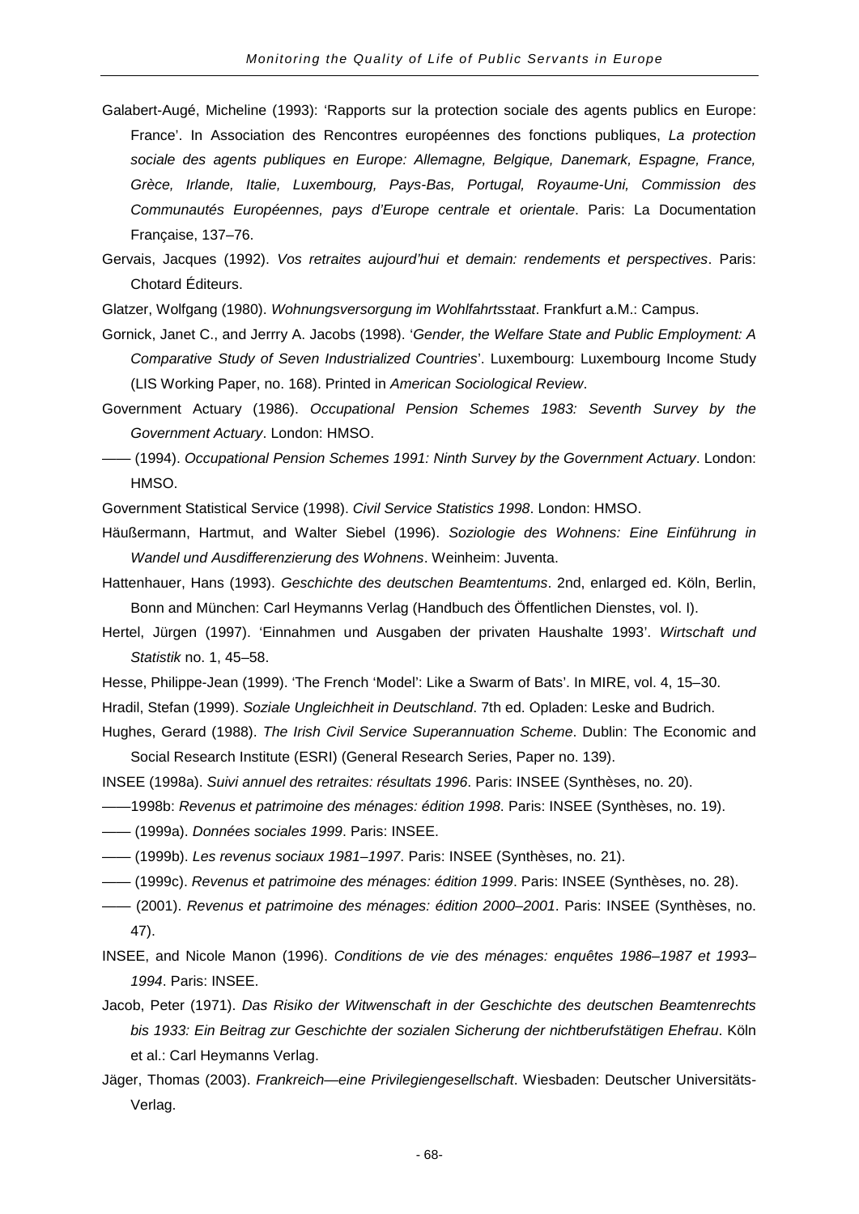Galabert-Augé, Micheline (1993): 'Rapports sur la protection sociale des agents publics en Europe: France'. In Association des Rencontres européennes des fonctions publiques, *La protection sociale des agents publiques en Europe: Allemagne, Belgique, Danemark, Espagne, France, Grèce, Irlande, Italie, Luxembourg, Pays-Bas, Portugal, Royaume-Uni, Commission des Communautés Européennes, pays d'Europe centrale et orientale*. Paris: La Documentation Française, 137–76.

Gervais, Jacques (1992). *Vos retraites aujourd'hui et demain: rendements et perspectives*. Paris: Chotard Éditeurs.

Glatzer, Wolfgang (1980). *Wohnungsversorgung im Wohlfahrtsstaat*. Frankfurt a.M.: Campus.

Gornick, Janet C., and Jerrry A. Jacobs (1998). '*Gender, the Welfare State and Public Employment: A Comparative Study of Seven Industrialized Countries*'. Luxembourg: Luxembourg Income Study (LIS Working Paper, no. 168). Printed in *American Sociological Review*.

Government Actuary (1986). *Occupational Pension Schemes 1983: Seventh Survey by the Government Actuary*. London: HMSO.

—— (1994). *Occupational Pension Schemes 1991: Ninth Survey by the Government Actuary*. London: HMSO.

Government Statistical Service (1998). *Civil Service Statistics 1998*. London: HMSO.

Häußermann, Hartmut, and Walter Siebel (1996). *Soziologie des Wohnens: Eine Einführung in Wandel und Ausdifferenzierung des Wohnens*. Weinheim: Juventa.

Hattenhauer, Hans (1993). *Geschichte des deutschen Beamtentums*. 2nd, enlarged ed. Köln, Berlin, Bonn and München: Carl Heymanns Verlag (Handbuch des Öffentlichen Dienstes, vol. I).

Hertel, Jürgen (1997). 'Einnahmen und Ausgaben der privaten Haushalte 1993'. *Wirtschaft und Statistik* no. 1, 45–58.

Hesse, Philippe-Jean (1999). 'The French 'Model': Like a Swarm of Bats'. In MIRE, vol. 4, 15–30.

Hradil, Stefan (1999). *Soziale Ungleichheit in Deutschland*. 7th ed. Opladen: Leske and Budrich.

Hughes, Gerard (1988). *The Irish Civil Service Superannuation Scheme*. Dublin: The Economic and Social Research Institute (ESRI) (General Research Series, Paper no. 139).

INSEE (1998a). *Suivi annuel des retraites: résultats 1996*. Paris: INSEE (Synthèses, no. 20).

——1998b: *Revenus et patrimoine des ménages: édition 1998*. Paris: INSEE (Synthèses, no. 19).

—— (1999a). *Données sociales 1999*. Paris: INSEE.

—— (1999b). *Les revenus sociaux 1981–1997*. Paris: INSEE (Synthèses, no. 21).

—— (1999c). *Revenus et patrimoine des ménages: édition 1999*. Paris: INSEE (Synthèses, no. 28).

—— (2001). *Revenus et patrimoine des ménages: édition 2000–2001*. Paris: INSEE (Synthèses, no. 47).

INSEE, and Nicole Manon (1996). *Conditions de vie des ménages: enquêtes 1986–1987 et 1993–1994*. Paris: INSEE.

Jacob, Peter (1971). *Das Risiko der Witwenschaft in der Geschichte des deutschen Beamtenrechts bis 1933: Ein Beitrag zur Geschichte der sozialen Sicherung der nichtberufstätigen Ehefrau*. Köln et al.: Carl Heymanns Verlag.

Jäger, Thomas (2003). *Frankreich—eine Privilegiengesellschaft*. Wiesbaden: Deutscher Universitäts-Verlag.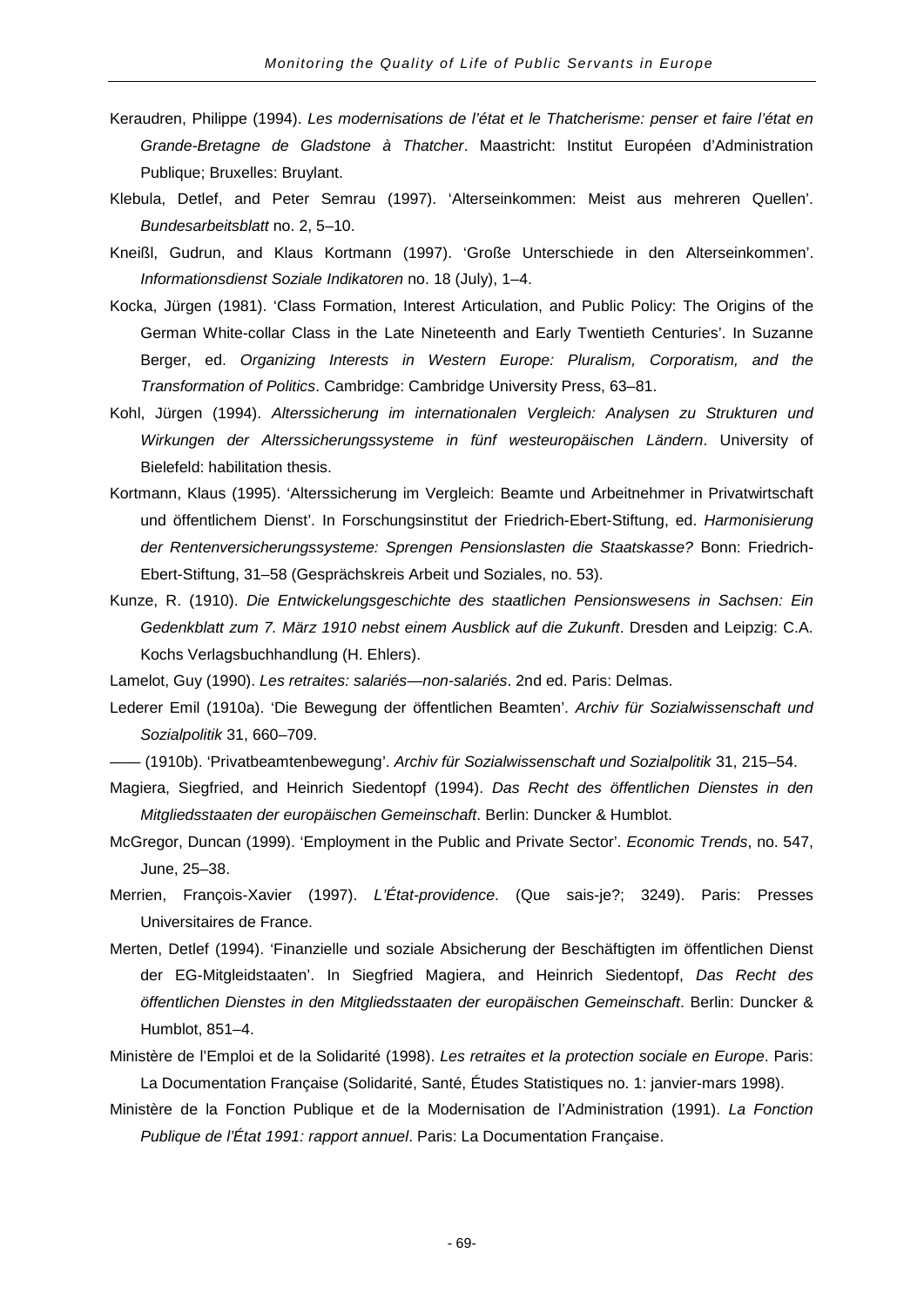Keraudren, Philippe (1994). *Les modernisations de l'état et le Thatcherisme: penser et faire l'état en Grande-Bretagne de Gladstone à Thatcher*. Maastricht: Institut Européen d'Administration Publique; Bruxelles: Bruylant.

Klebula, Detlef, and Peter Semrau (1997). 'Alterseinkommen: Meist aus mehreren Quellen'. *Bundesarbeitsblatt* no. 2, 5–10.

Kneißl, Gudrun, and Klaus Kortmann (1997). 'Große Unterschiede in den Alterseinkommen'. *Informationsdienst Soziale Indikatoren* no. 18 (July), 1–4.

Kocka, Jürgen (1981). 'Class Formation, Interest Articulation, and Public Policy: The Origins of the German White-collar Class in the Late Nineteenth and Early Twentieth Centuries'. In Suzanne Berger, ed. *Organizing Interests in Western Europe: Pluralism, Corporatism, and the Transformation of Politics*. Cambridge: Cambridge University Press, 63–81.

Kohl, Jürgen (1994). *Alterssicherung im internationalen Vergleich: Analysen zu Strukturen und Wirkungen der Alterssicherungssysteme in fünf westeuropäischen Ländern*. University of Bielefeld: habilitation thesis.

Kortmann, Klaus (1995). 'Alterssicherung im Vergleich: Beamte und Arbeitnehmer in Privatwirtschaft und öffentlichem Dienst'. In Forschungsinstitut der Friedrich-Ebert-Stiftung, ed. *Harmonisierung der Rentenversicherungssysteme: Sprengen Pensionslasten die Staatskasse?* Bonn: Friedrich-Ebert-Stiftung, 31–58 (Gesprächskreis Arbeit und Soziales, no. 53).

Kunze, R. (1910). *Die Entwickelungsgeschichte des staatlichen Pensionswesens in Sachsen: Ein Gedenkblatt zum 7. März 1910 nebst einem Ausblick auf die Zukunft*. Dresden and Leipzig: C.A. Kochs Verlagsbuchhandlung (H. Ehlers).

Lamelot, Guy (1990). *Les retraites: salariés—non-salariés*. 2nd ed. Paris: Delmas.

Lederer Emil (1910a). 'Die Bewegung der öffentlichen Beamten'. *Archiv für Sozialwissenschaft und Sozialpolitik* 31, 660–709.

—— (1910b). 'Privatbeamtenbewegung'. *Archiv für Sozialwissenschaft und Sozialpolitik* 31, 215–54.

Magiera, Siegfried, and Heinrich Siedentopf (1994). *Das Recht des öffentlichen Dienstes in den Mitgliedsstaaten der europäischen Gemeinschaft*. Berlin: Duncker & Humblot.

McGregor, Duncan (1999). 'Employment in the Public and Private Sector'. *Economic Trends*, no. 547, June, 25–38.

Merrien, François-Xavier (1997). *L'État-providence*. (Que sais-je?; 3249). Paris: Presses Universitaires de France.

Merten, Detlef (1994). 'Finanzielle und soziale Absicherung der Beschäftigten im öffentlichen Dienst der EG-Mitgleidstaaten'. In Siegfried Magiera, and Heinrich Siedentopf, *Das Recht des öffentlichen Dienstes in den Mitgliedsstaaten der europäischen Gemeinschaft*. Berlin: Duncker & Humblot, 851–4.

Ministère de l'Emploi et de la Solidarité (1998). *Les retraites et la protection sociale en Europe*. Paris: La Documentation Française (Solidarité, Santé, Études Statistiques no. 1: janvier-mars 1998).

Ministère de la Fonction Publique et de la Modernisation de l'Administration (1991). *La Fonction Publique de l'État 1991: rapport annuel*. Paris: La Documentation Française.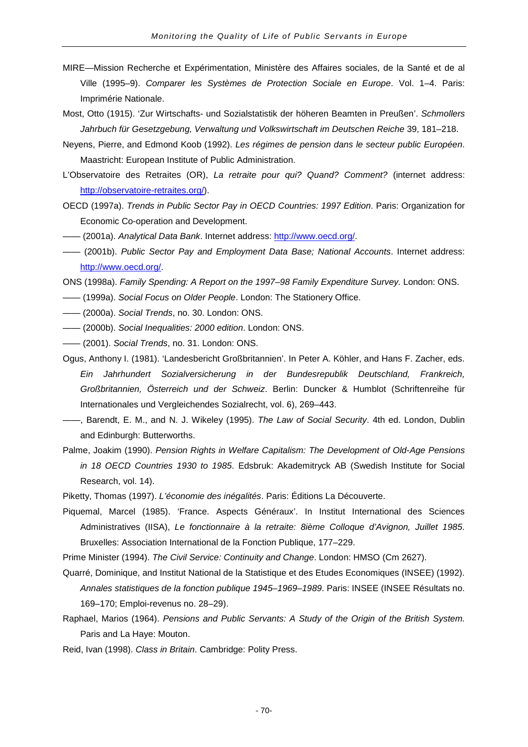MIRE—Mission Recherche et Expérimentation, Ministère des Affaires sociales, de la Santé et de al Ville (1995–9). *Comparer les Systèmes de Protection Sociale en Europe*. Vol. 1–4. Paris: Imprimérie Nationale.

Most, Otto (1915). 'Zur Wirtschafts- und Sozialstatistik der höheren Beamten in Preußen'. *Schmollers Jahrbuch für Gesetzgebung, Verwaltung und Volkswirtschaft im Deutschen Reiche* 39, 181–218.

Neyens, Pierre, and Edmond Koob (1992). *Les régimes de pension dans le secteur public Européen*. Maastricht: European Institute of Public Administration.

L'Observatoire des Retraites (OR), *La retraite pour qui? Quand? Comment?* (internet address: http://observatoire-retraites.org/).

OECD (1997a). *Trends in Public Sector Pay in OECD Countries: 1997 Edition*. Paris: Organization for Economic Co-operation and Development.

—— (2001a). *Analytical Data Bank*. Internet address: http://www.oecd.org/.

—— (2001b). *Public Sector Pay and Employment Data Base; National Accounts*. Internet address: http://www.oecd.org/.

ONS (1998a). *Family Spending: A Report on the 1997–98 Family Expenditure Survey.* London: ONS.

—— (1999a). *Social Focus on Older People*. London: The Stationery Office.

—— (2000a). *Social Trends*, no. 30. London: ONS.

—— (2000b). *Social Inequalities: 2000 edition*. London: ONS.

—— (2001). *Social Trends*, no. 31. London: ONS.

Ogus, Anthony I. (1981). 'Landesbericht Großbritannien'. In Peter A. Köhler, and Hans F. Zacher, eds. *Ein Jahrhundert Sozialversicherung in der Bundesrepublik Deutschland, Frankreich, Großbritannien, Österreich und der Schweiz*. Berlin: Duncker & Humblot (Schriftenreihe für Internationales und Vergleichendes Sozialrecht, vol. 6), 269–443.

——, Barendt, E. M., and N. J. Wikeley (1995). *The Law of Social Security*. 4th ed. London, Dublin and Edinburgh: Butterworths.

Palme, Joakim (1990). *Pension Rights in Welfare Capitalism: The Development of Old-Age Pensions in 18 OECD Countries 1930 to 1985*. Edsbruk: Akademitryck AB (Swedish Institute for Social Research, vol. 14).

Piketty, Thomas (1997). *L'économie des inégalités*. Paris: Éditions La Découverte.

Piquemal, Marcel (1985). 'France. Aspects Généraux'. In Institut International des Sciences Administratives (IISA), *Le fonctionnaire à la retraite: 8ième Colloque d'Avignon, Juillet 1985*. Bruxelles: Association International de la Fonction Publique, 177–229.

Prime Minister (1994). *The Civil Service: Continuity and Change*. London: HMSO (Cm 2627).

Quarré, Dominique, and Institut National de la Statistique et des Etudes Economiques (INSEE) (1992). *Annales statistiques de la fonction publique 1945–1969–1989*. Paris: INSEE (INSEE Résultats no. 169–170; Emploi-revenus no. 28–29).

Raphael, Marios (1964). *Pensions and Public Servants: A Study of the Origin of the British System.* Paris and La Haye: Mouton.

Reid, Ivan (1998). *Class in Britain*. Cambridge: Polity Press.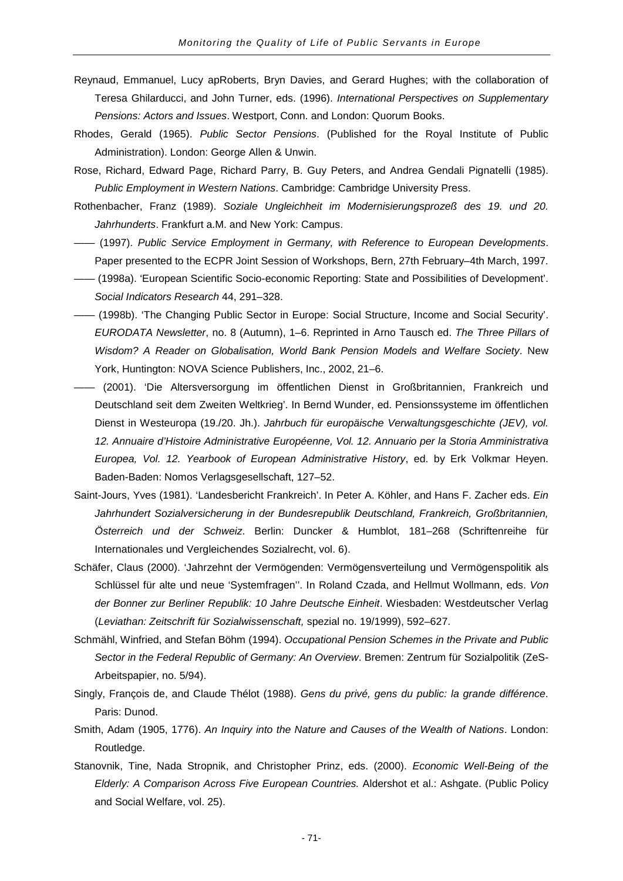Reynaud, Emmanuel, Lucy apRoberts, Bryn Davies, and Gerard Hughes; with the collaboration of Teresa Ghilarducci, and John Turner, eds. (1996). *International Perspectives on Supplementary Pensions: Actors and Issues*. Westport, Conn. and London: Quorum Books.

Rhodes, Gerald (1965). *Public Sector Pensions*. (Published for the Royal Institute of Public Administration). London: George Allen & Unwin.

Rose, Richard, Edward Page, Richard Parry, B. Guy Peters, and Andrea Gendali Pignatelli (1985). *Public Employment in Western Nations*. Cambridge: Cambridge University Press.

Rothenbacher, Franz (1989). *Soziale Ungleichheit im Modernisierungsprozeß des 19. und 20. Jahrhunderts*. Frankfurt a.M. and New York: Campus.

—— (1997). *Public Service Employment in Germany, with Reference to European Developments*. Paper presented to the ECPR Joint Session of Workshops, Bern, 27th February–4th March, 1997.

—— (1998a). 'European Scientific Socio-economic Reporting: State and Possibilities of Development'. *Social Indicators Research* 44, 291–328.

—— (1998b). 'The Changing Public Sector in Europe: Social Structure, Income and Social Security'. *EURODATA Newsletter*, no. 8 (Autumn), 1–6. Reprinted in Arno Tausch ed. *The Three Pillars of Wisdom? A Reader on Globalisation, World Bank Pension Models and Welfare Society*. New York, Huntington: NOVA Science Publishers, Inc., 2002, 21–6.

—— (2001). 'Die Altersversorgung im öffentlichen Dienst in Großbritannien, Frankreich und Deutschland seit dem Zweiten Weltkrieg'. In Bernd Wunder, ed. Pensionssysteme im öffentlichen Dienst in Westeuropa (19./20. Jh.). *Jahrbuch für europäische Verwaltungsgeschichte (JEV), vol. 12. Annuaire d'Histoire Administrative Européenne, Vol. 12. Annuario per la Storia Amministrativa Europea, Vol. 12. Yearbook of European Administrative History*, ed. by Erk Volkmar Heyen. Baden-Baden: Nomos Verlagsgesellschaft, 127–52.

Saint-Jours, Yves (1981). 'Landesbericht Frankreich'. In Peter A. Köhler, and Hans F. Zacher eds. *Ein Jahrhundert Sozialversicherung in der Bundesrepublik Deutschland, Frankreich, Großbritannien, Österreich und der Schweiz*. Berlin: Duncker & Humblot, 181–268 (Schriftenreihe für Internationales und Vergleichendes Sozialrecht, vol. 6).

Schäfer, Claus (2000). 'Jahrzehnt der Vermögenden: Vermögensverteilung und Vermögenspolitik als Schlüssel für alte und neue 'Systemfragen''. In Roland Czada, and Hellmut Wollmann, eds. *Von der Bonner zur Berliner Republik: 10 Jahre Deutsche Einheit*. Wiesbaden: Westdeutscher Verlag (*Leviathan: Zeitschrift für Sozialwissenschaft,* spezial no. 19/1999), 592–627.

Schmähl, Winfried, and Stefan Böhm (1994). *Occupational Pension Schemes in the Private and Public Sector in the Federal Republic of Germany: An Overview*. Bremen: Zentrum für Sozialpolitik (ZeS-Arbeitspapier, no. 5/94).

Singly, François de, and Claude Thélot (1988). *Gens du privé, gens du public: la grande différence*. Paris: Dunod.

Smith, Adam (1905, 1776). *An Inquiry into the Nature and Causes of the Wealth of Nations*. London: Routledge.

Stanovnik, Tine, Nada Stropnik, and Christopher Prinz, eds. (2000). *Economic Well-Being of the Elderly: A Comparison Across Five European Countries.* Aldershot et al.: Ashgate. (Public Policy and Social Welfare, vol. 25).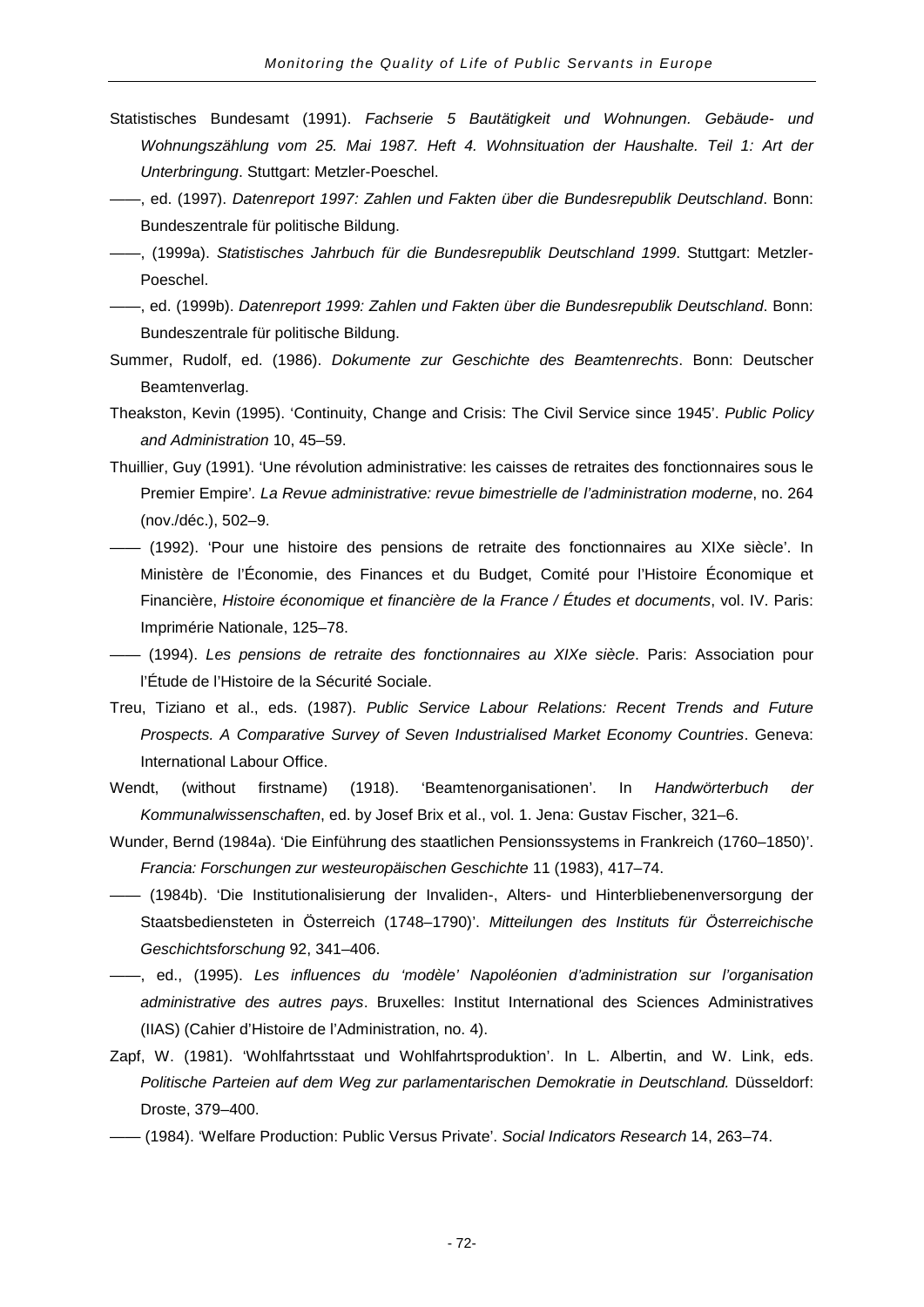Statistisches Bundesamt (1991). *Fachserie 5 Bautätigkeit und Wohnungen. Gebäude- und Wohnungszählung vom 25. Mai 1987. Heft 4. Wohnsituation der Haushalte. Teil 1: Art der Unterbringung*. Stuttgart: Metzler-Poeschel.

——, ed. (1997). *Datenreport 1997: Zahlen und Fakten über die Bundesrepublik Deutschland*. Bonn: Bundeszentrale für politische Bildung.

——, (1999a). *Statistisches Jahrbuch für die Bundesrepublik Deutschland 1999*. Stuttgart: Metzler-Poeschel.

——, ed. (1999b). *Datenreport 1999: Zahlen und Fakten über die Bundesrepublik Deutschland*. Bonn: Bundeszentrale für politische Bildung.

Summer, Rudolf, ed. (1986). *Dokumente zur Geschichte des Beamtenrechts*. Bonn: Deutscher Beamtenverlag.

Theakston, Kevin (1995). 'Continuity, Change and Crisis: The Civil Service since 1945'. *Public Policy and Administration* 10, 45–59.

Thuillier, Guy (1991). 'Une révolution administrative: les caisses de retraites des fonctionnaires sous le Premier Empire'. *La Revue administrative: revue bimestrielle de l'administration moderne*, no. 264 (nov./déc.), 502–9.

—— (1992). 'Pour une histoire des pensions de retraite des fonctionnaires au XIXe siècle'. In Ministère de l'Économie, des Finances et du Budget, Comité pour l'Histoire Économique et Financière, *Histoire économique et financière de la France / Études et documents*, vol. IV. Paris: Imprimérie Nationale, 125–78.

—— (1994). *Les pensions de retraite des fonctionnaires au XIXe siècle*. Paris: Association pour l'Étude de l'Histoire de la Sécurité Sociale.

Treu, Tiziano et al., eds. (1987). *Public Service Labour Relations: Recent Trends and Future Prospects. A Comparative Survey of Seven Industrialised Market Economy Countries*. Geneva: International Labour Office.

Wendt, (without firstname) (1918). 'Beamtenorganisationen'. In *Handwörterbuch der Kommunalwissenschaften*, ed. by Josef Brix et al., vol. 1. Jena: Gustav Fischer, 321–6.

Wunder, Bernd (1984a). 'Die Einführung des staatlichen Pensionssystems in Frankreich (1760–1850)'. *Francia: Forschungen zur westeuropäischen Geschichte* 11 (1983), 417–74.

—— (1984b). 'Die Institutionalisierung der Invaliden-, Alters- und Hinterbliebenenversorgung der Staatsbediensteten in Österreich (1748–1790)'. *Mitteilungen des Instituts für Österreichische Geschichtsforschung* 92, 341–406.

——, ed., (1995). *Les influences du 'modèle' Napoléonien d'administration sur l'organisation administrative des autres pays*. Bruxelles: Institut International des Sciences Administratives (IIAS) (Cahier d'Histoire de l'Administration, no. 4).

Zapf, W. (1981). 'Wohlfahrtsstaat und Wohlfahrtsproduktion'. In L. Albertin, and W. Link, eds. *Politische Parteien auf dem Weg zur parlamentarischen Demokratie in Deutschland.* Düsseldorf: Droste, 379–400.

—— (1984). 'Welfare Production: Public Versus Private'. *Social Indicators Research* 14, 263–74.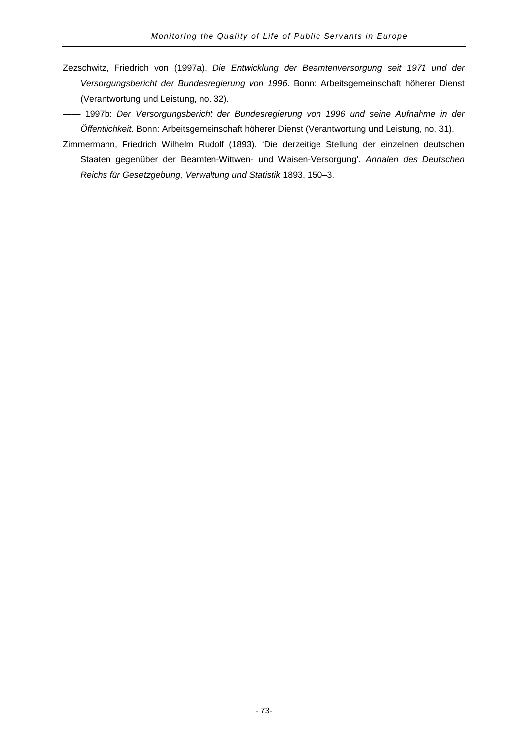Zezschwitz, Friedrich von (1997a). *Die Entwicklung der Beamtenversorgung seit 1971 und der Versorgungsbericht der Bundesregierung von 1996*. Bonn: Arbeitsgemeinschaft höherer Dienst (Verantwortung und Leistung, no. 32).

—— 1997b: *Der Versorgungsbericht der Bundesregierung von 1996 und seine Aufnahme in der Öffentlichkeit*. Bonn: Arbeitsgemeinschaft höherer Dienst (Verantwortung und Leistung, no. 31).

Zimmermann, Friedrich Wilhelm Rudolf (1893). 'Die derzeitige Stellung der einzelnen deutschen Staaten gegenüber der Beamten-Wittwen- und Waisen-Versorgung'. *Annalen des Deutschen Reichs für Gesetzgebung, Verwaltung und Statistik* 1893, 150–3.